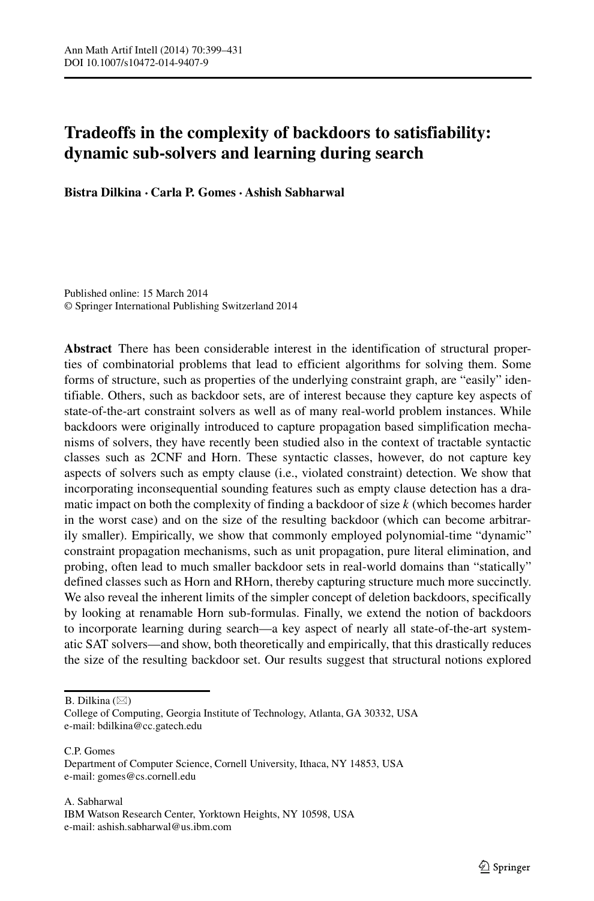# Tradeoffs in the complexity of backdoors to satisfiability: dynamic sub-solvers and learning during search

**Bistra Dilkina · Carla P. Gomes · Ashish Sabharwal**

Published online: 15 March 2014
© Springer International Publishing Switzerland 2014

**Abstract** There has been considerable interest in the identification of structural properties of combinatorial problems that lead to efficient algorithms for solving them. Some forms of structure, such as properties of the underlying constraint graph, are "easily" identifiable. Others, such as backdoor sets, are of interest because they capture key aspects of state-of-the-art constraint solvers as well as of many real-world problem instances. While backdoors were originally introduced to capture propagation based simplification mechanisms of solvers, they have recently been studied also in the context of tractable syntactic classes such as 2CNF and Horn. These syntactic classes, however, do not capture key aspects of solvers such as empty clause (i.e., violated constraint) detection. We show that incorporating inconsequential sounding features such as empty clause detection has a dramatic impact on both the complexity of finding a backdoor of size *k* (which becomes harder in the worst case) and on the size of the resulting backdoor (which can become arbitrarily smaller). Empirically, we show that commonly employed polynomial-time "dynamic" constraint propagation mechanisms, such as unit propagation, pure literal elimination, and probing, often lead to much smaller backdoor sets in real-world domains than "statically" defined classes such as Horn and RHorn, thereby capturing structure much more succinctly. We also reveal the inherent limits of the simpler concept of deletion backdoors, specifically by looking at renamable Horn sub-formulas. Finally, we extend the notion of backdoors to incorporate learning during search—a key aspect of nearly all state-of-the-art systematic SAT solvers—and show, both theoretically and empirically, that this drastically reduces the size of the resulting backdoor set. Our results suggest that structural notions explored

---

B. Dilkina (✉)
College of Computing, Georgia Institute of Technology, Atlanta, GA 30332, USA
e-mail: bdilkina@cc.gatech.edu

C.P. Gomes
Department of Computer Science, Cornell University, Ithaca, NY 14853, USA
e-mail: gomes@cs.cornell.edu

A. Sabharwal
IBM Watson Research Center, Yorktown Heights, NY 10598, USA
e-mail: ashish.sabharwal@us.ibm.com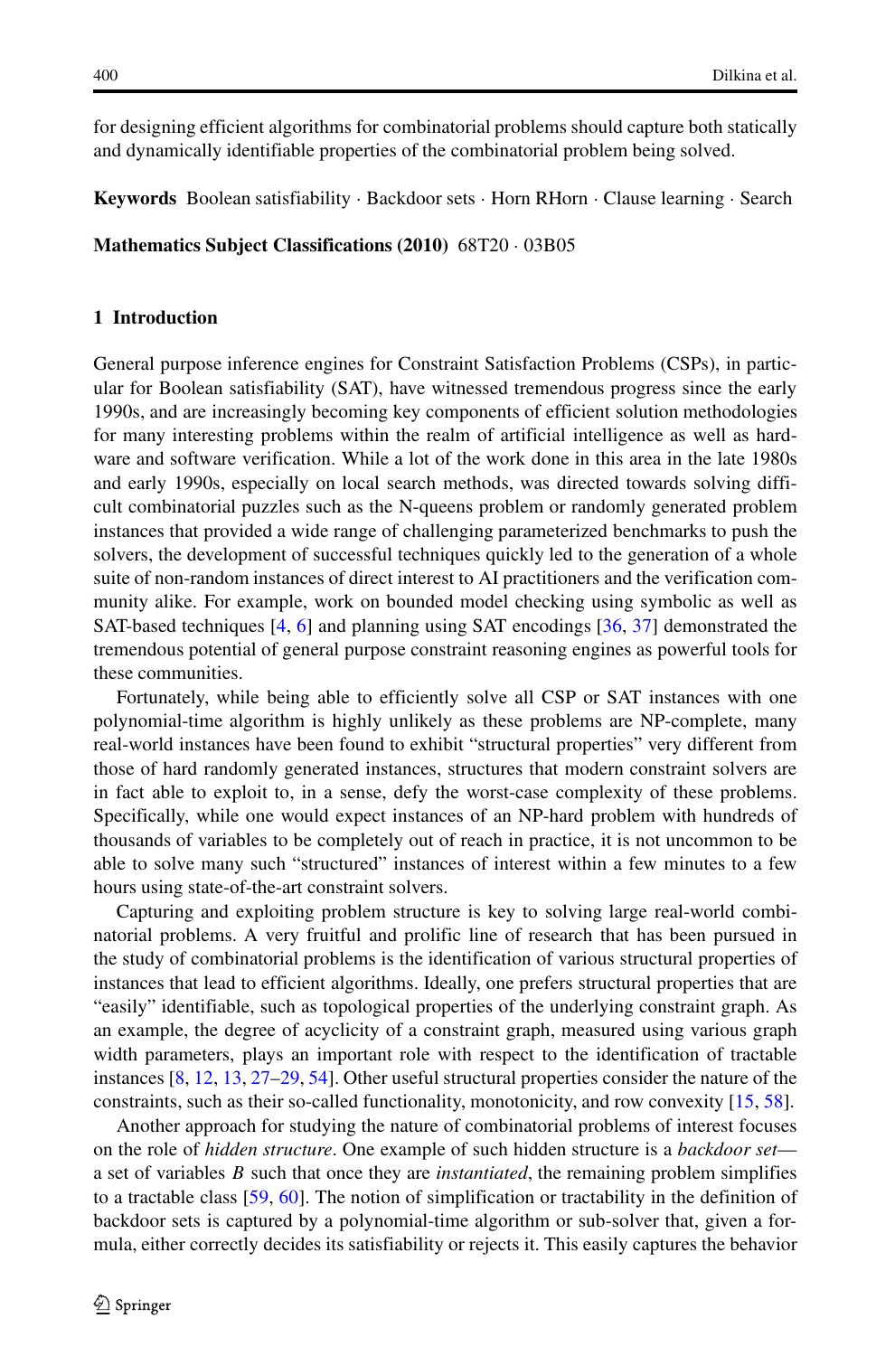for designing efficient algorithms for combinatorial problems should capture both statically and dynamically identifiable properties of the combinatorial problem being solved.

**Keywords** Boolean satisfiability · Backdoor sets · Horn RHorn · Clause learning · Search

**Mathematics Subject Classifications (2010)** 68T20 · 03B05

## 1 Introduction

General purpose inference engines for Constraint Satisfaction Problems (CSPs), in particular for Boolean satisfiability (SAT), have witnessed tremendous progress since the early 1990s, and are increasingly becoming key components of efficient solution methodologies for many interesting problems within the realm of artificial intelligence as well as hardware and software verification. While a lot of the work done in this area in the late 1980s and early 1990s, especially on local search methods, was directed towards solving difficult combinatorial puzzles such as the N-queens problem or randomly generated problem instances that provided a wide range of challenging parameterized benchmarks to push the solvers, the development of successful techniques quickly led to the generation of a whole suite of non-random instances of direct interest to AI practitioners and the verification community alike. For example, work on bounded model checking using symbolic as well as SAT-based techniques [4, 6] and planning using SAT encodings [36, 37] demonstrated the tremendous potential of general purpose constraint reasoning engines as powerful tools for these communities.

Fortunately, while being able to efficiently solve all CSP or SAT instances with one polynomial-time algorithm is highly unlikely as these problems are NP-complete, many real-world instances have been found to exhibit "structural properties" very different from those of hard randomly generated instances, structures that modern constraint solvers are in fact able to exploit to, in a sense, defy the worst-case complexity of these problems. Specifically, while one would expect instances of an NP-hard problem with hundreds of thousands of variables to be completely out of reach in practice, it is not uncommon to be able to solve many such "structured" instances of interest within a few minutes to a few hours using state-of-the-art constraint solvers.

Capturing and exploiting problem structure is key to solving large real-world combinatorial problems. A very fruitful and prolific line of research that has been pursued in the study of combinatorial problems is the identification of various structural properties of instances that lead to efficient algorithms. Ideally, one prefers structural properties that are "easily" identifiable, such as topological properties of the underlying constraint graph. As an example, the degree of acyclicity of a constraint graph, measured using various graph width parameters, plays an important role with respect to the identification of tractable instances [8, 12, 13, 27–29, 54]. Other useful structural properties consider the nature of the constraints, such as their so-called functionality, monotonicity, and row convexity [15, 58].

Another approach for studying the nature of combinatorial problems of interest focuses on the role of *hidden structure*. One example of such hidden structure is a *backdoor set*—a set of variables $B$ such that once they are *instantiated*, the remaining problem simplifies to a tractable class [59, 60]. The notion of simplification or tractability in the definition of backdoor sets is captured by a polynomial-time algorithm or sub-solver that, given a formula, either correctly decides its satisfiability or rejects it. This easily captures the behavior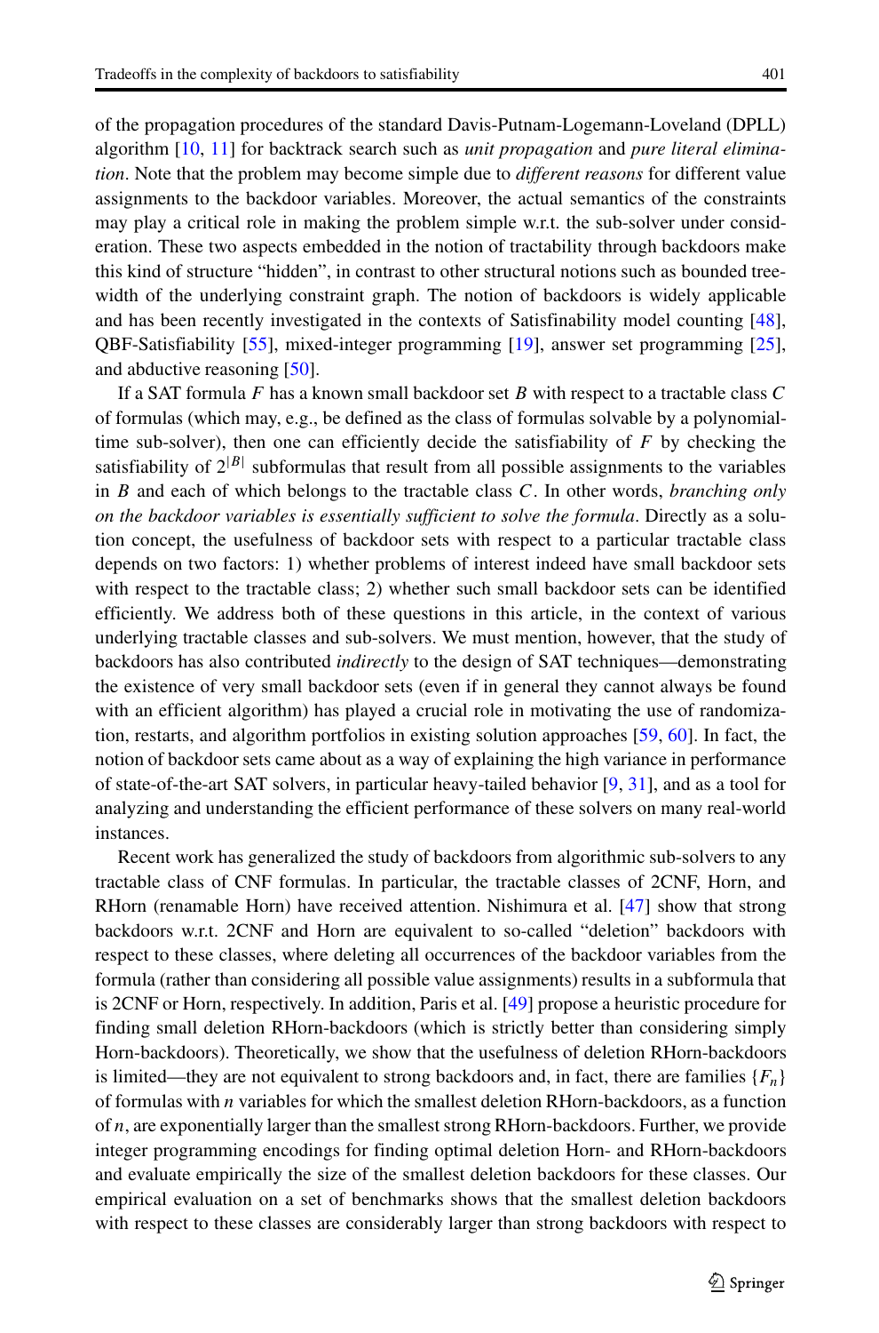of the propagation procedures of the standard Davis-Putnam-Logemann-Loveland (DPLL) algorithm [10, 11] for backtrack search such as *unit propagation* and *pure literal elimination*. Note that the problem may become simple due to *different reasons* for different value assignments to the backdoor variables. Moreover, the actual semantics of the constraints may play a critical role in making the problem simple w.r.t. the sub-solver under consideration. These two aspects embedded in the notion of tractability through backdoors make this kind of structure "hidden", in contrast to other structural notions such as bounded treewidth of the underlying constraint graph. The notion of backdoors is widely applicable and has been recently investigated in the contexts of Satisfinability model counting [48], QBF-Satisfiability [55], mixed-integer programming [19], answer set programming [25], and abductive reasoning [50].

If a SAT formula $F$ has a known small backdoor set $B$ with respect to a tractable class $C$ of formulas (which may, e.g., be defined as the class of formulas solvable by a polynomial-time sub-solver), then one can efficiently decide the satisfiability of $F$ by checking the satisfiability of $2^{|B|}$ subformulas that result from all possible assignments to the variables in $B$ and each of which belongs to the tractable class $C$. In other words, *branching only on the backdoor variables is essentially sufficient to solve the formula*. Directly as a solution concept, the usefulness of backdoor sets with respect to a particular tractable class depends on two factors: 1) whether problems of interest indeed have small backdoor sets with respect to the tractable class; 2) whether such small backdoor sets can be identified efficiently. We address both of these questions in this article, in the context of various underlying tractable classes and sub-solvers. We must mention, however, that the study of backdoors has also contributed *indirectly* to the design of SAT techniques—demonstrating the existence of very small backdoor sets (even if in general they cannot always be found with an efficient algorithm) has played a crucial role in motivating the use of randomization, restarts, and algorithm portfolios in existing solution approaches [59, 60]. In fact, the notion of backdoor sets came about as a way of explaining the high variance in performance of state-of-the-art SAT solvers, in particular heavy-tailed behavior [9, 31], and as a tool for analyzing and understanding the efficient performance of these solvers on many real-world instances.

Recent work has generalized the study of backdoors from algorithmic sub-solvers to any tractable class of CNF formulas. In particular, the tractable classes of 2CNF, Horn, and RHorn (renamable Horn) have received attention. Nishimura et al. [47] show that strong backdoors w.r.t. 2CNF and Horn are equivalent to so-called "deletion" backdoors with respect to these classes, where deleting all occurrences of the backdoor variables from the formula (rather than considering all possible value assignments) results in a subformula that is 2CNF or Horn, respectively. In addition, Paris et al. [49] propose a heuristic procedure for finding small deletion RHorn-backdoors (which is strictly better than considering simply Horn-backdoors). Theoretically, we show that the usefulness of deletion RHorn-backdoors is limited—they are not equivalent to strong backdoors and, in fact, there are families $\{F_n\}$ of formulas with $n$ variables for which the smallest deletion RHorn-backdoors, as a function of $n$, are exponentially larger than the smallest strong RHorn-backdoors. Further, we provide integer programming encodings for finding optimal deletion Horn- and RHorn-backdoors and evaluate empirically the size of the smallest deletion backdoors for these classes. Our empirical evaluation on a set of benchmarks shows that the smallest deletion backdoors with respect to these classes are considerably larger than strong backdoors with respect to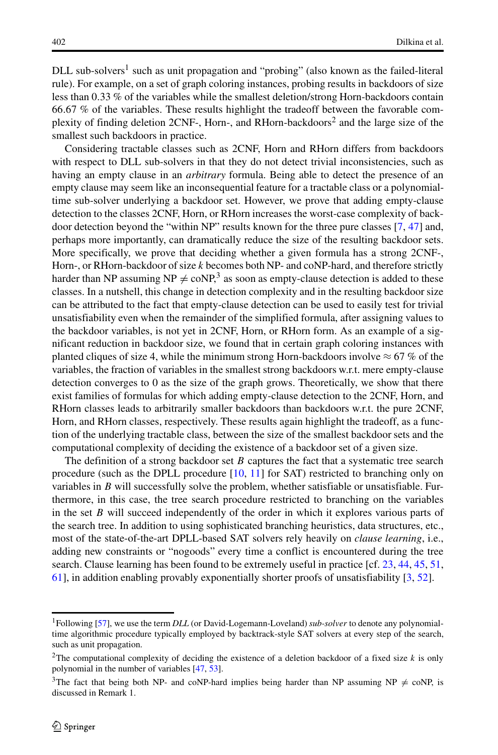DLL sub-solvers[1] such as unit propagation and "probing" (also known as the failed-literal rule). For example, on a set of graph coloring instances, probing results in backdoors of size less than 0.33 % of the variables while the smallest deletion/strong Horn-backdoors contain 66.67 % of the variables. These results highlight the tradeoff between the favorable complexity of finding deletion 2CNF-, Horn-, and RHorn-backdoors[2] and the large size of the smallest such backdoors in practice.

Considering tractable classes such as 2CNF, Horn and RHorn differs from backdoors with respect to DLL sub-solvers in that they do not detect trivial inconsistencies, such as having an empty clause in an *arbitrary* formula. Being able to detect the presence of an empty clause may seem like an inconsequential feature for a tractable class or a polynomial-time sub-solver underlying a backdoor set. However, we prove that adding empty-clause detection to the classes 2CNF, Horn, or RHorn increases the worst-case complexity of backdoor detection beyond the "within NP" results known for the three pure classes [7, 47] and, perhaps more importantly, can dramatically reduce the size of the resulting backdoor sets. More specifically, we prove that deciding whether a given formula has a strong 2CNF-, Horn-, or RHorn-backdoor of size $k$ becomes both NP- and coNP-hard, and therefore strictly harder than NP assuming NP $\neq$ coNP,[3] as soon as empty-clause detection is added to these classes. In a nutshell, this change in detection complexity and in the resulting backdoor size can be attributed to the fact that empty-clause detection can be used to easily test for trivial unsatisfiability even when the remainder of the simplified formula, after assigning values to the backdoor variables, is not yet in 2CNF, Horn, or RHorn form. As an example of a significant reduction in backdoor size, we found that in certain graph coloring instances with planted cliques of size 4, while the minimum strong Horn-backdoors involve $\approx 67$ % of the variables, the fraction of variables in the smallest strong backdoors w.r.t. mere empty-clause detection converges to 0 as the size of the graph grows. Theoretically, we show that there exist families of formulas for which adding empty-clause detection to the 2CNF, Horn, and RHorn classes leads to arbitrarily smaller backdoors than backdoors w.r.t. the pure 2CNF, Horn, and RHorn classes, respectively. These results again highlight the tradeoff, as a function of the underlying tractable class, between the size of the smallest backdoor sets and the computational complexity of deciding the existence of a backdoor set of a given size.

The definition of a strong backdoor set $B$ captures the fact that a systematic tree search procedure (such as the DPLL procedure [10, 11] for SAT) restricted to branching only on variables in $B$ will successfully solve the problem, whether satisfiable or unsatisfiable. Furthermore, in this case, the tree search procedure restricted to branching on the variables in the set $B$ will succeed independently of the order in which it explores various parts of the search tree. In addition to using sophisticated branching heuristics, data structures, etc., most of the state-of-the-art DPLL-based SAT solvers rely heavily on *clause learning*, i.e., adding new constraints or "nogoods" every time a conflict is encountered during the tree search. Clause learning has been found to be extremely useful in practice [cf. 23, 44, 45, 51, 61], in addition enabling provably exponentially shorter proofs of unsatisfiability [3, 52].

---

[1]Following [57], we use the term *DLL* (or David-Logemann-Loveland) *sub-solver* to denote any polynomial-time algorithmic procedure typically employed by backtrack-style SAT solvers at every step of the search, such as unit propagation.

[2]The computational complexity of deciding the existence of a deletion backdoor of a fixed size $k$ is only polynomial in the number of variables [47, 53].

[3]The fact that being both NP- and coNP-hard implies being harder than NP assuming NP $\neq$ coNP, is discussed in Remark 1.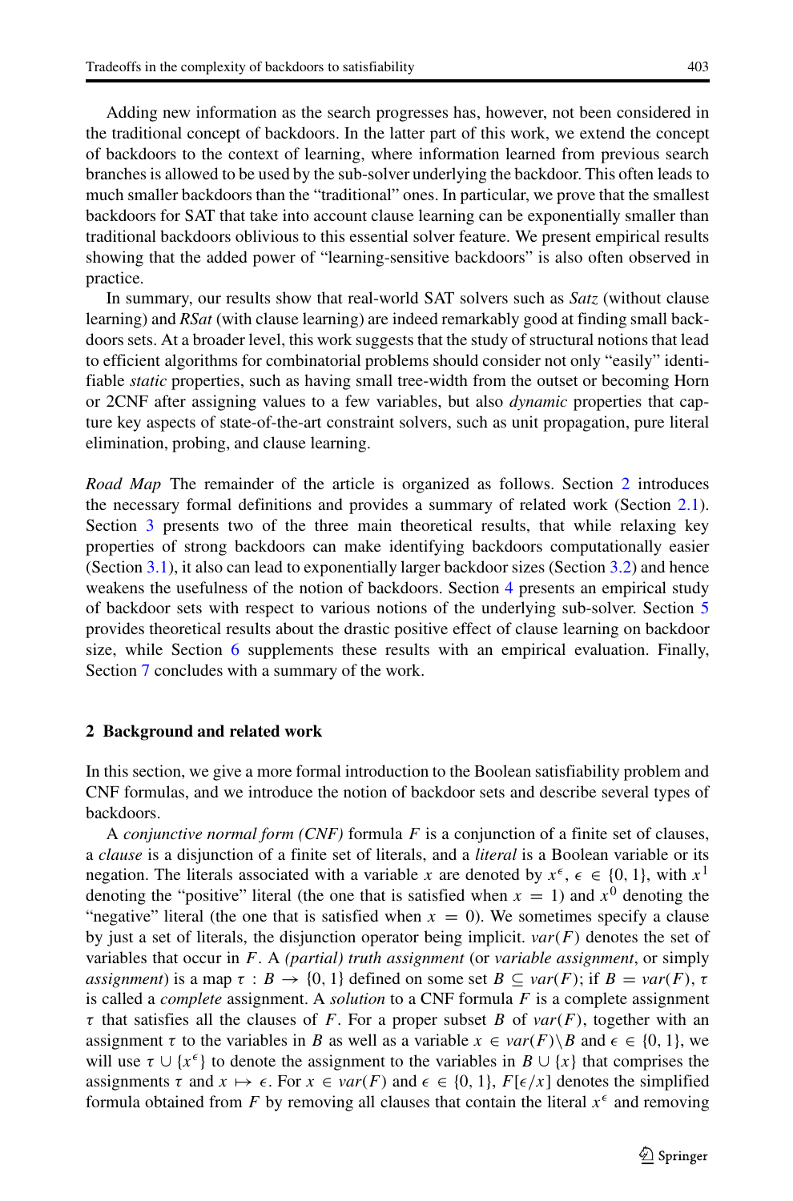Adding new information as the search progresses has, however, not been considered in the traditional concept of backdoors. In the latter part of this work, we extend the concept of backdoors to the context of learning, where information learned from previous search branches is allowed to be used by the sub-solver underlying the backdoor. This often leads to much smaller backdoors than the "traditional" ones. In particular, we prove that the smallest backdoors for SAT that take into account clause learning can be exponentially smaller than traditional backdoors oblivious to this essential solver feature. We present empirical results showing that the added power of "learning-sensitive backdoors" is also often observed in practice.

In summary, our results show that real-world SAT solvers such as *Satz* (without clause learning) and *RSat* (with clause learning) are indeed remarkably good at finding small backdoors sets. At a broader level, this work suggests that the study of structural notions that lead to efficient algorithms for combinatorial problems should consider not only "easily" identifiable *static* properties, such as having small tree-width from the outset or becoming Horn or 2CNF after assigning values to a few variables, but also *dynamic* properties that capture key aspects of state-of-the-art constraint solvers, such as unit propagation, pure literal elimination, probing, and clause learning.

*Road Map* The remainder of the article is organized as follows. Section 2 introduces the necessary formal definitions and provides a summary of related work (Section 2.1). Section 3 presents two of the three main theoretical results, that while relaxing key properties of strong backdoors can make identifying backdoors computationally easier (Section 3.1), it also can lead to exponentially larger backdoor sizes (Section 3.2) and hence weakens the usefulness of the notion of backdoors. Section 4 presents an empirical study of backdoor sets with respect to various notions of the underlying sub-solver. Section 5 provides theoretical results about the drastic positive effect of clause learning on backdoor size, while Section 6 supplements these results with an empirical evaluation. Finally, Section 7 concludes with a summary of the work.

## 2 Background and related work

In this section, we give a more formal introduction to the Boolean satisfiability problem and CNF formulas, and we introduce the notion of backdoor sets and describe several types of backdoors.

A *conjunctive normal form (CNF)* formula $F$ is a conjunction of a finite set of clauses, a *clause* is a disjunction of a finite set of literals, and a *literal* is a Boolean variable or its negation. The literals associated with a variable $x$ are denoted by $x^{\epsilon}$, $\epsilon \in \{0, 1\}$, with $x^1$ denoting the "positive" literal (the one that is satisfied when $x = 1$) and $x^0$ denoting the "negative" literal (the one that is satisfied when $x = 0$). We sometimes specify a clause by just a set of literals, the disjunction operator being implicit. $var(F)$ denotes the set of variables that occur in $F$. A *(partial) truth assignment* (or *variable assignment*, or simply *assignment*) is a map $\tau : B \rightarrow \{0, 1\}$ defined on some set $B \subseteq var(F)$; if $B = var(F)$, $\tau$ is called a *complete* assignment. A *solution* to a CNF formula $F$ is a complete assignment $\tau$ that satisfies all the clauses of $F$. For a proper subset $B$ of $var(F)$, together with an assignment $\tau$ to the variables in $B$ as well as a variable $x \in var(F)\backslash B$ and $\epsilon \in \{0, 1\}$, we will use $\tau \cup \{x^{\epsilon}\}$ to denote the assignment to the variables in $B \cup \{x\}$ that comprises the assignments $\tau$ and $x \mapsto \epsilon$. For $x \in var(F)$ and $\epsilon \in \{0, 1\}$, $F[\epsilon/x]$ denotes the simplified formula obtained from $F$ by removing all clauses that contain the literal $x^{\epsilon}$ and removing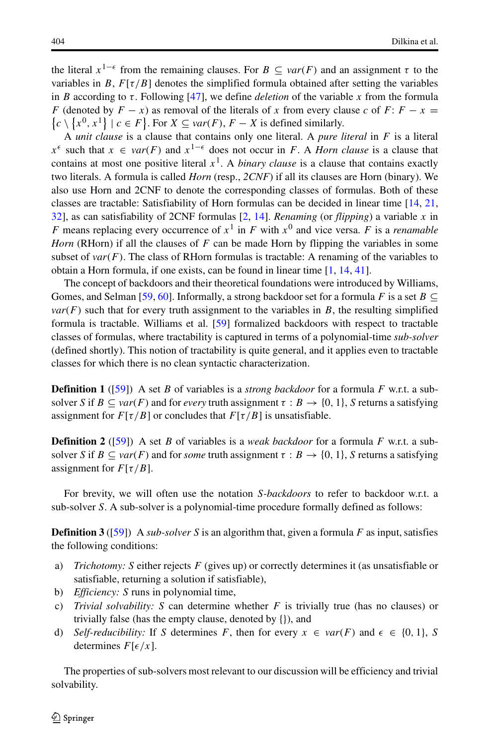the literal $x^{1-\epsilon}$ from the remaining clauses. For $B \subseteq var(F)$ and an assignment $\tau$ to the variables in $B$, $F[\tau/B]$ denotes the simplified formula obtained after setting the variables in $B$ according to $\tau$. Following [47], we define *deletion* of the variable $x$ from the formula $F$ (denoted by $F - x$) as removal of the literals of $x$ from every clause $c$ of $F$: $F - x = \{c \setminus \{x^0, x^1\} \mid c \in F\}$. For $X \subseteq var(F)$, $F - X$ is defined similarly.

A *unit clause* is a clause that contains only one literal. A *pure literal* in $F$ is a literal $x^\epsilon$ such that $x \in var(F)$ and $x^{1-\epsilon}$ does not occur in $F$. A *Horn clause* is a clause that contains at most one positive literal $x^1$. A *binary clause* is a clause that contains exactly two literals. A formula is called *Horn* (resp., *2CNF*) if all its clauses are Horn (binary). We also use Horn and 2CNF to denote the corresponding classes of formulas. Both of these classes are tractable: Satisfiability of Horn formulas can be decided in linear time [14, 21, 32], as can satisfiability of 2CNF formulas [2, 14]. *Renaming* (or *flipping*) a variable $x$ in $F$ means replacing every occurrence of $x^1$ in $F$ with $x^0$ and vice versa. $F$ is a *renamable Horn* (RHorn) if all the clauses of $F$ can be made Horn by flipping the variables in some subset of $var(F)$. The class of RHorn formulas is tractable: A renaming of the variables to obtain a Horn formula, if one exists, can be found in linear time [1, 14, 41].

The concept of backdoors and their theoretical foundations were introduced by Williams, Gomes, and Selman [59, 60]. Informally, a strong backdoor set for a formula $F$ is a set $B \subseteq var(F)$ such that for every truth assignment to the variables in $B$, the resulting simplified formula is tractable. Williams et al. [59] formalized backdoors with respect to tractable classes of formulas, where tractability is captured in terms of a polynomial-time *sub-solver* (defined shortly). This notion of tractability is quite general, and it applies even to tractable classes for which there is no clean syntactic characterization.

**Definition 1** ([59]) A set $B$ of variables is a *strong backdoor* for a formula $F$ w.r.t. a sub-solver $S$ if $B \subseteq var(F)$ and for *every* truth assignment $\tau : B \to \{0, 1\}$, $S$ returns a satisfying assignment for $F[\tau/B]$ or concludes that $F[\tau/B]$ is unsatisfiable.

**Definition 2** ([59]) A set $B$ of variables is a *weak backdoor* for a formula $F$ w.r.t. a sub-solver $S$ if $B \subseteq var(F)$ and for *some* truth assignment $\tau : B \to \{0, 1\}$, $S$ returns a satisfying assignment for $F[\tau/B]$.

For brevity, we will often use the notation *S-backdoors* to refer to backdoor w.r.t. a sub-solver $S$. A sub-solver is a polynomial-time procedure formally defined as follows:

**Definition 3** ([59]) A *sub-solver* $S$ is an algorithm that, given a formula $F$ as input, satisfies the following conditions:

a) *Trichotomy:* $S$ either rejects $F$ (gives up) or correctly determines it (as unsatisfiable or satisfiable, returning a solution if satisfiable),
b) *Efficiency:* $S$ runs in polynomial time,
c) *Trivial solvability:* $S$ can determine whether $F$ is trivially true (has no clauses) or trivially false (has the empty clause, denoted by $\{\}$), and
d) *Self-reducibility:* If $S$ determines $F$, then for every $x \in var(F)$ and $\epsilon \in \{0, 1\}$, $S$ determines $F[\epsilon/x]$.

The properties of sub-solvers most relevant to our discussion will be efficiency and trivial solvability.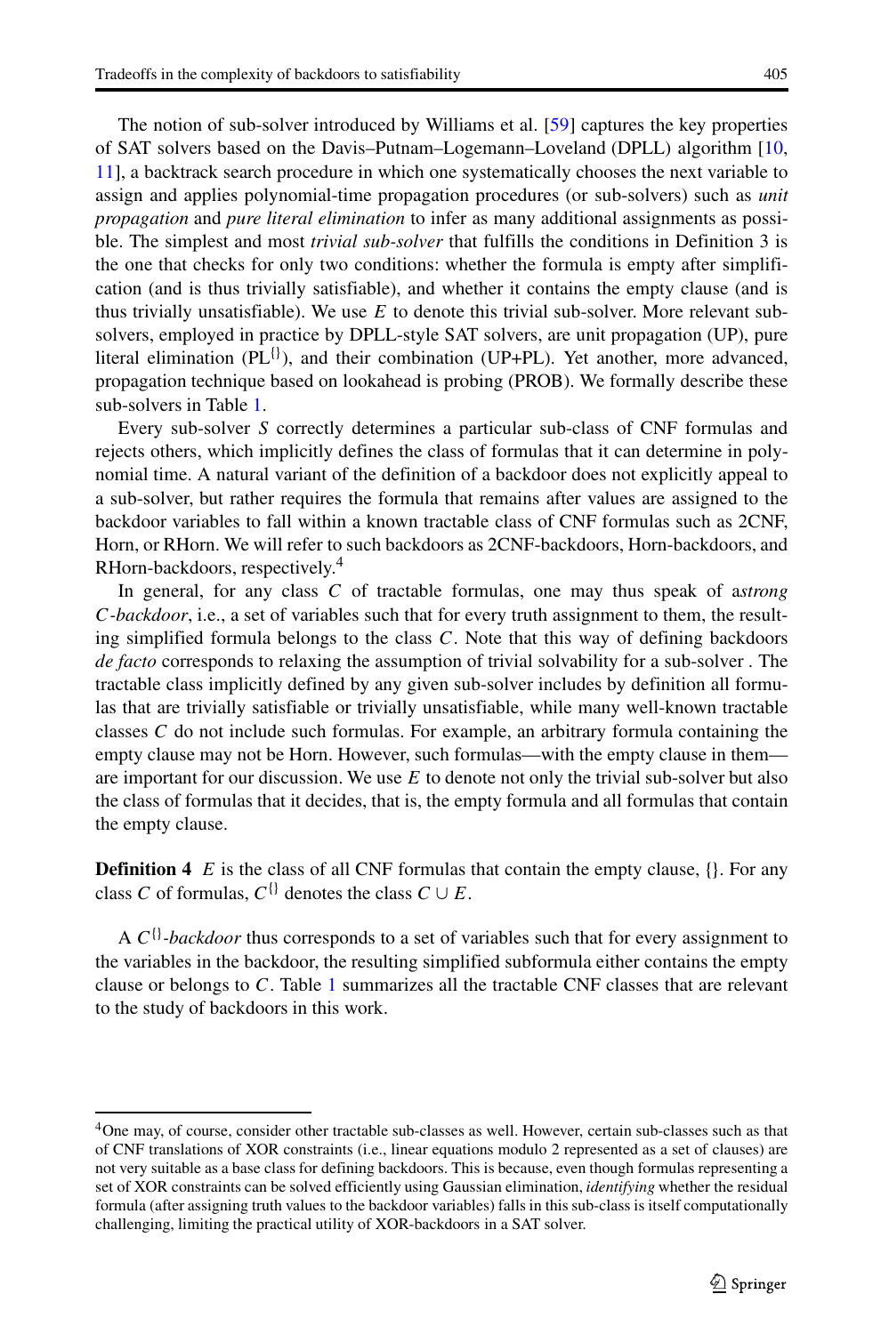The notion of sub-solver introduced by Williams et al. [59] captures the key properties of SAT solvers based on the Davis–Putnam–Logemann–Loveland (DPLL) algorithm [10, 11], a backtrack search procedure in which one systematically chooses the next variable to assign and applies polynomial-time propagation procedures (or sub-solvers) such as *unit propagation* and *pure literal elimination* to infer as many additional assignments as possible. The simplest and most *trivial sub-solver* that fulfills the conditions in Definition 3 is the one that checks for only two conditions: whether the formula is empty after simplification (and is thus trivially satisfiable), and whether it contains the empty clause (and is thus trivially unsatisfiable). We use $E$ to denote this trivial sub-solver. More relevant sub-solvers, employed in practice by DPLL-style SAT solvers, are unit propagation (UP), pure literal elimination ($\mathrm{PL}^{\{\}}$), and their combination (UP+PL). Yet another, more advanced, propagation technique based on lookahead is probing (PROB). We formally describe these sub-solvers in Table 1.

Every sub-solver $S$ correctly determines a particular sub-class of CNF formulas and rejects others, which implicitly defines the class of formulas that it can determine in polynomial time. A natural variant of the definition of a backdoor does not explicitly appeal to a sub-solver, but rather requires the formula that remains after values are assigned to the backdoor variables to fall within a known tractable class of CNF formulas such as 2CNF, Horn, or RHorn. We will refer to such backdoors as 2CNF-backdoors, Horn-backdoors, and RHorn-backdoors, respectively.[4]

In general, for any class $C$ of tractable formulas, one may thus speak of a*strong $C$-backdoor*, i.e., a set of variables such that for every truth assignment to them, the resulting simplified formula belongs to the class $C$. Note that this way of defining backdoors *de facto* corresponds to relaxing the assumption of trivial solvability for a sub-solver . The tractable class implicitly defined by any given sub-solver includes by definition all formulas that are trivially satisfiable or trivially unsatisfiable, while many well-known tractable classes $C$ do not include such formulas. For example, an arbitrary formula containing the empty clause may not be Horn. However, such formulas—with the empty clause in them—are important for our discussion. We use $E$ to denote not only the trivial sub-solver but also the class of formulas that it decides, that is, the empty formula and all formulas that contain the empty clause.

**Definition 4** $E$ is the class of all CNF formulas that contain the empty clause, {}. For any class $C$ of formulas, $C^{\{\}}$ denotes the class $C \cup E$.

A *$C^{\{\}}$-backdoor* thus corresponds to a set of variables such that for every assignment to the variables in the backdoor, the resulting simplified subformula either contains the empty clause or belongs to $C$. Table 1 summarizes all the tractable CNF classes that are relevant to the study of backdoors in this work.

[4] One may, of course, consider other tractable sub-classes as well. However, certain sub-classes such as that of CNF translations of XOR constraints (i.e., linear equations modulo 2 represented as a set of clauses) are not very suitable as a base class for defining backdoors. This is because, even though formulas representing a set of XOR constraints can be solved efficiently using Gaussian elimination, *identifying* whether the residual formula (after assigning truth values to the backdoor variables) falls in this sub-class is itself computationally challenging, limiting the practical utility of XOR-backdoors in a SAT solver.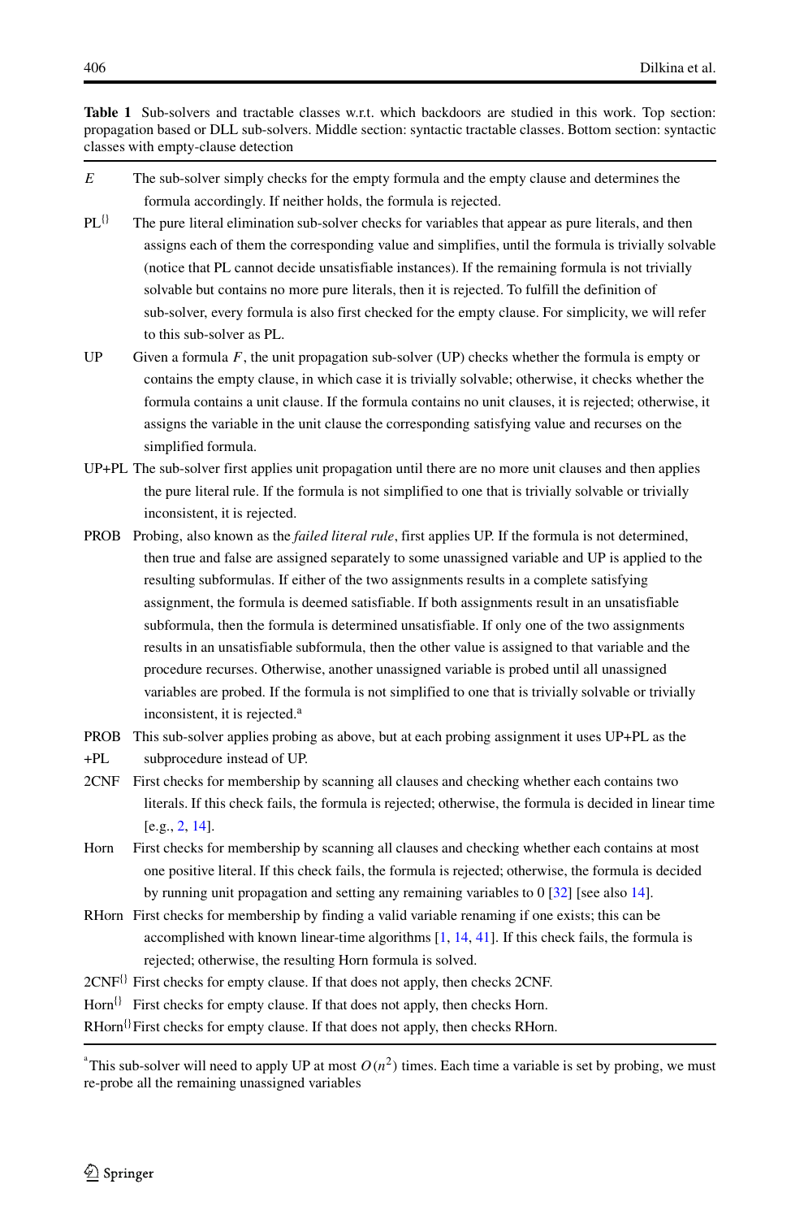**Table 1** Sub-solvers and tractable classes w.r.t. which backdoors are studied in this work. Top section: propagation based or DLL sub-solvers. Middle section: syntactic tractable classes. Bottom section: syntactic classes with empty-clause detection

| | |
|---|---|
| $E$ | The sub-solver simply checks for the empty formula and the empty clause and determines the formula accordingly. If neither holds, the formula is rejected. |
| $\text{PL}^{\{\}}$ | The pure literal elimination sub-solver checks for variables that appear as pure literals, and then assigns each of them the corresponding value and simplifies, until the formula is trivially solvable (notice that PL cannot decide unsatisfiable instances). If the remaining formula is not trivially solvable but contains no more pure literals, then it is rejected. To fulfill the definition of sub-solver, every formula is also first checked for the empty clause. For simplicity, we will refer to this sub-solver as PL. |
| UP | Given a formula $F$, the unit propagation sub-solver (UP) checks whether the formula is empty or contains the empty clause, in which case it is trivially solvable; otherwise, it checks whether the formula contains a unit clause. If the formula contains no unit clauses, it is rejected; otherwise, it assigns the variable in the unit clause the corresponding satisfying value and recurses on the simplified formula. |
| UP+PL | The sub-solver first applies unit propagation until there are no more unit clauses and then applies the pure literal rule. If the formula is not simplified to one that is trivially solvable or trivially inconsistent, it is rejected. |
| PROB | Probing, also known as the *failed literal rule*, first applies UP. If the formula is not determined, then true and false are assigned separately to some unassigned variable and UP is applied to the resulting subformulas. If either of the two assignments results in a complete satisfying assignment, the formula is deemed satisfiable. If both assignments result in an unsatisfiable subformula, then the formula is determined unsatisfiable. If only one of the two assignments results in an unsatisfiable subformula, then the other value is assigned to that variable and the procedure recurses. Otherwise, another unassigned variable is probed until all unassigned variables are probed. If the formula is not simplified to one that is trivially solvable or trivially inconsistent, it is rejected.[a] |
| PROB +PL | This sub-solver applies probing as above, but at each probing assignment it uses UP+PL as the subprocedure instead of UP. |
| 2CNF | First checks for membership by scanning all clauses and checking whether each contains two literals. If this check fails, the formula is rejected; otherwise, the formula is decided in linear time [e.g., 2, 14]. |
| Horn | First checks for membership by scanning all clauses and checking whether each contains at most one positive literal. If this check fails, the formula is rejected; otherwise, the formula is decided by running unit propagation and setting any remaining variables to 0 [32] [see also 14]. |
| RHorn | First checks for membership by finding a valid variable renaming if one exists; this can be accomplished with known linear-time algorithms [1, 14, 41]. If this check fails, the formula is rejected; otherwise, the resulting Horn formula is solved. |
| $\text{2CNF}^{\{\}}$ | First checks for empty clause. If that does not apply, then checks 2CNF. |
| $\text{Horn}^{\{\}}$ | First checks for empty clause. If that does not apply, then checks Horn. |
| $\text{RHorn}^{\{\}}$ | First checks for empty clause. If that does not apply, then checks RHorn. |

[a] This sub-solver will need to apply UP at most $O(n^2)$ times. Each time a variable is set by probing, we must re-probe all the remaining unassigned variables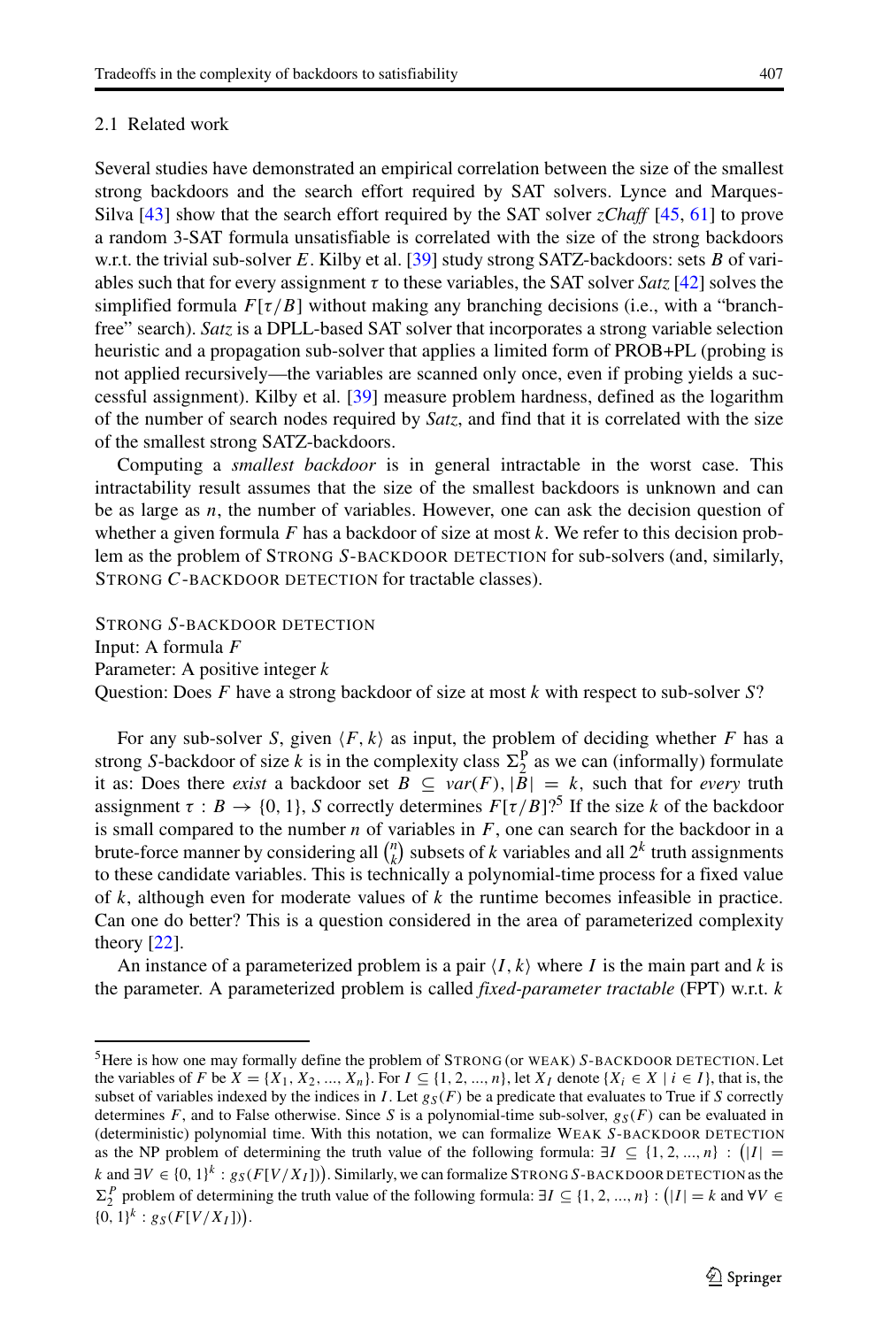### 2.1 Related work

Several studies have demonstrated an empirical correlation between the size of the smallest strong backdoors and the search effort required by SAT solvers. Lynce and Marques-Silva [43] show that the search effort required by the SAT solver *zChaff* [45, 61] to prove a random 3-SAT formula unsatisfiable is correlated with the size of the strong backdoors w.r.t. the trivial sub-solver $E$. Kilby et al. [39] study strong SATZ-backdoors: sets $B$ of variables such that for every assignment $\tau$ to these variables, the SAT solver *Satz* [42] solves the simplified formula $F[\tau/B]$ without making any branching decisions (i.e., with a "branch-free" search). *Satz* is a DPLL-based SAT solver that incorporates a strong variable selection heuristic and a propagation sub-solver that applies a limited form of PROB+PL (probing is not applied recursively—the variables are scanned only once, even if probing yields a successful assignment). Kilby et al. [39] measure problem hardness, defined as the logarithm of the number of search nodes required by *Satz*, and find that it is correlated with the size of the smallest strong SATZ-backdoors.

Computing a *smallest backdoor* is in general intractable in the worst case. This intractability result assumes that the size of the smallest backdoors is unknown and can be as large as $n$, the number of variables. However, one can ask the decision question of whether a given formula $F$ has a backdoor of size at most $k$. We refer to this decision problem as the problem of STRONG $S$-BACKDOOR DETECTION for sub-solvers (and, similarly, STRONG $C$-BACKDOOR DETECTION for tractable classes).

STRONG $S$-BACKDOOR DETECTION
Input: A formula $F$
Parameter: A positive integer $k$
Question: Does $F$ have a strong backdoor of size at most $k$ with respect to sub-solver $S$?

For any sub-solver $S$, given $\langle F, k\rangle$ as input, the problem of deciding whether $F$ has a strong $S$-backdoor of size $k$ is in the complexity class $\Sigma_2^{\mathrm{P}}$ as we can (informally) formulate it as: Does there *exist* a backdoor set $B \subseteq var(F), |B| = k$, such that for *every* truth assignment $\tau : B \rightarrow \{0, 1\}$, $S$ correctly determines $F[\tau/B]$?[5] If the size $k$ of the backdoor is small compared to the number $n$ of variables in $F$, one can search for the backdoor in a brute-force manner by considering all $\binom{n}{k}$ subsets of $k$ variables and all $2^k$ truth assignments to these candidate variables. This is technically a polynomial-time process for a fixed value of $k$, although even for moderate values of $k$ the runtime becomes infeasible in practice. Can one do better? This is a question considered in the area of parameterized complexity theory [22].

An instance of a parameterized problem is a pair $\langle I, k\rangle$ where $I$ is the main part and $k$ is the parameter. A parameterized problem is called *fixed-parameter tractable* (FPT) w.r.t. $k$

---

[5] Here is how one may formally define the problem of STRONG (or WEAK) $S$-BACKDOOR DETECTION. Let the variables of $F$ be $X = \{X_1, X_2, ..., X_n\}$. For $I \subseteq \{1, 2, ..., n\}$, let $X_I$ denote $\{X_i \in X \mid i \in I\}$, that is, the subset of variables indexed by the indices in $I$. Let $g_S(F)$ be a predicate that evaluates to True if $S$ correctly determines $F$, and to False otherwise. Since $S$ is a polynomial-time sub-solver, $g_S(F)$ can be evaluated in (deterministic) polynomial time. With this notation, we can formalize WEAK $S$-BACKDOOR DETECTION as the NP problem of determining the truth value of the following formula: $\exists I \subseteq \{1, 2, ..., n\} : \big(|I| = k \text{ and } \exists V \in \{0, 1\}^k : g_S(F[V/X_I])\big)$. Similarly, we can formalize STRONG $S$-BACKDOOR DETECTION as the $\Sigma_2^P$ problem of determining the truth value of the following formula: $\exists I \subseteq \{1, 2, ..., n\} : \big(|I| = k \text{ and } \forall V \in \{0, 1\}^k : g_S(F[V/X_I])\big)$.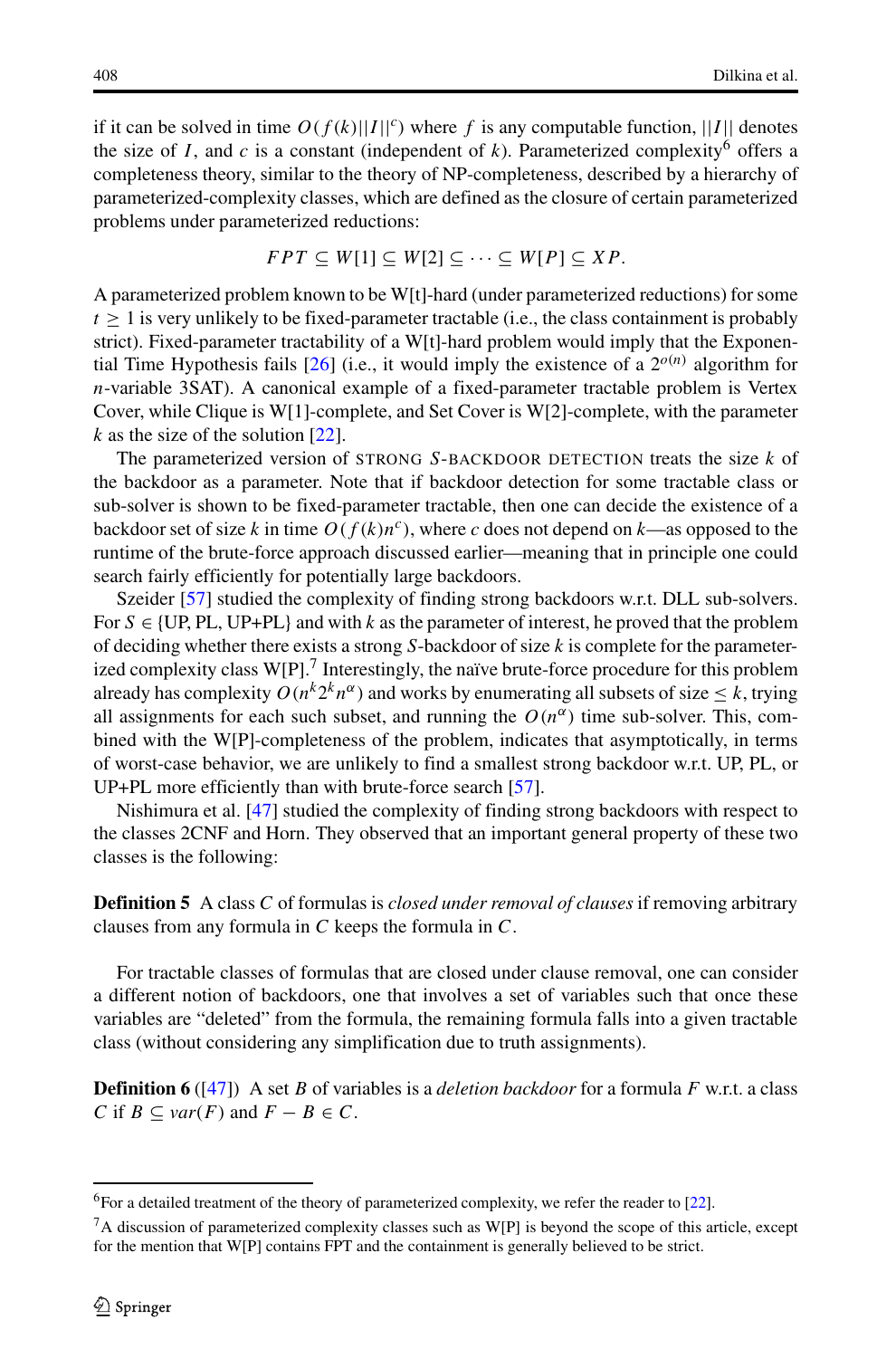if it can be solved in time $O(f(k)||I||^c)$ where $f$ is any computable function, $||I||$ denotes the size of $I$, and $c$ is a constant (independent of $k$). Parameterized complexity[6] offers a completeness theory, similar to the theory of NP-completeness, described by a hierarchy of parameterized-complexity classes, which are defined as the closure of certain parameterized problems under parameterized reductions:

$$FPT \subseteq W[1] \subseteq W[2] \subseteq \cdots \subseteq W[P] \subseteq XP.$$

A parameterized problem known to be W[t]-hard (under parameterized reductions) for some $t \geq 1$ is very unlikely to be fixed-parameter tractable (i.e., the class containment is probably strict). Fixed-parameter tractability of a W[t]-hard problem would imply that the Exponential Time Hypothesis fails [26] (i.e., it would imply the existence of a $2^{o(n)}$ algorithm for $n$-variable 3SAT). A canonical example of a fixed-parameter tractable problem is Vertex Cover, while Clique is W[1]-complete, and Set Cover is W[2]-complete, with the parameter $k$ as the size of the solution [22].

The parameterized version of STRONG $S$-BACKDOOR DETECTION treats the size $k$ of the backdoor as a parameter. Note that if backdoor detection for some tractable class or sub-solver is shown to be fixed-parameter tractable, then one can decide the existence of a backdoor set of size $k$ in time $O(f(k)n^c)$, where $c$ does not depend on $k$—as opposed to the runtime of the brute-force approach discussed earlier—meaning that in principle one could search fairly efficiently for potentially large backdoors.

Szeider [57] studied the complexity of finding strong backdoors w.r.t. DLL sub-solvers. For $S \in$ {UP, PL, UP+PL} and with $k$ as the parameter of interest, he proved that the problem of deciding whether there exists a strong $S$-backdoor of size $k$ is complete for the parameterized complexity class W[P].[7] Interestingly, the naïve brute-force procedure for this problem already has complexity $O(n^k 2^k n^\alpha)$ and works by enumerating all subsets of size $\leq k$, trying all assignments for each such subset, and running the $O(n^\alpha)$ time sub-solver. This, combined with the W[P]-completeness of the problem, indicates that asymptotically, in terms of worst-case behavior, we are unlikely to find a smallest strong backdoor w.r.t. UP, PL, or UP+PL more efficiently than with brute-force search [57].

Nishimura et al. [47] studied the complexity of finding strong backdoors with respect to the classes 2CNF and Horn. They observed that an important general property of these two classes is the following:

**Definition 5** A class $C$ of formulas is *closed under removal of clauses* if removing arbitrary clauses from any formula in $C$ keeps the formula in $C$.

For tractable classes of formulas that are closed under clause removal, one can consider a different notion of backdoors, one that involves a set of variables such that once these variables are "deleted" from the formula, the remaining formula falls into a given tractable class (without considering any simplification due to truth assignments).

**Definition 6** ([47]) A set $B$ of variables is a *deletion backdoor* for a formula $F$ w.r.t. a class $C$ if $B \subseteq var(F)$ and $F - B \in C$.

---

[6] For a detailed treatment of the theory of parameterized complexity, we refer the reader to [22].

[7] A discussion of parameterized complexity classes such as W[P] is beyond the scope of this article, except for the mention that W[P] contains FPT and the containment is generally believed to be strict.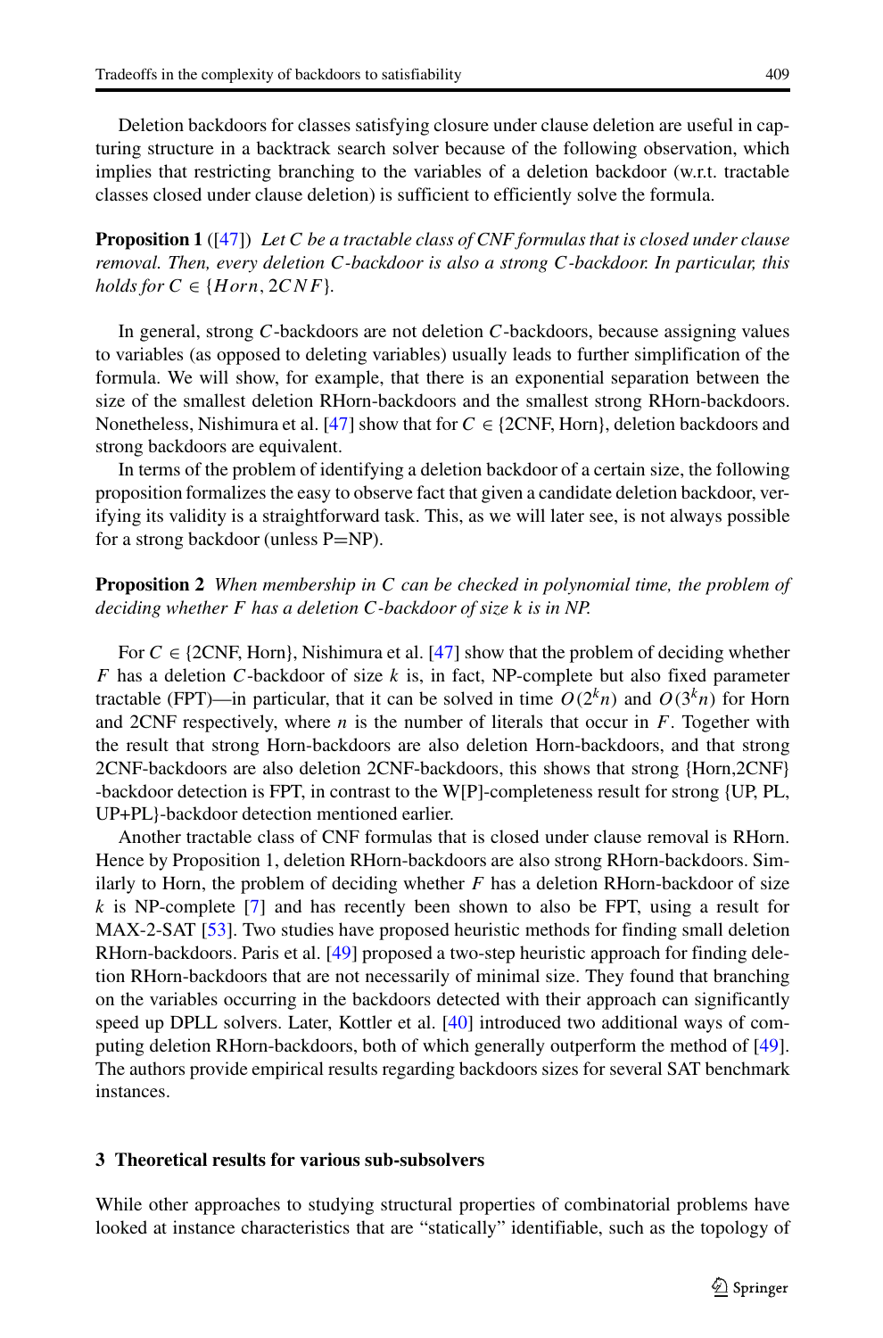Deletion backdoors for classes satisfying closure under clause deletion are useful in capturing structure in a backtrack search solver because of the following observation, which implies that restricting branching to the variables of a deletion backdoor (w.r.t. tractable classes closed under clause deletion) is sufficient to efficiently solve the formula.

**Proposition 1** ([47]) *Let $C$ be a tractable class of CNF formulas that is closed under clause removal. Then, every deletion $C$-backdoor is also a strong $C$-backdoor. In particular, this holds for $C \in \{Horn, 2CNF\}$.*

In general, strong $C$-backdoors are not deletion $C$-backdoors, because assigning values to variables (as opposed to deleting variables) usually leads to further simplification of the formula. We will show, for example, that there is an exponential separation between the size of the smallest deletion RHorn-backdoors and the smallest strong RHorn-backdoors. Nonetheless, Nishimura et al. [47] show that for $C \in$ {2CNF, Horn}, deletion backdoors and strong backdoors are equivalent.

In terms of the problem of identifying a deletion backdoor of a certain size, the following proposition formalizes the easy to observe fact that given a candidate deletion backdoor, verifying its validity is a straightforward task. This, as we will later see, is not always possible for a strong backdoor (unless P=NP).

**Proposition 2** *When membership in $C$ can be checked in polynomial time, the problem of deciding whether $F$ has a deletion $C$-backdoor of size $k$ is in NP.*

For $C \in$ {2CNF, Horn}, Nishimura et al. [47] show that the problem of deciding whether $F$ has a deletion $C$-backdoor of size $k$ is, in fact, NP-complete but also fixed parameter tractable (FPT)—in particular, that it can be solved in time $O(2^k n)$ and $O(3^k n)$ for Horn and 2CNF respectively, where $n$ is the number of literals that occur in $F$. Together with the result that strong Horn-backdoors are also deletion Horn-backdoors, and that strong 2CNF-backdoors are also deletion 2CNF-backdoors, this shows that strong {Horn,2CNF} -backdoor detection is FPT, in contrast to the W[P]-completeness result for strong {UP, PL, UP+PL}-backdoor detection mentioned earlier.

Another tractable class of CNF formulas that is closed under clause removal is RHorn. Hence by Proposition 1, deletion RHorn-backdoors are also strong RHorn-backdoors. Similarly to Horn, the problem of deciding whether $F$ has a deletion RHorn-backdoor of size $k$ is NP-complete [7] and has recently been shown to also be FPT, using a result for MAX-2-SAT [53]. Two studies have proposed heuristic methods for finding small deletion RHorn-backdoors. Paris et al. [49] proposed a two-step heuristic approach for finding deletion RHorn-backdoors that are not necessarily of minimal size. They found that branching on the variables occurring in the backdoors detected with their approach can significantly speed up DPLL solvers. Later, Kottler et al. [40] introduced two additional ways of computing deletion RHorn-backdoors, both of which generally outperform the method of [49]. The authors provide empirical results regarding backdoors sizes for several SAT benchmark instances.

## 3 Theoretical results for various sub-subsolvers

While other approaches to studying structural properties of combinatorial problems have looked at instance characteristics that are "statically" identifiable, such as the topology of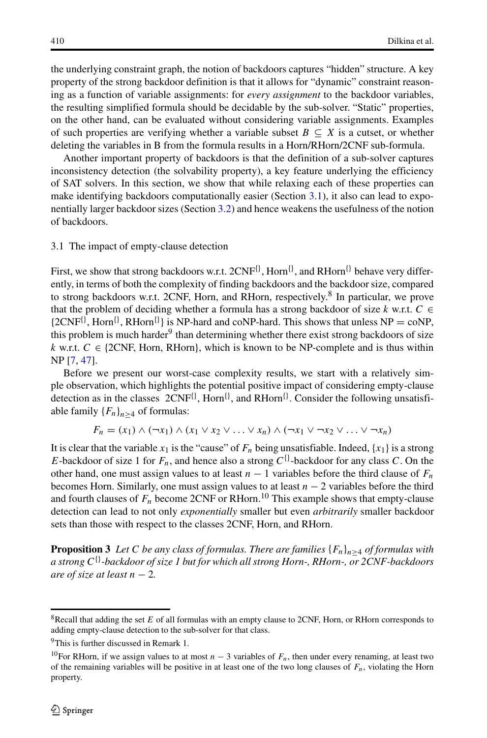the underlying constraint graph, the notion of backdoors captures "hidden" structure. A key property of the strong backdoor definition is that it allows for "dynamic" constraint reasoning as a function of variable assignments: for *every assignment* to the backdoor variables, the resulting simplified formula should be decidable by the sub-solver. "Static" properties, on the other hand, can be evaluated without considering variable assignments. Examples of such properties are verifying whether a variable subset $B \subseteq X$ is a cutset, or whether deleting the variables in B from the formula results in a Horn/RHorn/2CNF sub-formula.

Another important property of backdoors is that the definition of a sub-solver captures inconsistency detection (the solvability property), a key feature underlying the efficiency of SAT solvers. In this section, we show that while relaxing each of these properties can make identifying backdoors computationally easier (Section 3.1), it also can lead to exponentially larger backdoor sizes (Section 3.2) and hence weakens the usefulness of the notion of backdoors.

### 3.1 The impact of empty-clause detection

First, we show that strong backdoors w.r.t. $2CNF^{\{\}}$, $Horn^{\{\}}$, and $RHorn^{\{\}}$ behave very differently, in terms of both the complexity of finding backdoors and the backdoor size, compared to strong backdoors w.r.t. 2CNF, Horn, and RHorn, respectively.[8] In particular, we prove that the problem of deciding whether a formula has a strong backdoor of size $k$ w.r.t. $C \in \{2CNF^{\{\}}, Horn^{\{\}}, RHorn^{\{\}}\}$ is NP-hard and coNP-hard. This shows that unless NP = coNP, this problem is much harder[9] than determining whether there exist strong backdoors of size $k$ w.r.t. $C \in \{2CNF, Horn, RHorn\}$, which is known to be NP-complete and is thus within NP [7, 47].

Before we present our worst-case complexity results, we start with a relatively simple observation, which highlights the potential positive impact of considering empty-clause detection as in the classes $2CNF^{\{\}}$, $Horn^{\{\}}$, and $RHorn^{\{\}}$. Consider the following unsatisfiable family $\{F_n\}_{n \geq 4}$ of formulas:

$$F_n = (x_1) \wedge (\neg x_1) \wedge (x_1 \vee x_2 \vee \ldots \vee x_n) \wedge (\neg x_1 \vee \neg x_2 \vee \ldots \vee \neg x_n)$$

It is clear that the variable $x_1$ is the "cause" of $F_n$ being unsatisfiable. Indeed, $\{x_1\}$ is a strong $E$-backdoor of size 1 for $F_n$, and hence also a strong $C^{\{\}}$-backdoor for any class $C$. On the other hand, one must assign values to at least $n-1$ variables before the third clause of $F_n$ becomes Horn. Similarly, one must assign values to at least $n-2$ variables before the third and fourth clauses of $F_n$ become 2CNF or RHorn.[10] This example shows that empty-clause detection can lead to not only *exponentially* smaller but even *arbitrarily* smaller backdoor sets than those with respect to the classes 2CNF, Horn, and RHorn.

**Proposition 3** *Let $C$ be any class of formulas. There are families $\{F_n\}_{n \geq 4}$ of formulas with a strong $C^{\{\}}$-backdoor of size 1 but for which all strong Horn-, RHorn-, or 2CNF-backdoors are of size at least $n-2$.*

---

[8] Recall that adding the set $E$ of all formulas with an empty clause to 2CNF, Horn, or RHorn corresponds to adding empty-clause detection to the sub-solver for that class.

[9] This is further discussed in Remark 1.

[10] For RHorn, if we assign values to at most $n-3$ variables of $F_n$, then under every renaming, at least two of the remaining variables will be positive in at least one of the two long clauses of $F_n$, violating the Horn property.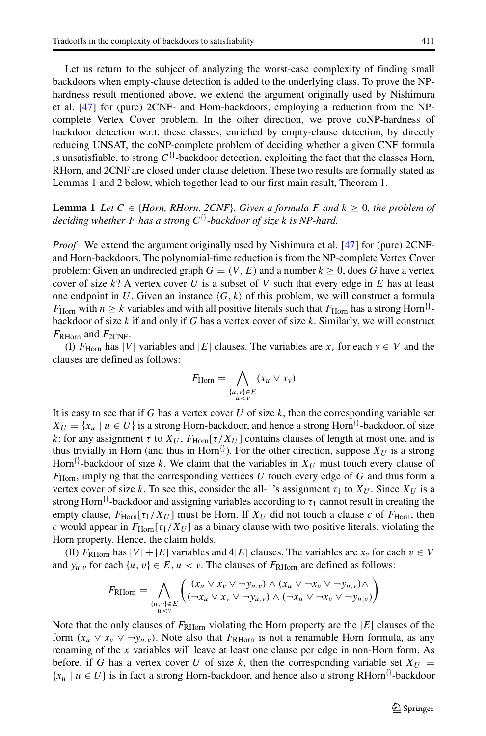Let us return to the subject of analyzing the worst-case complexity of finding small backdoors when empty-clause detection is added to the underlying class. To prove the NP-hardness result mentioned above, we extend the argument originally used by Nishimura et al. [47] for (pure) 2CNF- and Horn-backdoors, employing a reduction from the NP-complete Vertex Cover problem. In the other direction, we prove coNP-hardness of backdoor detection w.r.t. these classes, enriched by empty-clause detection, by directly reducing UNSAT, the coNP-complete problem of deciding whether a given CNF formula is unsatisfiable, to strong $C^{\{\}}$-backdoor detection, exploiting the fact that the classes Horn, RHorn, and 2CNF are closed under clause deletion. These two results are formally stated as Lemmas 1 and 2 below, which together lead to our first main result, Theorem 1.

**Lemma 1** *Let $C \in \{Horn, RHorn, 2CNF\}$. Given a formula $F$ and $k \geq 0$, the problem of deciding whether $F$ has a strong $C^{\{\}}$-backdoor of size $k$ is NP-hard.*

*Proof* We extend the argument originally used by Nishimura et al. [47] for (pure) 2CNF- and Horn-backdoors. The polynomial-time reduction is from the NP-complete Vertex Cover problem: Given an undirected graph $G = (V, E)$ and a number $k \geq 0$, does $G$ have a vertex cover of size $k$? A vertex cover $U$ is a subset of $V$ such that every edge in $E$ has at least one endpoint in $U$. Given an instance $\langle G, k \rangle$ of this problem, we will construct a formula $F_{\text{Horn}}$ with $n \geq k$ variables and with all positive literals such that $F_{\text{Horn}}$ has a strong $\text{Horn}^{\{\}}$-backdoor of size $k$ if and only if $G$ has a vertex cover of size $k$. Similarly, we will construct $F_{\text{RHorn}}$ and $F_{\text{2CNF}}$.

(I) $F_{\text{Horn}}$ has $|V|$ variables and $|E|$ clauses. The variables are $x_v$ for each $v \in V$ and the clauses are defined as follows:

$$F_{\text{Horn}} = \bigwedge_{\substack{\{u,v\} \in E \\ u<v}} (x_u \vee x_v)$$

It is easy to see that if $G$ has a vertex cover $U$ of size $k$, then the corresponding variable set $X_U = \{x_u \mid u \in U\}$ is a strong Horn-backdoor, and hence a strong $\text{Horn}^{\{\}}$-backdoor, of size $k$: for any assignment $\tau$ to $X_U$, $F_{\text{Horn}}[\tau/X_U]$ contains clauses of length at most one, and is thus trivially in Horn (and thus in $\text{Horn}^{\{\}}$). For the other direction, suppose $X_U$ is a strong $\text{Horn}^{\{\}}$-backdoor of size $k$. We claim that the variables in $X_U$ must touch every clause of $F_{\text{Horn}}$, implying that the corresponding vertices $U$ touch every edge of $G$ and thus form a vertex cover of size $k$. To see this, consider the all-1's assignment $\tau_1$ to $X_U$. Since $X_U$ is a strong $\text{Horn}^{\{\}}$-backdoor and assigning variables according to $\tau_1$ cannot result in creating the empty clause, $F_{\text{Horn}}[\tau_1/X_U]$ must be Horn. If $X_U$ did not touch a clause $c$ of $F_{\text{Horn}}$, then $c$ would appear in $F_{\text{Horn}}[\tau_1/X_U]$ as a binary clause with two positive literals, violating the Horn property. Hence, the claim holds.

(II) $F_{\text{RHorn}}$ has $|V| + |E|$ variables and $4|E|$ clauses. The variables are $x_v$ for each $v \in V$ and $y_{u,v}$ for each $\{u, v\} \in E$, $u < v$. The clauses of $F_{\text{RHorn}}$ are defined as follows:

$$F_{\text{RHorn}} = \bigwedge_{\substack{\{u,v\} \in E \\ u<v}} \begin{pmatrix} (x_u \vee x_v \vee \neg y_{u,v}) \wedge (x_u \vee \neg x_v \vee \neg y_{u,v}) \wedge \\ (\neg x_u \vee x_v \vee \neg y_{u,v}) \wedge (\neg x_u \vee \neg x_v \vee \neg y_{u,v}) \end{pmatrix}$$

Note that the only clauses of $F_{\text{RHorn}}$ violating the Horn property are the $|E|$ clauses of the form $(x_u \vee x_v \vee \neg y_{u,v})$. Note also that $F_{\text{RHorn}}$ is not a renamable Horn formula, as any renaming of the $x$ variables will leave at least one clause per edge in non-Horn form. As before, if $G$ has a vertex cover $U$ of size $k$, then the corresponding variable set $X_U = \{x_u \mid u \in U\}$ is in fact a strong Horn-backdoor, and hence also a strong $\text{RHorn}^{\{\}}$-backdoor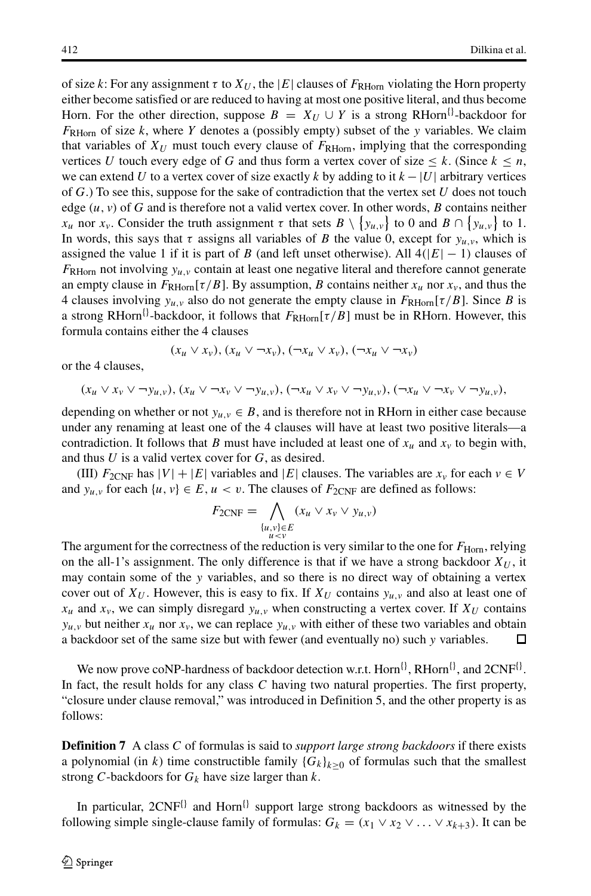of size $k$: For any assignment $\tau$ to $X_U$, the $|E|$ clauses of $F_{\text{RHorn}}$ violating the Horn property either become satisfied or are reduced to having at most one positive literal, and thus become Horn. For the other direction, suppose $B = X_U \cup Y$ is a strong $\text{RHorn}^{\{\}}$-backdoor for $F_{\text{RHorn}}$ of size $k$, where $Y$ denotes a (possibly empty) subset of the $y$ variables. We claim that variables of $X_U$ must touch every clause of $F_{\text{RHorn}}$, implying that the corresponding vertices $U$ touch every edge of $G$ and thus form a vertex cover of size $\leq k$. (Since $k \leq n$, we can extend $U$ to a vertex cover of size exactly $k$ by adding to it $k - |U|$ arbitrary vertices of $G$.) To see this, suppose for the sake of contradiction that the vertex set $U$ does not touch edge $(u, v)$ of $G$ and is therefore not a valid vertex cover. In other words, $B$ contains neither $x_u$ nor $x_v$. Consider the truth assignment $\tau$ that sets $B \setminus \{y_{u,v}\}$ to 0 and $B \cap \{y_{u,v}\}$ to 1. In words, this says that $\tau$ assigns all variables of $B$ the value 0, except for $y_{u,v}$, which is assigned the value 1 if it is part of $B$ (and left unset otherwise). All $4(|E| - 1)$ clauses of $F_{\text{RHorn}}$ not involving $y_{u,v}$ contain at least one negative literal and therefore cannot generate an empty clause in $F_{\text{RHorn}}[\tau/B]$. By assumption, $B$ contains neither $x_u$ nor $x_v$, and thus the 4 clauses involving $y_{u,v}$ also do not generate the empty clause in $F_{\text{RHorn}}[\tau/B]$. Since $B$ is a strong $\text{RHorn}^{\{\}}$-backdoor, it follows that $F_{\text{RHorn}}[\tau/B]$ must be in RHorn. However, this formula contains either the 4 clauses

$$(x_u \vee x_v), (x_u \vee \neg x_v), (\neg x_u \vee x_v), (\neg x_u \vee \neg x_v)$$

or the 4 clauses,

$$(x_u \vee x_v \vee \neg y_{u,v}), (x_u \vee \neg x_v \vee \neg y_{u,v}), (\neg x_u \vee x_v \vee \neg y_{u,v}), (\neg x_u \vee \neg x_v \vee \neg y_{u,v}),$$

depending on whether or not $y_{u,v} \in B$, and is therefore not in RHorn in either case because under any renaming at least one of the 4 clauses will have at least two positive literals—a contradiction. It follows that $B$ must have included at least one of $x_u$ and $x_v$ to begin with, and thus $U$ is a valid vertex cover for $G$, as desired.

(III) $F_{\text{2CNF}}$ has $|V| + |E|$ variables and $|E|$ clauses. The variables are $x_v$ for each $v \in V$ and $y_{u,v}$ for each $\{u, v\} \in E$, $u < v$. The clauses of $F_{\text{2CNF}}$ are defined as follows:

$$F_{\text{2CNF}} = \bigwedge_{\substack{\{u,v\} \in E \\ u<v}} (x_u \vee x_v \vee y_{u,v})$$

The argument for the correctness of the reduction is very similar to the one for $F_{\text{Horn}}$, relying on the all-1's assignment. The only difference is that if we have a strong backdoor $X_U$, it may contain some of the $y$ variables, and so there is no direct way of obtaining a vertex cover out of $X_U$. However, this is easy to fix. If $X_U$ contains $y_{u,v}$ and also at least one of $x_u$ and $x_v$, we can simply disregard $y_{u,v}$ when constructing a vertex cover. If $X_U$ contains $y_{u,v}$ but neither $x_u$ nor $x_v$, we can replace $y_{u,v}$ with either of these two variables and obtain a backdoor set of the same size but with fewer (and eventually no) such $y$ variables. □

We now prove coNP-hardness of backdoor detection w.r.t. $\text{Horn}^{\{\}}$, $\text{RHorn}^{\{\}}$, and $\text{2CNF}^{\{\}}$. In fact, the result holds for any class $C$ having two natural properties. The first property, "closure under clause removal," was introduced in Definition 5, and the other property is as follows:

**Definition 7** A class $C$ of formulas is said to *support large strong backdoors* if there exists a polynomial (in $k$) time constructible family $\{G_k\}_{k \geq 0}$ of formulas such that the smallest strong $C$-backdoors for $G_k$ have size larger than $k$.

In particular, $\text{2CNF}^{\{\}}$ and $\text{Horn}^{\{\}}$ support large strong backdoors as witnessed by the following simple single-clause family of formulas: $G_k = (x_1 \vee x_2 \vee \ldots \vee x_{k+3})$. It can be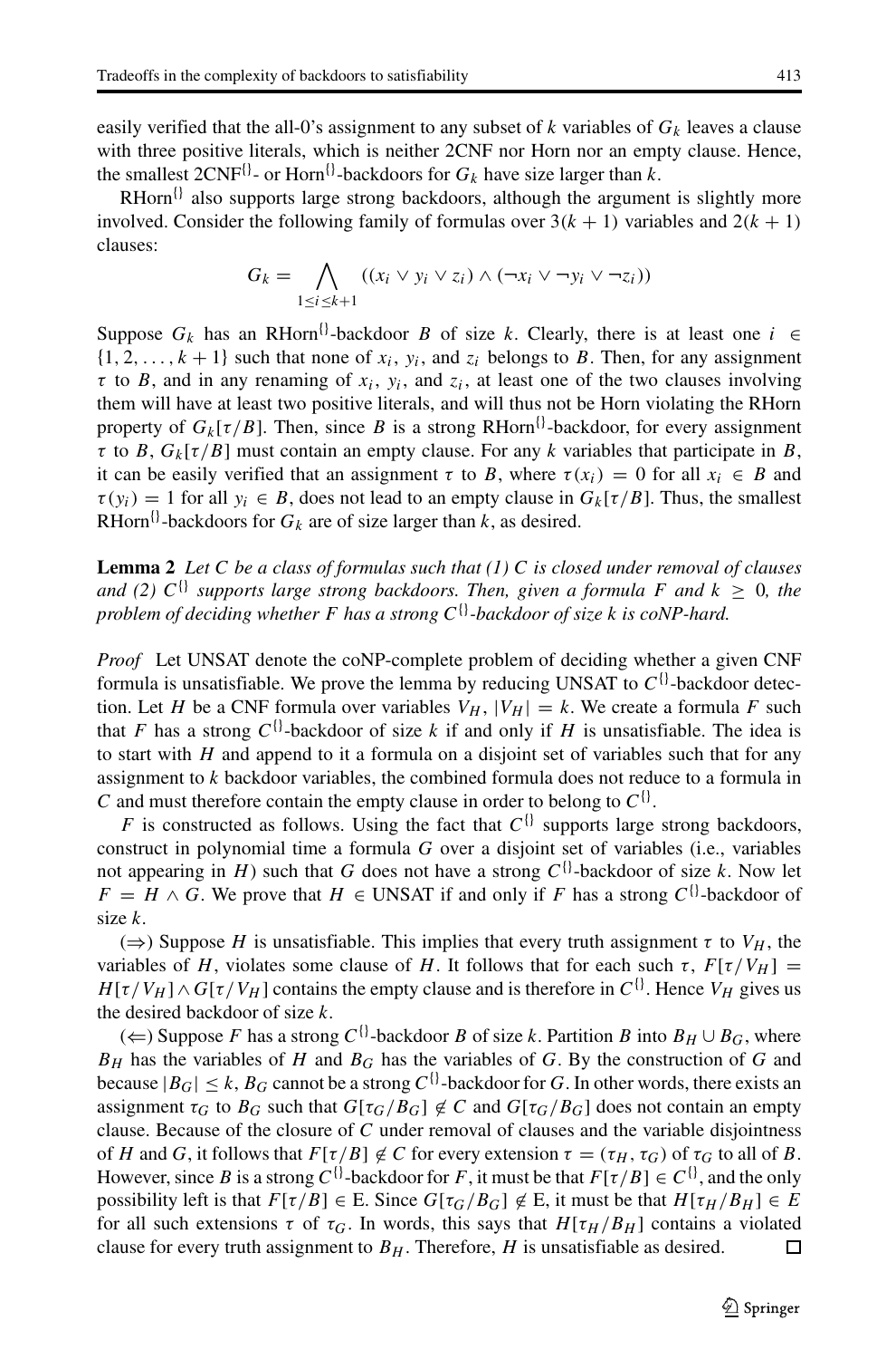easily verified that the all-0's assignment to any subset of $k$ variables of $G_k$ leaves a clause with three positive literals, which is neither 2CNF nor Horn nor an empty clause. Hence, the smallest $2\text{CNF}^{\{\}}$- or $\text{Horn}^{\{\}}$-backdoors for $G_k$ have size larger than $k$.

$\text{RHorn}^{\{\}}$ also supports large strong backdoors, although the argument is slightly more involved. Consider the following family of formulas over $3(k+1)$ variables and $2(k+1)$ clauses:

$$G_k = \bigwedge_{1 \le i \le k+1} ((x_i \vee y_i \vee z_i) \wedge (\neg x_i \vee \neg y_i \vee \neg z_i))$$

Suppose $G_k$ has an $\text{RHorn}^{\{\}}$-backdoor $B$ of size $k$. Clearly, there is at least one $i \in \{1, 2, \dots, k+1\}$ such that none of $x_i$, $y_i$, and $z_i$ belongs to $B$. Then, for any assignment $\tau$ to $B$, and in any renaming of $x_i$, $y_i$, and $z_i$, at least one of the two clauses involving them will have at least two positive literals, and will thus not be Horn violating the RHorn property of $G_k[\tau/B]$. Then, since $B$ is a strong $\text{RHorn}^{\{\}}$-backdoor, for every assignment $\tau$ to $B$, $G_k[\tau/B]$ must contain an empty clause. For any $k$ variables that participate in $B$, it can be easily verified that an assignment $\tau$ to $B$, where $\tau(x_i) = 0$ for all $x_i \in B$ and $\tau(y_i) = 1$ for all $y_i \in B$, does not lead to an empty clause in $G_k[\tau/B]$. Thus, the smallest $\text{RHorn}^{\{\}}$-backdoors for $G_k$ are of size larger than $k$, as desired.

**Lemma 2** *Let $C$ be a class of formulas such that (1) $C$ is closed under removal of clauses and (2) $C^{\{\}}$ supports large strong backdoors. Then, given a formula $F$ and $k \ge 0$, the problem of deciding whether $F$ has a strong $C^{\{\}}$-backdoor of size $k$ is coNP-hard.*

*Proof* Let UNSAT denote the coNP-complete problem of deciding whether a given CNF formula is unsatisfiable. We prove the lemma by reducing UNSAT to $C^{\{\}}$-backdoor detection. Let $H$ be a CNF formula over variables $V_H$, $|V_H| = k$. We create a formula $F$ such that $F$ has a strong $C^{\{\}}$-backdoor of size $k$ if and only if $H$ is unsatisfiable. The idea is to start with $H$ and append to it a formula on a disjoint set of variables such that for any assignment to $k$ backdoor variables, the combined formula does not reduce to a formula in $C$ and must therefore contain the empty clause in order to belong to $C^{\{\}}$.

$F$ is constructed as follows. Using the fact that $C^{\{\}}$ supports large strong backdoors, construct in polynomial time a formula $G$ over a disjoint set of variables (i.e., variables not appearing in $H$) such that $G$ does not have a strong $C^{\{\}}$-backdoor of size $k$. Now let $F = H \wedge G$. We prove that $H \in \text{UNSAT}$ if and only if $F$ has a strong $C^{\{\}}$-backdoor of size $k$.

($\Rightarrow$) Suppose $H$ is unsatisfiable. This implies that every truth assignment $\tau$ to $V_H$, the variables of $H$, violates some clause of $H$. It follows that for each such $\tau$, $F[\tau/V_H] = H[\tau/V_H] \wedge G[\tau/V_H]$ contains the empty clause and is therefore in $C^{\{\}}$. Hence $V_H$ gives us the desired backdoor of size $k$.

($\Leftarrow$) Suppose $F$ has a strong $C^{\{\}}$-backdoor $B$ of size $k$. Partition $B$ into $B_H \cup B_G$, where $B_H$ has the variables of $H$ and $B_G$ has the variables of $G$. By the construction of $G$ and because $|B_G| \le k$, $B_G$ cannot be a strong $C^{\{\}}$-backdoor for $G$. In other words, there exists an assignment $\tau_G$ to $B_G$ such that $G[\tau_G/B_G] \notin C$ and $G[\tau_G/B_G]$ does not contain an empty clause. Because of the closure of $C$ under removal of clauses and the variable disjointness of $H$ and $G$, it follows that $F[\tau/B] \notin C$ for every extension $\tau = (\tau_H, \tau_G)$ of $\tau_G$ to all of $B$. However, since $B$ is a strong $C^{\{\}}$-backdoor for $F$, it must be that $F[\tau/B] \in C^{\{\}}$, and the only possibility left is that $F[\tau/B] \in \text{E}$. Since $G[\tau_G/B_G] \notin \text{E}$, it must be that $H[\tau_H/B_H] \in E$ for all such extensions $\tau$ of $\tau_G$. In words, this says that $H[\tau_H/B_H]$ contains a violated clause for every truth assignment to $B_H$. Therefore, $H$ is unsatisfiable as desired. □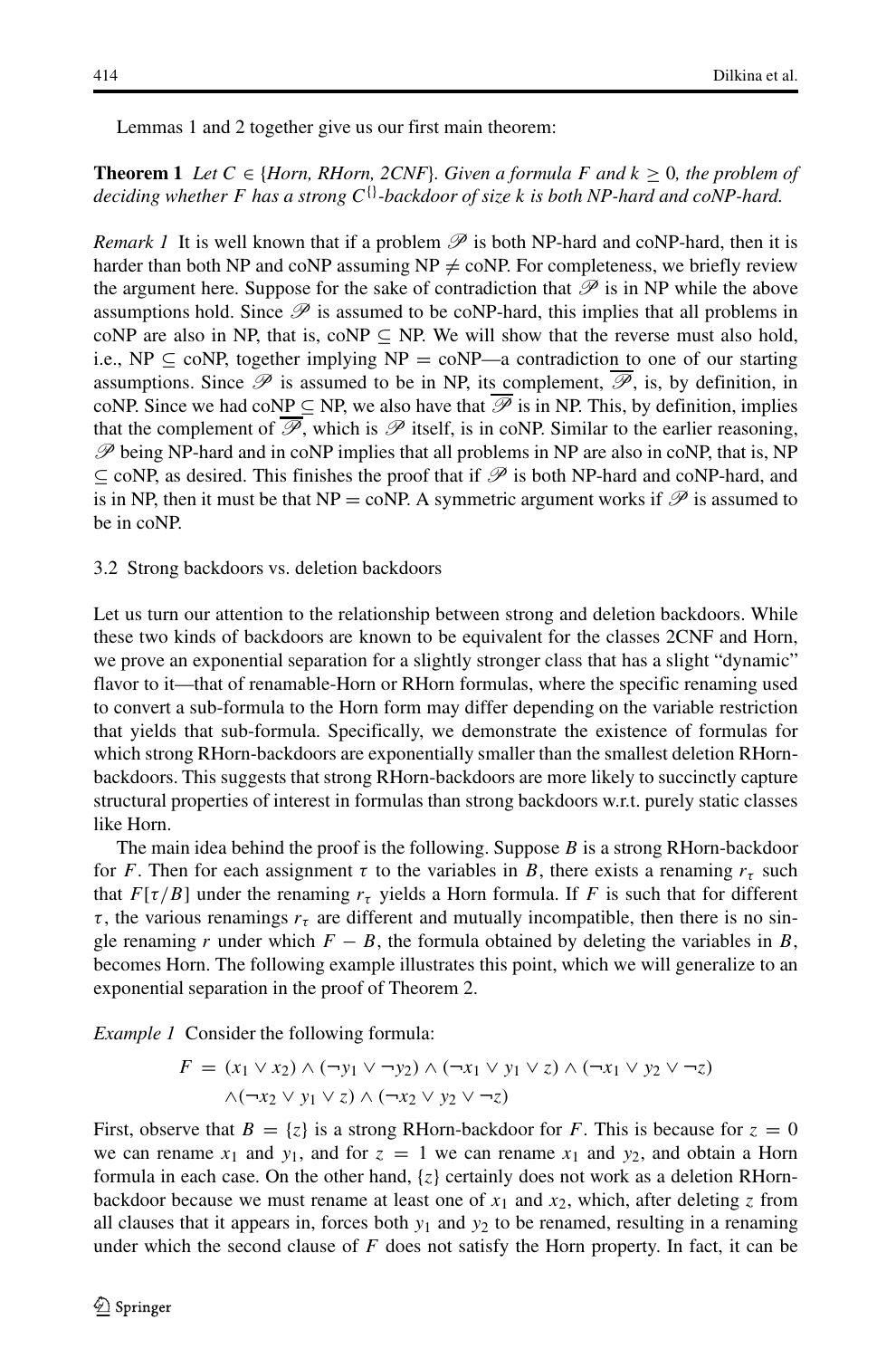Lemmas 1 and 2 together give us our first main theorem:

**Theorem 1** *Let $C \in \{Horn, RHorn, 2CNF\}$. Given a formula $F$ and $k \geq 0$, the problem of deciding whether $F$ has a strong $C^{\{\}}$-backdoor of size $k$ is both NP-hard and coNP-hard.*

*Remark 1* It is well known that if a problem $\mathscr{P}$ is both NP-hard and coNP-hard, then it is harder than both NP and coNP assuming NP $\neq$ coNP. For completeness, we briefly review the argument here. Suppose for the sake of contradiction that $\mathscr{P}$ is in NP while the above assumptions hold. Since $\mathscr{P}$ is assumed to be coNP-hard, this implies that all problems in coNP are also in NP, that is, coNP $\subseteq$ NP. We will show that the reverse must also hold, i.e., NP $\subseteq$ coNP, together implying NP $=$ coNP—a contradiction to one of our starting assumptions. Since $\mathscr{P}$ is assumed to be in NP, its complement, $\overline{\mathscr{P}}$, is, by definition, in coNP. Since we had coNP $\subseteq$ NP, we also have that $\overline{\mathscr{P}}$ is in NP. This, by definition, implies that the complement of $\overline{\mathscr{P}}$, which is $\mathscr{P}$ itself, is in coNP. Similar to the earlier reasoning, $\mathscr{P}$ being NP-hard and in coNP implies that all problems in NP are also in coNP, that is, NP $\subseteq$ coNP, as desired. This finishes the proof that if $\mathscr{P}$ is both NP-hard and coNP-hard, and is in NP, then it must be that NP $=$ coNP. A symmetric argument works if $\mathscr{P}$ is assumed to be in coNP.

### 3.2 Strong backdoors vs. deletion backdoors

Let us turn our attention to the relationship between strong and deletion backdoors. While these two kinds of backdoors are known to be equivalent for the classes 2CNF and Horn, we prove an exponential separation for a slightly stronger class that has a slight "dynamic" flavor to it—that of renamable-Horn or RHorn formulas, where the specific renaming used to convert a sub-formula to the Horn form may differ depending on the variable restriction that yields that sub-formula. Specifically, we demonstrate the existence of formulas for which strong RHorn-backdoors are exponentially smaller than the smallest deletion RHorn-backdoors. This suggests that strong RHorn-backdoors are more likely to succinctly capture structural properties of interest in formulas than strong backdoors w.r.t. purely static classes like Horn.

The main idea behind the proof is the following. Suppose $B$ is a strong RHorn-backdoor for $F$. Then for each assignment $\tau$ to the variables in $B$, there exists a renaming $r_\tau$ such that $F[\tau/B]$ under the renaming $r_\tau$ yields a Horn formula. If $F$ is such that for different $\tau$, the various renamings $r_\tau$ are different and mutually incompatible, then there is no single renaming $r$ under which $F - B$, the formula obtained by deleting the variables in $B$, becomes Horn. The following example illustrates this point, which we will generalize to an exponential separation in the proof of Theorem 2.

*Example 1* Consider the following formula:

$$F = (x_1 \vee x_2) \wedge (\neg y_1 \vee \neg y_2) \wedge (\neg x_1 \vee y_1 \vee z) \wedge (\neg x_1 \vee y_2 \vee \neg z)$$
$$\wedge (\neg x_2 \vee y_1 \vee z) \wedge (\neg x_2 \vee y_2 \vee \neg z)$$

First, observe that $B = \{z\}$ is a strong RHorn-backdoor for $F$. This is because for $z = 0$ we can rename $x_1$ and $y_1$, and for $z = 1$ we can rename $x_1$ and $y_2$, and obtain a Horn formula in each case. On the other hand, $\{z\}$ certainly does not work as a deletion RHorn-backdoor because we must rename at least one of $x_1$ and $x_2$, which, after deleting $z$ from all clauses that it appears in, forces both $y_1$ and $y_2$ to be renamed, resulting in a renaming under which the second clause of $F$ does not satisfy the Horn property. In fact, it can be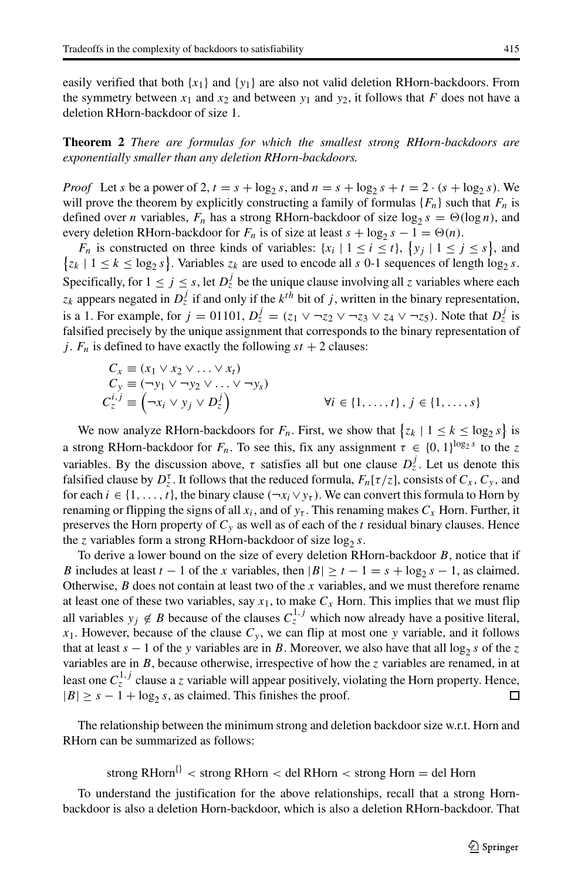easily verified that both $\{x_1\}$ and $\{y_1\}$ are also not valid deletion RHorn-backdoors. From the symmetry between $x_1$ and $x_2$ and between $y_1$ and $y_2$, it follows that $F$ does not have a deletion RHorn-backdoor of size 1.

**Theorem 2** *There are formulas for which the smallest strong RHorn-backdoors are exponentially smaller than any deletion RHorn-backdoors.*

*Proof* Let $s$ be a power of 2, $t = s + \log_2 s$, and $n = s + \log_2 s + t = 2 \cdot (s + \log_2 s)$. We will prove the theorem by explicitly constructing a family of formulas $\{F_n\}$ such that $F_n$ is defined over $n$ variables, $F_n$ has a strong RHorn-backdoor of size $\log_2 s = \Theta(\log n)$, and every deletion RHorn-backdoor for $F_n$ is of size at least $s + \log_2 s - 1 = \Theta(n)$.

$F_n$ is constructed on three kinds of variables: $\{x_i \mid 1 \leq i \leq t\}$, $\{y_j \mid 1 \leq j \leq s\}$, and $\{z_k \mid 1 \leq k \leq \log_2 s\}$. Variables $z_k$ are used to encode all $s$ 0-1 sequences of length $\log_2 s$. Specifically, for $1 \leq j \leq s$, let $D_z^j$ be the unique clause involving all $z$ variables where each $z_k$ appears negated in $D_z^j$ if and only if the $k^{th}$ bit of $j$, written in the binary representation, is a 1. For example, for $j = 01101$, $D_z^j = (z_1 \vee \neg z_2 \vee \neg z_3 \vee z_4 \vee \neg z_5)$. Note that $D_z^j$ is falsified precisely by the unique assignment that corresponds to the binary representation of $j$. $F_n$ is defined to have exactly the following $st + 2$ clauses:

$$
\begin{aligned}
C_x &\equiv (x_1 \vee x_2 \vee \ldots \vee x_t) \\
C_y &\equiv (\neg y_1 \vee \neg y_2 \vee \ldots \vee \neg y_s) \\
C_z^{i,j} &\equiv \left(\neg x_i \vee y_j \vee D_z^j\right) \qquad\qquad \forall i \in \{1, \ldots, t\}, j \in \{1, \ldots, s\}
\end{aligned}
$$

We now analyze RHorn-backdoors for $F_n$. First, we show that $\{z_k \mid 1 \leq k \leq \log_2 s\}$ is a strong RHorn-backdoor for $F_n$. To see this, fix any assignment $\tau \in \{0, 1\}^{\log_2 s}$ to the $z$ variables. By the discussion above, $\tau$ satisfies all but one clause $D_z^j$. Let us denote this falsified clause by $D_z^\tau$. It follows that the reduced formula, $F_n[\tau/z]$, consists of $C_x$, $C_y$, and for each $i \in \{1, \ldots, t\}$, the binary clause $(\neg x_i \vee y_\tau)$. We can convert this formula to Horn by renaming or flipping the signs of all $x_i$, and of $y_\tau$. This renaming makes $C_x$ Horn. Further, it preserves the Horn property of $C_y$ as well as of each of the $t$ residual binary clauses. Hence the $z$ variables form a strong RHorn-backdoor of size $\log_2 s$.

To derive a lower bound on the size of every deletion RHorn-backdoor $B$, notice that if $B$ includes at least $t - 1$ of the $x$ variables, then $|B| \geq t - 1 = s + \log_2 s - 1$, as claimed. Otherwise, $B$ does not contain at least two of the $x$ variables, and we must therefore rename at least one of these two variables, say $x_1$, to make $C_x$ Horn. This implies that we must flip all variables $y_j \notin B$ because of the clauses $C_z^{1,j}$ which now already have a positive literal, $x_1$. However, because of the clause $C_y$, we can flip at most one $y$ variable, and it follows that at least $s - 1$ of the $y$ variables are in $B$. Moreover, we also have that all $\log_2 s$ of the $z$ variables are in $B$, because otherwise, irrespective of how the $z$ variables are renamed, in at least one $C_z^{1,j}$ clause a $z$ variable will appear positively, violating the Horn property. Hence, $|B| \geq s - 1 + \log_2 s$, as claimed. This finishes the proof. □

The relationship between the minimum strong and deletion backdoor size w.r.t. Horn and RHorn can be summarized as follows:

$$\text{strong RHorn}^{\{\}} < \text{strong RHorn} < \text{del RHorn} < \text{strong Horn} = \text{del Horn}$$

To understand the justification for the above relationships, recall that a strong Horn-backdoor is also a deletion Horn-backdoor, which is also a deletion RHorn-backdoor. That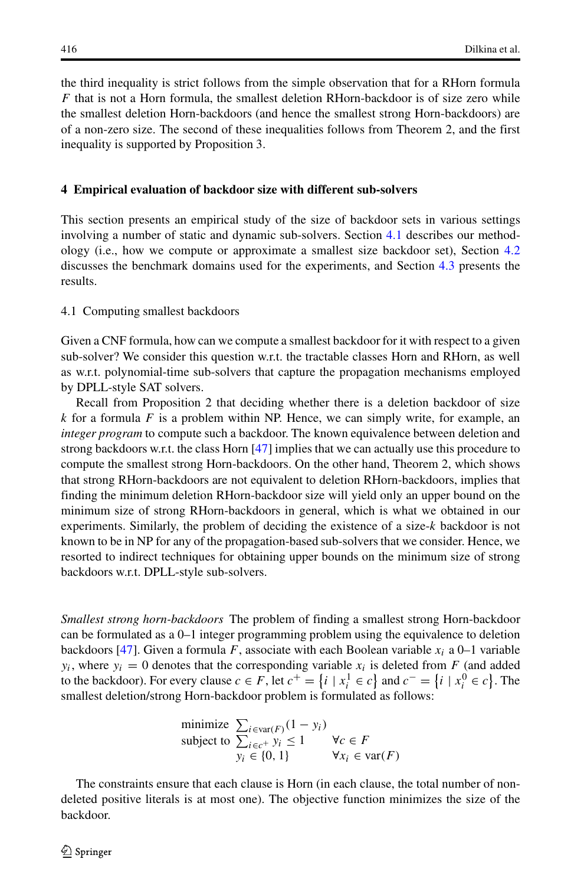the third inequality is strict follows from the simple observation that for a RHorn formula $F$ that is not a Horn formula, the smallest deletion RHorn-backdoor is of size zero while the smallest deletion Horn-backdoors (and hence the smallest strong Horn-backdoors) are of a non-zero size. The second of these inequalities follows from Theorem 2, and the first inequality is supported by Proposition 3.

## 4 Empirical evaluation of backdoor size with different sub-solvers

This section presents an empirical study of the size of backdoor sets in various settings involving a number of static and dynamic sub-solvers. Section 4.1 describes our methodology (i.e., how we compute or approximate a smallest size backdoor set), Section 4.2 discusses the benchmark domains used for the experiments, and Section 4.3 presents the results.

### 4.1 Computing smallest backdoors

Given a CNF formula, how can we compute a smallest backdoor for it with respect to a given sub-solver? We consider this question w.r.t. the tractable classes Horn and RHorn, as well as w.r.t. polynomial-time sub-solvers that capture the propagation mechanisms employed by DPLL-style SAT solvers.

Recall from Proposition 2 that deciding whether there is a deletion backdoor of size $k$ for a formula $F$ is a problem within NP. Hence, we can simply write, for example, an *integer program* to compute such a backdoor. The known equivalence between deletion and strong backdoors w.r.t. the class Horn [47] implies that we can actually use this procedure to compute the smallest strong Horn-backdoors. On the other hand, Theorem 2, which shows that strong RHorn-backdoors are not equivalent to deletion RHorn-backdoors, implies that finding the minimum deletion RHorn-backdoor size will yield only an upper bound on the minimum size of strong RHorn-backdoors in general, which is what we obtained in our experiments. Similarly, the problem of deciding the existence of a size-$k$ backdoor is not known to be in NP for any of the propagation-based sub-solvers that we consider. Hence, we resorted to indirect techniques for obtaining upper bounds on the minimum size of strong backdoors w.r.t. DPLL-style sub-solvers.

*Smallest strong horn-backdoors* The problem of finding a smallest strong Horn-backdoor can be formulated as a 0–1 integer programming problem using the equivalence to deletion backdoors [47]. Given a formula $F$, associate with each Boolean variable $x_i$ a 0–1 variable $y_i$, where $y_i = 0$ denotes that the corresponding variable $x_i$ is deleted from $F$ (and added to the backdoor). For every clause $c \in F$, let $c^+ = \{i \mid x_i^1 \in c\}$ and $c^- = \{i \mid x_i^0 \in c\}$. The smallest deletion/strong Horn-backdoor problem is formulated as follows:

$$
\begin{aligned}
\text{minimize} \quad & \sum_{i \in \text{var}(F)} (1 - y_i) & \\
\text{subject to} \quad & \sum_{i \in c^+} y_i \leq 1 & \forall c \in F \\
& y_i \in \{0, 1\} & \forall x_i \in \text{var}(F)
\end{aligned}
$$

The constraints ensure that each clause is Horn (in each clause, the total number of non-deleted positive literals is at most one). The objective function minimizes the size of the backdoor.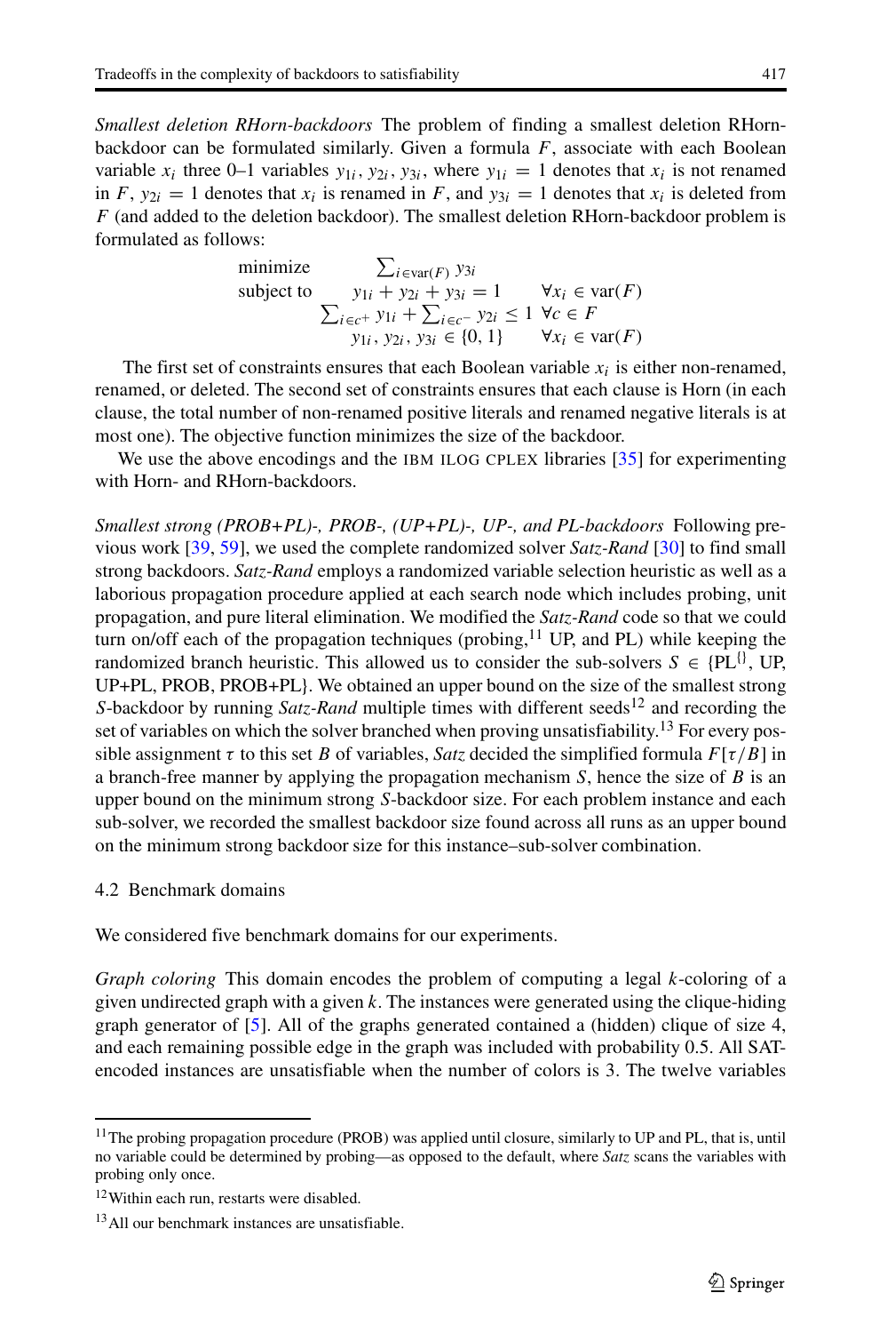*Smallest deletion RHorn-backdoors* The problem of finding a smallest deletion RHorn-backdoor can be formulated similarly. Given a formula $F$, associate with each Boolean variable $x_i$ three 0–1 variables $y_{1i}, y_{2i}, y_{3i}$, where $y_{1i} = 1$ denotes that $x_i$ is not renamed in $F$, $y_{2i} = 1$ denotes that $x_i$ is renamed in $F$, and $y_{3i} = 1$ denotes that $x_i$ is deleted from $F$ (and added to the deletion backdoor). The smallest deletion RHorn-backdoor problem is formulated as follows:

$$
\begin{array}{lll}
\text{minimize} & \sum_{i \in \text{var}(F)} y_{3i} & \\
\text{subject to} & y_{1i} + y_{2i} + y_{3i} = 1 & \forall x_i \in \text{var}(F) \\
& \sum_{i \in c^+} y_{1i} + \sum_{i \in c^-} y_{2i} \le 1 & \forall c \in F \\
& y_{1i}, y_{2i}, y_{3i} \in \{0, 1\} & \forall x_i \in \text{var}(F)
\end{array}
$$

The first set of constraints ensures that each Boolean variable $x_i$ is either non-renamed, renamed, or deleted. The second set of constraints ensures that each clause is Horn (in each clause, the total number of non-renamed positive literals and renamed negative literals is at most one). The objective function minimizes the size of the backdoor.

We use the above encodings and the IBM ILOG CPLEX libraries [35] for experimenting with Horn- and RHorn-backdoors.

*Smallest strong (PROB+PL)-, PROB-, (UP+PL)-, UP-, and PL-backdoors* Following previous work [39, 59], we used the complete randomized solver *Satz-Rand* [30] to find small strong backdoors. *Satz-Rand* employs a randomized variable selection heuristic as well as a laborious propagation procedure applied at each search node which includes probing, unit propagation, and pure literal elimination. We modified the *Satz-Rand* code so that we could turn on/off each of the propagation techniques (probing,[11] UP, and PL) while keeping the randomized branch heuristic. This allowed us to consider the sub-solvers $S \in \{\text{PL}^{\{\}}, \text{UP}, \text{UP+PL}, \text{PROB}, \text{PROB+PL}\}$. We obtained an upper bound on the size of the smallest strong $S$-backdoor by running *Satz-Rand* multiple times with different seeds[12] and recording the set of variables on which the solver branched when proving unsatisfiability.[13] For every possible assignment $\tau$ to this set $B$ of variables, *Satz* decided the simplified formula $F[\tau/B]$ in a branch-free manner by applying the propagation mechanism $S$, hence the size of $B$ is an upper bound on the minimum strong $S$-backdoor size. For each problem instance and each sub-solver, we recorded the smallest backdoor size found across all runs as an upper bound on the minimum strong backdoor size for this instance–sub-solver combination.

### 4.2 Benchmark domains

We considered five benchmark domains for our experiments.

*Graph coloring* This domain encodes the problem of computing a legal $k$-coloring of a given undirected graph with a given $k$. The instances were generated using the clique-hiding graph generator of [5]. All of the graphs generated contained a (hidden) clique of size 4, and each remaining possible edge in the graph was included with probability 0.5. All SAT-encoded instances are unsatisfiable when the number of colors is 3. The twelve variables

---

[11] The probing propagation procedure (PROB) was applied until closure, similarly to UP and PL, that is, until no variable could be determined by probing—as opposed to the default, where *Satz* scans the variables with probing only once.

[12] Within each run, restarts were disabled.

[13] All our benchmark instances are unsatisfiable.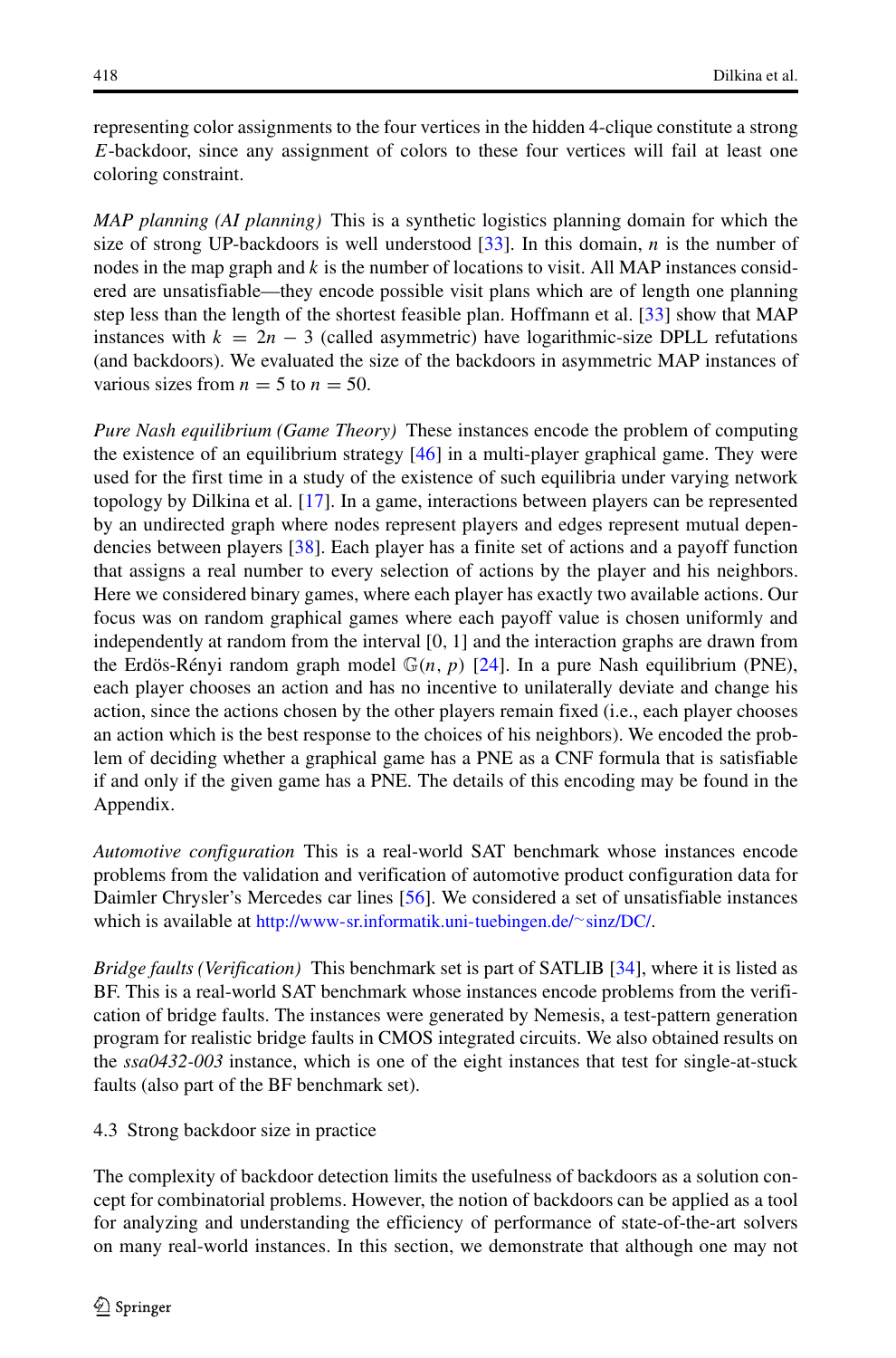representing color assignments to the four vertices in the hidden 4-clique constitute a strong $E$-backdoor, since any assignment of colors to these four vertices will fail at least one coloring constraint.

*MAP planning (AI planning)* This is a synthetic logistics planning domain for which the size of strong UP-backdoors is well understood [33]. In this domain, $n$ is the number of nodes in the map graph and $k$ is the number of locations to visit. All MAP instances considered are unsatisfiable—they encode possible visit plans which are of length one planning step less than the length of the shortest feasible plan. Hoffmann et al. [33] show that MAP instances with $k = 2n - 3$ (called asymmetric) have logarithmic-size DPLL refutations (and backdoors). We evaluated the size of the backdoors in asymmetric MAP instances of various sizes from $n = 5$ to $n = 50$.

*Pure Nash equilibrium (Game Theory)* These instances encode the problem of computing the existence of an equilibrium strategy [46] in a multi-player graphical game. They were used for the first time in a study of the existence of such equilibria under varying network topology by Dilkina et al. [17]. In a game, interactions between players can be represented by an undirected graph where nodes represent players and edges represent mutual dependencies between players [38]. Each player has a finite set of actions and a payoff function that assigns a real number to every selection of actions by the player and his neighbors. Here we considered binary games, where each player has exactly two available actions. Our focus was on random graphical games where each payoff value is chosen uniformly and independently at random from the interval [0, 1] and the interaction graphs are drawn from the Erdös-Rényi random graph model $\mathbb{G}(n, p)$ [24]. In a pure Nash equilibrium (PNE), each player chooses an action and has no incentive to unilaterally deviate and change his action, since the actions chosen by the other players remain fixed (i.e., each player chooses an action which is the best response to the choices of his neighbors). We encoded the problem of deciding whether a graphical game has a PNE as a CNF formula that is satisfiable if and only if the given game has a PNE. The details of this encoding may be found in the Appendix.

*Automotive configuration* This is a real-world SAT benchmark whose instances encode problems from the validation and verification of automotive product configuration data for Daimler Chrysler's Mercedes car lines [56]. We considered a set of unsatisfiable instances which is available at http://www-sr.informatik.uni-tuebingen.de/~sinz/DC/.

*Bridge faults (Verification)* This benchmark set is part of SATLIB [34], where it is listed as BF. This is a real-world SAT benchmark whose instances encode problems from the verification of bridge faults. The instances were generated by Nemesis, a test-pattern generation program for realistic bridge faults in CMOS integrated circuits. We also obtained results on the *ssa0432-003* instance, which is one of the eight instances that test for single-at-stuck faults (also part of the BF benchmark set).

### 4.3 Strong backdoor size in practice

The complexity of backdoor detection limits the usefulness of backdoors as a solution concept for combinatorial problems. However, the notion of backdoors can be applied as a tool for analyzing and understanding the efficiency of performance of state-of-the-art solvers on many real-world instances. In this section, we demonstrate that although one may not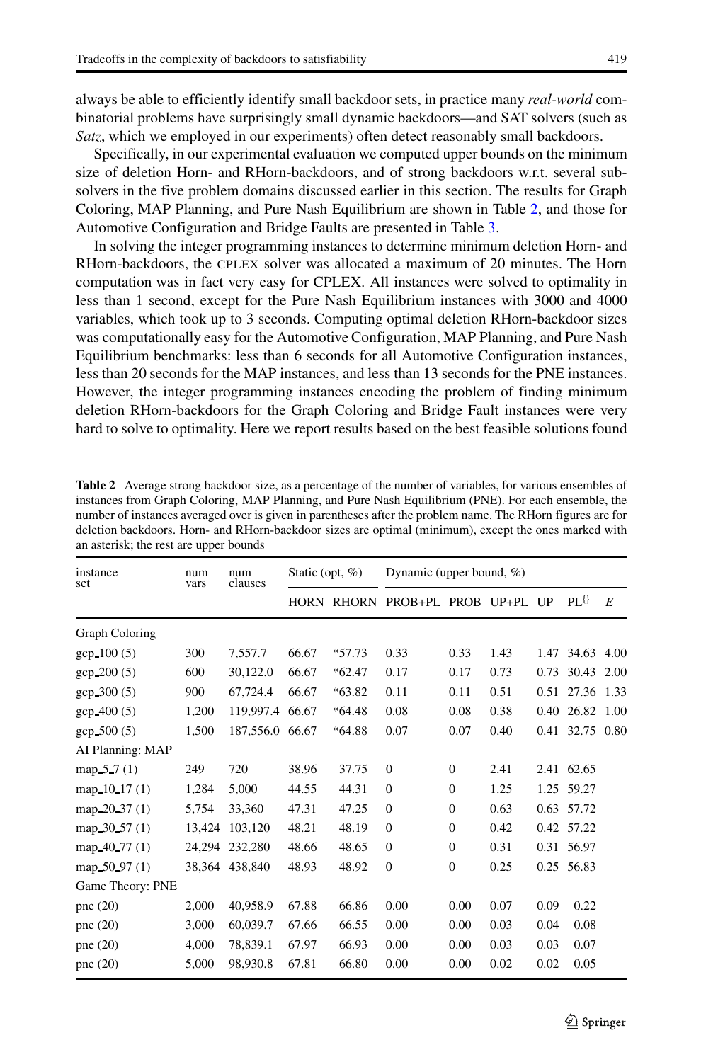always be able to efficiently identify small backdoor sets, in practice many *real-world* combinatorial problems have surprisingly small dynamic backdoors—and SAT solvers (such as *Satz*, which we employed in our experiments) often detect reasonably small backdoors.

Specifically, in our experimental evaluation we computed upper bounds on the minimum size of deletion Horn- and RHorn-backdoors, and of strong backdoors w.r.t. several subsolvers in the five problem domains discussed earlier in this section. The results for Graph Coloring, MAP Planning, and Pure Nash Equilibrium are shown in Table 2, and those for Automotive Configuration and Bridge Faults are presented in Table 3.

In solving the integer programming instances to determine minimum deletion Horn- and RHorn-backdoors, the CPLEX solver was allocated a maximum of 20 minutes. The Horn computation was in fact very easy for CPLEX. All instances were solved to optimality in less than 1 second, except for the Pure Nash Equilibrium instances with 3000 and 4000 variables, which took up to 3 seconds. Computing optimal deletion RHorn-backdoor sizes was computationally easy for the Automotive Configuration, MAP Planning, and Pure Nash Equilibrium benchmarks: less than 6 seconds for all Automotive Configuration instances, less than 20 seconds for the MAP instances, and less than 13 seconds for the PNE instances. However, the integer programming instances encoding the problem of finding minimum deletion RHorn-backdoors for the Graph Coloring and Bridge Fault instances were very hard to solve to optimality. Here we report results based on the best feasible solutions found

**Table 2** Average strong backdoor size, as a percentage of the number of variables, for various ensembles of instances from Graph Coloring, MAP Planning, and Pure Nash Equilibrium (PNE). For each ensemble, the number of instances averaged over is given in parentheses after the problem name. The RHorn figures are for deletion backdoors. Horn- and RHorn-backdoor sizes are optimal (minimum), except the ones marked with an asterisk; the rest are upper bounds

| instance set | num vars | num clauses | Static (opt, %) | | Dynamic (upper bound, %) | | | | | |
|---|---|---|---|---|---|---|---|---|---|---|
| | | | HORN | RHORN | PROB+PL | PROB | UP+PL | UP | $PL^{\{\}}$ | $E$ |
| Graph Coloring | | | | | | | | | | |
| gcp_100 (5) | 300 | 7,557.7 | 66.67 | *57.73 | 0.33 | 0.33 | 1.43 | 1.47 | 34.63 | 4.00 |
| gcp_200 (5) | 600 | 30,122.0 | 66.67 | *62.47 | 0.17 | 0.17 | 0.73 | 0.73 | 30.43 | 2.00 |
| gcp_300 (5) | 900 | 67,724.4 | 66.67 | *63.82 | 0.11 | 0.11 | 0.51 | 0.51 | 27.36 | 1.33 |
| gcp_400 (5) | 1,200 | 119,997.4 | 66.67 | *64.48 | 0.08 | 0.08 | 0.38 | 0.40 | 26.82 | 1.00 |
| gcp_500 (5) | 1,500 | 187,556.0 | 66.67 | *64.88 | 0.07 | 0.07 | 0.40 | 0.41 | 32.75 | 0.80 |
| AI Planning: MAP | | | | | | | | | | |
| map_5_7 (1) | 249 | 720 | 38.96 | 37.75 | 0 | 0 | 2.41 | 2.41 | 62.65 | |
| map_10_17 (1) | 1,284 | 5,000 | 44.55 | 44.31 | 0 | 0 | 1.25 | 1.25 | 59.27 | |
| map_20_37 (1) | 5,754 | 33,360 | 47.31 | 47.25 | 0 | 0 | 0.63 | 0.63 | 57.72 | |
| map_30_57 (1) | 13,424 | 103,120 | 48.21 | 48.19 | 0 | 0 | 0.42 | 0.42 | 57.22 | |
| map_40_77 (1) | 24,294 | 232,280 | 48.66 | 48.65 | 0 | 0 | 0.31 | 0.31 | 56.97 | |
| map_50_97 (1) | 38,364 | 438,840 | 48.93 | 48.92 | 0 | 0 | 0.25 | 0.25 | 56.83 | |
| Game Theory: PNE | | | | | | | | | | |
| pne (20) | 2,000 | 40,958.9 | 67.88 | 66.86 | 0.00 | 0.00 | 0.07 | 0.09 | 0.22 | |
| pne (20) | 3,000 | 60,039.7 | 67.66 | 66.55 | 0.00 | 0.00 | 0.03 | 0.04 | 0.08 | |
| pne (20) | 4,000 | 78,839.1 | 67.97 | 66.93 | 0.00 | 0.00 | 0.03 | 0.03 | 0.07 | |
| pne (20) | 5,000 | 98,930.8 | 67.81 | 66.80 | 0.00 | 0.00 | 0.02 | 0.02 | 0.05 | |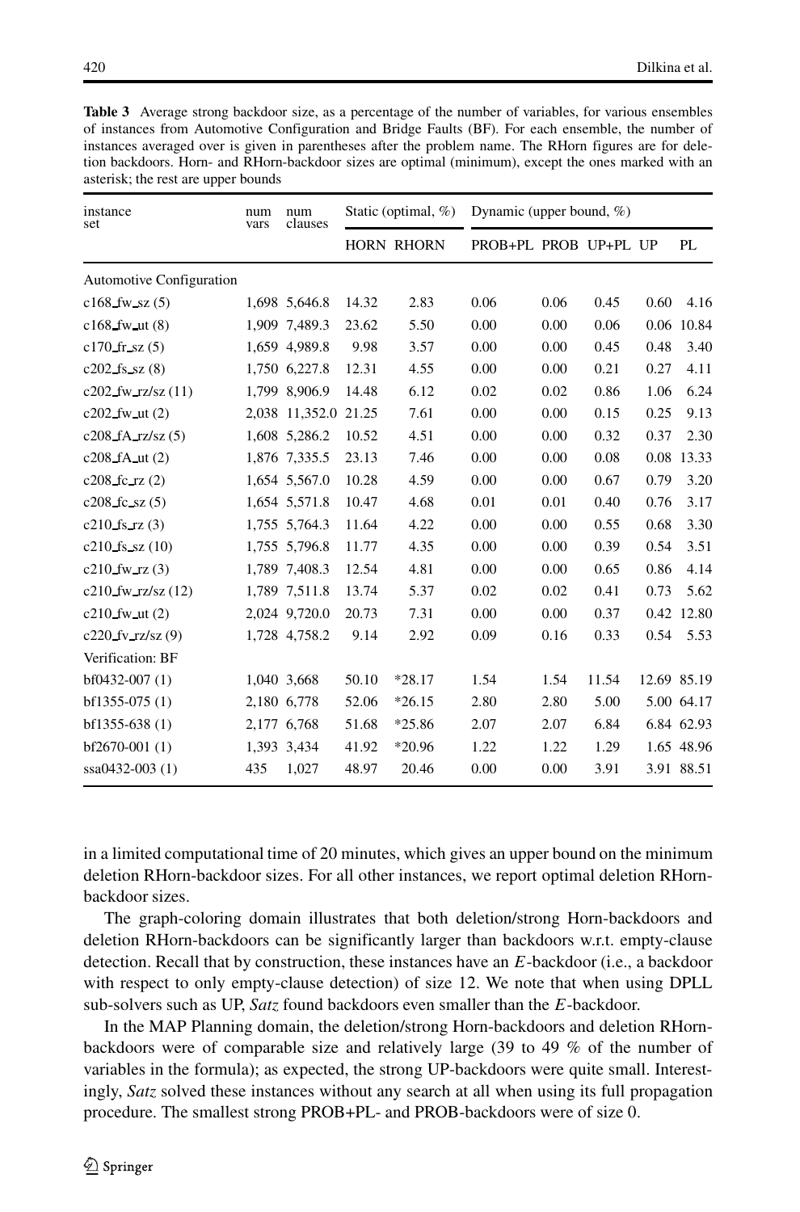**Table 3** Average strong backdoor size, as a percentage of the number of variables, for various ensembles of instances from Automotive Configuration and Bridge Faults (BF). For each ensemble, the number of instances averaged over is given in parentheses after the problem name. The RHorn figures are for deletion backdoors. Horn- and RHorn-backdoor sizes are optimal (minimum), except the ones marked with an asterisk; the rest are upper bounds

| instance set | num vars | num clauses | Static (optimal, %) | | Dynamic (upper bound, %) | | | | |
|---|---|---|---|---|---|---|---|---|---|
| | | | HORN | RHORN | PROB+PL | PROB | UP+PL | UP | PL |
| Automotive Configuration | | | | | | | | | |
| c168_fw_sz (5) | 1,698 | 5,646.8 | 14.32 | 2.83 | 0.06 | 0.06 | 0.45 | 0.60 | 4.16 |
| c168_fw_ut (8) | 1,909 | 7,489.3 | 23.62 | 5.50 | 0.00 | 0.00 | 0.06 | 0.06 | 10.84 |
| c170_fr_sz (5) | 1,659 | 4,989.8 | 9.98 | 3.57 | 0.00 | 0.00 | 0.45 | 0.48 | 3.40 |
| c202_fs_sz (8) | 1,750 | 6,227.8 | 12.31 | 4.55 | 0.00 | 0.00 | 0.21 | 0.27 | 4.11 |
| c202_fw_rz/sz (11) | 1,799 | 8,906.9 | 14.48 | 6.12 | 0.02 | 0.02 | 0.86 | 1.06 | 6.24 |
| c202_fw_ut (2) | 2,038 | 11,352.0 | 21.25 | 7.61 | 0.00 | 0.00 | 0.15 | 0.25 | 9.13 |
| c208_fA_rz/sz (5) | 1,608 | 5,286.2 | 10.52 | 4.51 | 0.00 | 0.00 | 0.32 | 0.37 | 2.30 |
| c208_fA_ut (2) | 1,876 | 7,335.5 | 23.13 | 7.46 | 0.00 | 0.00 | 0.08 | 0.08 | 13.33 |
| c208_fc_rz (2) | 1,654 | 5,567.0 | 10.28 | 4.59 | 0.00 | 0.00 | 0.67 | 0.79 | 3.20 |
| c208_fc_sz (5) | 1,654 | 5,571.8 | 10.47 | 4.68 | 0.01 | 0.01 | 0.40 | 0.76 | 3.17 |
| c210_fs_rz (3) | 1,755 | 5,764.3 | 11.64 | 4.22 | 0.00 | 0.00 | 0.55 | 0.68 | 3.30 |
| c210_fs_sz (10) | 1,755 | 5,796.8 | 11.77 | 4.35 | 0.00 | 0.00 | 0.39 | 0.54 | 3.51 |
| c210_fw_rz (3) | 1,789 | 7,408.3 | 12.54 | 4.81 | 0.00 | 0.00 | 0.65 | 0.86 | 4.14 |
| c210_fw_rz/sz (12) | 1,789 | 7,511.8 | 13.74 | 5.37 | 0.02 | 0.02 | 0.41 | 0.73 | 5.62 |
| c210_fw_ut (2) | 2,024 | 9,720.0 | 20.73 | 7.31 | 0.00 | 0.00 | 0.37 | 0.42 | 12.80 |
| c220_fv_rz/sz (9) | 1,728 | 4,758.2 | 9.14 | 2.92 | 0.09 | 0.16 | 0.33 | 0.54 | 5.53 |
| Verification: BF | | | | | | | | | |
| bf0432-007 (1) | 1,040 | 3,668 | 50.10 | *28.17 | 1.54 | 1.54 | 11.54 | 12.69 | 85.19 |
| bf1355-075 (1) | 2,180 | 6,778 | 52.06 | *26.15 | 2.80 | 2.80 | 5.00 | 5.00 | 64.17 |
| bf1355-638 (1) | 2,177 | 6,768 | 51.68 | *25.86 | 2.07 | 2.07 | 6.84 | 6.84 | 62.93 |
| bf2670-001 (1) | 1,393 | 3,434 | 41.92 | *20.96 | 1.22 | 1.22 | 1.29 | 1.65 | 48.96 |
| ssa0432-003 (1) | 435 | 1,027 | 48.97 | 20.46 | 0.00 | 0.00 | 3.91 | 3.91 | 88.51 |

in a limited computational time of 20 minutes, which gives an upper bound on the minimum deletion RHorn-backdoor sizes. For all other instances, we report optimal deletion RHorn-backdoor sizes.

The graph-coloring domain illustrates that both deletion/strong Horn-backdoors and deletion RHorn-backdoors can be significantly larger than backdoors w.r.t. empty-clause detection. Recall that by construction, these instances have an $E$-backdoor (i.e., a backdoor with respect to only empty-clause detection) of size 12. We note that when using DPLL sub-solvers such as UP, *Satz* found backdoors even smaller than the $E$-backdoor.

In the MAP Planning domain, the deletion/strong Horn-backdoors and deletion RHorn-backdoors were of comparable size and relatively large (39 to 49 % of the number of variables in the formula); as expected, the strong UP-backdoors were quite small. Interestingly, *Satz* solved these instances without any search at all when using its full propagation procedure. The smallest strong PROB+PL- and PROB-backdoors were of size 0.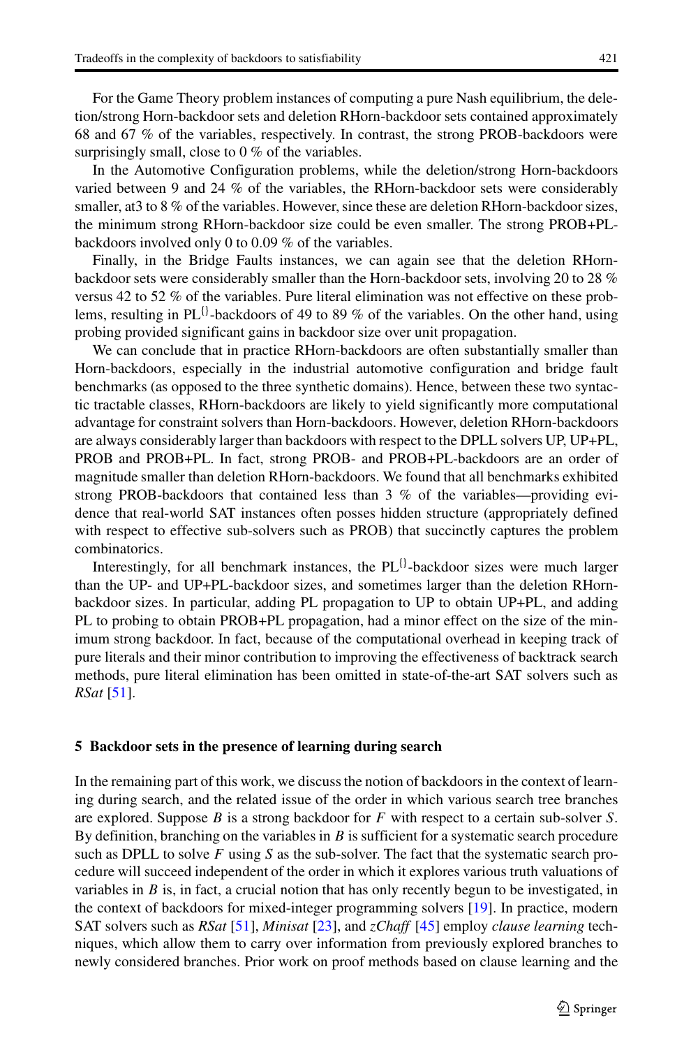For the Game Theory problem instances of computing a pure Nash equilibrium, the deletion/strong Horn-backdoor sets and deletion RHorn-backdoor sets contained approximately 68 and 67 % of the variables, respectively. In contrast, the strong PROB-backdoors were surprisingly small, close to 0 % of the variables.

In the Automotive Configuration problems, while the deletion/strong Horn-backdoors varied between 9 and 24 % of the variables, the RHorn-backdoor sets were considerably smaller, at3 to 8 % of the variables. However, since these are deletion RHorn-backdoor sizes, the minimum strong RHorn-backdoor size could be even smaller. The strong PROB+PL-backdoors involved only 0 to 0.09 % of the variables.

Finally, in the Bridge Faults instances, we can again see that the deletion RHorn-backdoor sets were considerably smaller than the Horn-backdoor sets, involving 20 to 28 % versus 42 to 52 % of the variables. Pure literal elimination was not effective on these problems, resulting in $\mathrm{PL}^{\{\}}$-backdoors of 49 to 89 % of the variables. On the other hand, using probing provided significant gains in backdoor size over unit propagation.

We can conclude that in practice RHorn-backdoors are often substantially smaller than Horn-backdoors, especially in the industrial automotive configuration and bridge fault benchmarks (as opposed to the three synthetic domains). Hence, between these two syntactic tractable classes, RHorn-backdoors are likely to yield significantly more computational advantage for constraint solvers than Horn-backdoors. However, deletion RHorn-backdoors are always considerably larger than backdoors with respect to the DPLL solvers UP, UP+PL, PROB and PROB+PL. In fact, strong PROB- and PROB+PL-backdoors are an order of magnitude smaller than deletion RHorn-backdoors. We found that all benchmarks exhibited strong PROB-backdoors that contained less than 3 % of the variables—providing evidence that real-world SAT instances often posses hidden structure (appropriately defined with respect to effective sub-solvers such as PROB) that succinctly captures the problem combinatorics.

Interestingly, for all benchmark instances, the $\mathrm{PL}^{\{\}}$-backdoor sizes were much larger than the UP- and UP+PL-backdoor sizes, and sometimes larger than the deletion RHorn-backdoor sizes. In particular, adding PL propagation to UP to obtain UP+PL, and adding PL to probing to obtain PROB+PL propagation, had a minor effect on the size of the minimum strong backdoor. In fact, because of the computational overhead in keeping track of pure literals and their minor contribution to improving the effectiveness of backtrack search methods, pure literal elimination has been omitted in state-of-the-art SAT solvers such as *RSat* [51].

## 5 Backdoor sets in the presence of learning during search

In the remaining part of this work, we discuss the notion of backdoors in the context of learning during search, and the related issue of the order in which various search tree branches are explored. Suppose $B$ is a strong backdoor for $F$ with respect to a certain sub-solver $S$. By definition, branching on the variables in $B$ is sufficient for a systematic search procedure such as DPLL to solve $F$ using $S$ as the sub-solver. The fact that the systematic search procedure will succeed independent of the order in which it explores various truth valuations of variables in $B$ is, in fact, a crucial notion that has only recently begun to be investigated, in the context of backdoors for mixed-integer programming solvers [19]. In practice, modern SAT solvers such as *RSat* [51], *Minisat* [23], and *zChaff* [45] employ *clause learning* techniques, which allow them to carry over information from previously explored branches to newly considered branches. Prior work on proof methods based on clause learning and the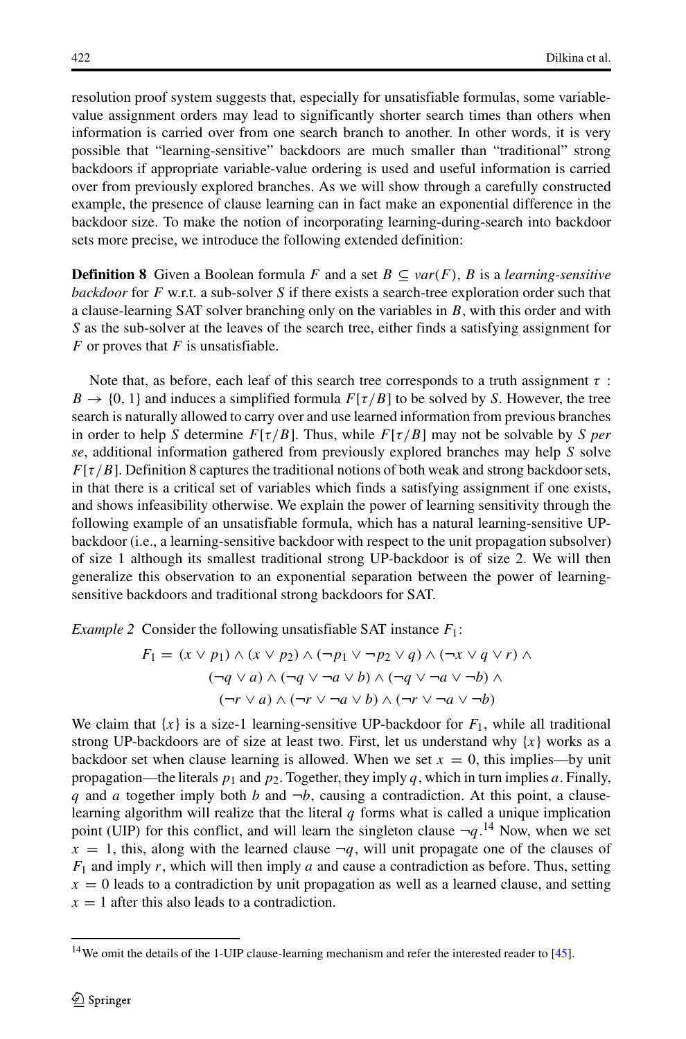resolution proof system suggests that, especially for unsatisfiable formulas, some variable-value assignment orders may lead to significantly shorter search times than others when information is carried over from one search branch to another. In other words, it is very possible that "learning-sensitive" backdoors are much smaller than "traditional" strong backdoors if appropriate variable-value ordering is used and useful information is carried over from previously explored branches. As we will show through a carefully constructed example, the presence of clause learning can in fact make an exponential difference in the backdoor size. To make the notion of incorporating learning-during-search into backdoor sets more precise, we introduce the following extended definition:

**Definition 8** Given a Boolean formula $F$ and a set $B \subseteq var(F)$, $B$ is a *learning-sensitive backdoor* for $F$ w.r.t. a sub-solver $S$ if there exists a search-tree exploration order such that a clause-learning SAT solver branching only on the variables in $B$, with this order and with $S$ as the sub-solver at the leaves of the search tree, either finds a satisfying assignment for $F$ or proves that $F$ is unsatisfiable.

Note that, as before, each leaf of this search tree corresponds to a truth assignment $\tau : B \rightarrow \{0, 1\}$ and induces a simplified formula $F[\tau/B]$ to be solved by $S$. However, the tree search is naturally allowed to carry over and use learned information from previous branches in order to help $S$ determine $F[\tau/B]$. Thus, while $F[\tau/B]$ may not be solvable by $S$ *per se*, additional information gathered from previously explored branches may help $S$ solve $F[\tau/B]$. Definition 8 captures the traditional notions of both weak and strong backdoor sets, in that there is a critical set of variables which finds a satisfying assignment if one exists, and shows infeasibility otherwise. We explain the power of learning sensitivity through the following example of an unsatisfiable formula, which has a natural learning-sensitive UP-backdoor (i.e., a learning-sensitive backdoor with respect to the unit propagation subsolver) of size 1 although its smallest traditional strong UP-backdoor is of size 2. We will then generalize this observation to an exponential separation between the power of learning-sensitive backdoors and traditional strong backdoors for SAT.

*Example 2* Consider the following unsatisfiable SAT instance $F_1$:

$$F_1 = (x \vee p_1) \wedge (x \vee p_2) \wedge (\neg p_1 \vee \neg p_2 \vee q) \wedge (\neg x \vee q \vee r) \wedge$$
$$(\neg q \vee a) \wedge (\neg q \vee \neg a \vee b) \wedge (\neg q \vee \neg a \vee \neg b) \wedge$$
$$(\neg r \vee a) \wedge (\neg r \vee \neg a \vee b) \wedge (\neg r \vee \neg a \vee \neg b)$$

We claim that $\{x\}$ is a size-1 learning-sensitive UP-backdoor for $F_1$, while all traditional strong UP-backdoors are of size at least two. First, let us understand why $\{x\}$ works as a backdoor set when clause learning is allowed. When we set $x = 0$, this implies—by unit propagation—the literals $p_1$ and $p_2$. Together, they imply $q$, which in turn implies $a$. Finally, $q$ and $a$ together imply both $b$ and $\neg b$, causing a contradiction. At this point, a clause-learning algorithm will realize that the literal $q$ forms what is called a unique implication point (UIP) for this conflict, and will learn the singleton clause $\neg q$.[14] Now, when we set $x = 1$, this, along with the learned clause $\neg q$, will unit propagate one of the clauses of $F_1$ and imply $r$, which will then imply $a$ and cause a contradiction as before. Thus, setting $x = 0$ leads to a contradiction by unit propagation as well as a learned clause, and setting $x = 1$ after this also leads to a contradiction.

[14] We omit the details of the 1-UIP clause-learning mechanism and refer the interested reader to [45].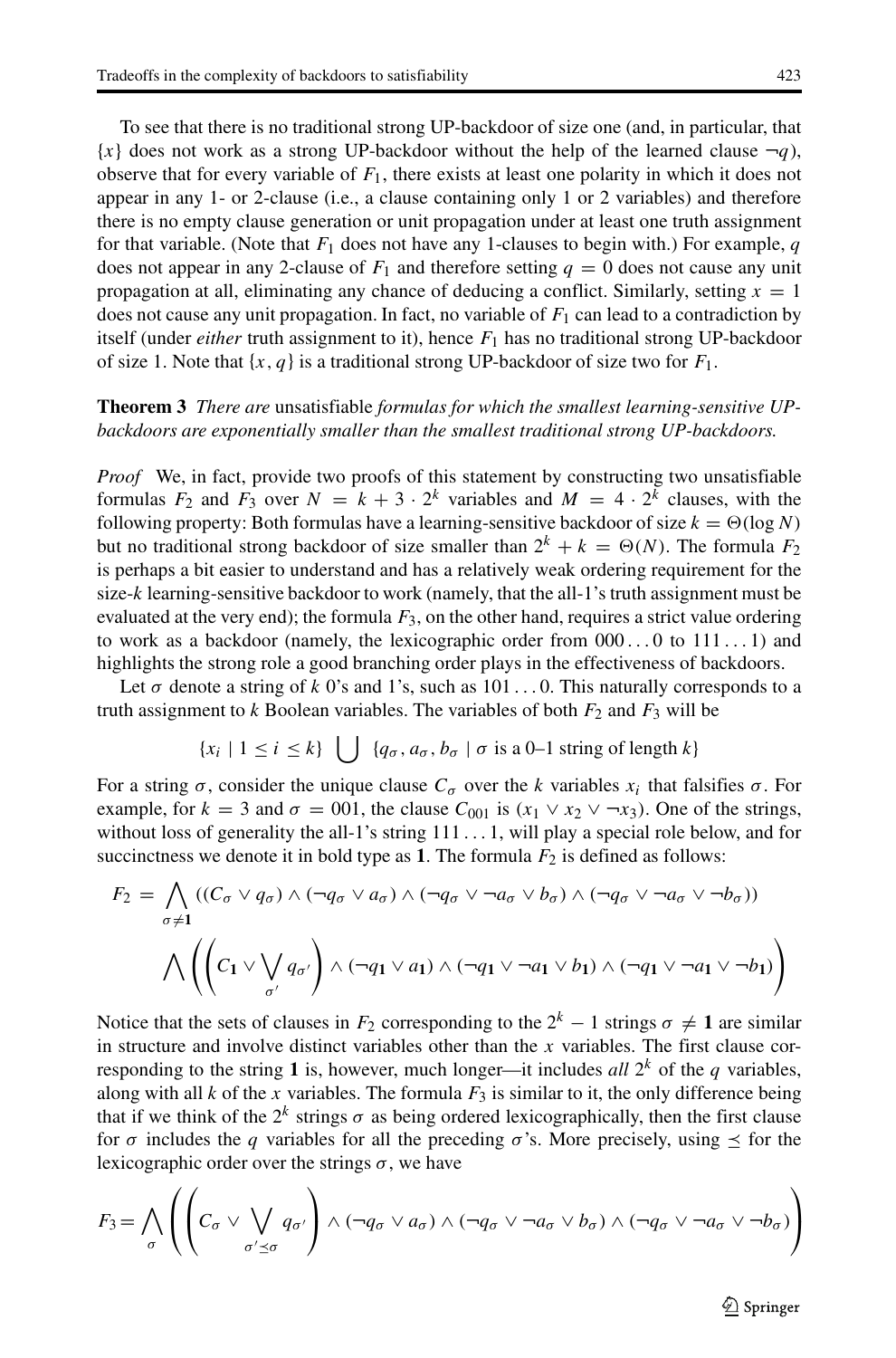To see that there is no traditional strong UP-backdoor of size one (and, in particular, that $\{x\}$ does not work as a strong UP-backdoor without the help of the learned clause $\neg q$), observe that for every variable of $F_1$, there exists at least one polarity in which it does not appear in any 1- or 2-clause (i.e., a clause containing only 1 or 2 variables) and therefore there is no empty clause generation or unit propagation under at least one truth assignment for that variable. (Note that $F_1$ does not have any 1-clauses to begin with.) For example, $q$ does not appear in any 2-clause of $F_1$ and therefore setting $q = 0$ does not cause any unit propagation at all, eliminating any chance of deducing a conflict. Similarly, setting $x = 1$ does not cause any unit propagation. In fact, no variable of $F_1$ can lead to a contradiction by itself (under *either* truth assignment to it), hence $F_1$ has no traditional strong UP-backdoor of size 1. Note that $\{x, q\}$ is a traditional strong UP-backdoor of size two for $F_1$.

**Theorem 3** *There are* unsatisfiable *formulas for which the smallest learning-sensitive UP-backdoors are exponentially smaller than the smallest traditional strong UP-backdoors.*

*Proof* We, in fact, provide two proofs of this statement by constructing two unsatisfiable formulas $F_2$ and $F_3$ over $N = k + 3 \cdot 2^k$ variables and $M = 4 \cdot 2^k$ clauses, with the following property: Both formulas have a learning-sensitive backdoor of size $k = \Theta(\log N)$ but no traditional strong backdoor of size smaller than $2^k + k = \Theta(N)$. The formula $F_2$ is perhaps a bit easier to understand and has a relatively weak ordering requirement for the size-$k$ learning-sensitive backdoor to work (namely, that the all-1's truth assignment must be evaluated at the very end); the formula $F_3$, on the other hand, requires a strict value ordering to work as a backdoor (namely, the lexicographic order from $000\ldots0$ to $111\ldots1$) and highlights the strong role a good branching order plays in the effectiveness of backdoors.

Let $\sigma$ denote a string of $k$ 0's and 1's, such as $101\ldots0$. This naturally corresponds to a truth assignment to $k$ Boolean variables. The variables of both $F_2$ and $F_3$ will be

$$\{x_i \mid 1 \leq i \leq k\} \bigcup \{q_\sigma, a_\sigma, b_\sigma \mid \sigma \text{ is a 0–1 string of length } k\}$$

For a string $\sigma$, consider the unique clause $C_\sigma$ over the $k$ variables $x_i$ that falsifies $\sigma$. For example, for $k = 3$ and $\sigma = 001$, the clause $C_{001}$ is $(x_1 \vee x_2 \vee \neg x_3)$. One of the strings, without loss of generality the all-1's string $111\ldots1$, will play a special role below, and for succinctness we denote it in bold type as $\mathbf{1}$. The formula $F_2$ is defined as follows:

$$F_2 = \bigwedge_{\sigma \neq \mathbf{1}} ((C_\sigma \vee q_\sigma) \wedge (\neg q_\sigma \vee a_\sigma) \wedge (\neg q_\sigma \vee \neg a_\sigma \vee b_\sigma) \wedge (\neg q_\sigma \vee \neg a_\sigma \vee \neg b_\sigma))$$
$$\bigwedge \left( \left( C_{\mathbf{1}} \vee \bigvee_{\sigma'} q_{\sigma'} \right) \wedge (\neg q_{\mathbf{1}} \vee a_{\mathbf{1}}) \wedge (\neg q_{\mathbf{1}} \vee \neg a_{\mathbf{1}} \vee b_{\mathbf{1}}) \wedge (\neg q_{\mathbf{1}} \vee \neg a_{\mathbf{1}} \vee \neg b_{\mathbf{1}}) \right)$$

Notice that the sets of clauses in $F_2$ corresponding to the $2^k - 1$ strings $\sigma \neq \mathbf{1}$ are similar in structure and involve distinct variables other than the $x$ variables. The first clause corresponding to the string $\mathbf{1}$ is, however, much longer—it includes *all* $2^k$ of the $q$ variables, along with all $k$ of the $x$ variables. The formula $F_3$ is similar to it, the only difference being that if we think of the $2^k$ strings $\sigma$ as being ordered lexicographically, then the first clause for $\sigma$ includes the $q$ variables for all the preceding $\sigma$'s. More precisely, using $\preceq$ for the lexicographic order over the strings $\sigma$, we have

$$F_3 = \bigwedge_{\sigma} \left( \left( C_\sigma \vee \bigvee_{\sigma' \preceq \sigma} q_{\sigma'} \right) \wedge (\neg q_\sigma \vee a_\sigma) \wedge (\neg q_\sigma \vee \neg a_\sigma \vee b_\sigma) \wedge (\neg q_\sigma \vee \neg a_\sigma \vee \neg b_\sigma) \right)$$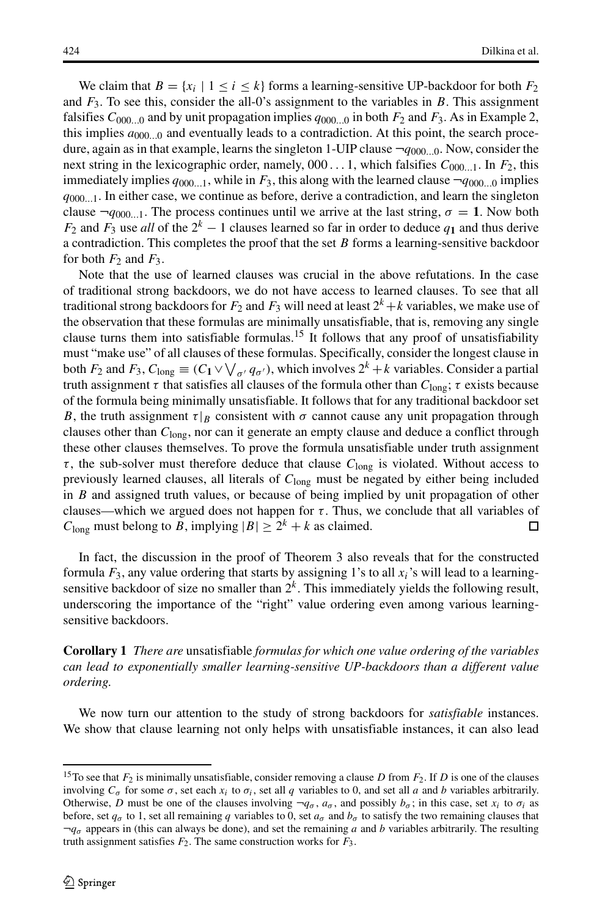We claim that $B = \{x_i \mid 1 \leq i \leq k\}$ forms a learning-sensitive UP-backdoor for both $F_2$ and $F_3$. To see this, consider the all-0's assignment to the variables in $B$. This assignment falsifies $C_{000\ldots0}$ and by unit propagation implies $q_{000\ldots0}$ in both $F_2$ and $F_3$. As in Example 2, this implies $a_{000\ldots0}$ and eventually leads to a contradiction. At this point, the search procedure, again as in that example, learns the singleton 1-UIP clause $\neg q_{000\ldots0}$. Now, consider the next string in the lexicographic order, namely, $000\ldots1$, which falsifies $C_{000\ldots1}$. In $F_2$, this immediately implies $q_{000\ldots1}$, while in $F_3$, this along with the learned clause $\neg q_{000\ldots0}$ implies $q_{000\ldots1}$. In either case, we continue as before, derive a contradiction, and learn the singleton clause $\neg q_{000\ldots1}$. The process continues until we arrive at the last string, $\sigma = \mathbf{1}$. Now both $F_2$ and $F_3$ use *all* of the $2^k - 1$ clauses learned so far in order to deduce $q_{\mathbf{1}}$ and thus derive a contradiction. This completes the proof that the set $B$ forms a learning-sensitive backdoor for both $F_2$ and $F_3$.

Note that the use of learned clauses was crucial in the above refutations. In the case of traditional strong backdoors, we do not have access to learned clauses. To see that all traditional strong backdoors for $F_2$ and $F_3$ will need at least $2^k + k$ variables, we make use of the observation that these formulas are minimally unsatisfiable, that is, removing any single clause turns them into satisfiable formulas.[15] It follows that any proof of unsatisfiability must "make use" of all clauses of these formulas. Specifically, consider the longest clause in both $F_2$ and $F_3$, $C_{\text{long}} \equiv (C_{\mathbf{1}} \vee \bigvee_{\sigma'} q_{\sigma'})$, which involves $2^k + k$ variables. Consider a partial truth assignment $\tau$ that satisfies all clauses of the formula other than $C_{\text{long}}$; $\tau$ exists because of the formula being minimally unsatisfiable. It follows that for any traditional backdoor set $B$, the truth assignment $\tau|_B$ consistent with $\sigma$ cannot cause any unit propagation through clauses other than $C_{\text{long}}$, nor can it generate an empty clause and deduce a conflict through these other clauses themselves. To prove the formula unsatisfiable under truth assignment $\tau$, the sub-solver must therefore deduce that clause $C_{\text{long}}$ is violated. Without access to previously learned clauses, all literals of $C_{\text{long}}$ must be negated by either being included in $B$ and assigned truth values, or because of being implied by unit propagation of other clauses—which we argued does not happen for $\tau$. Thus, we conclude that all variables of $C_{\text{long}}$ must belong to $B$, implying $|B| \geq 2^k + k$ as claimed. □

In fact, the discussion in the proof of Theorem 3 also reveals that for the constructed formula $F_3$, any value ordering that starts by assigning 1's to all $x_i$'s will lead to a learning-sensitive backdoor of size no smaller than $2^k$. This immediately yields the following result, underscoring the importance of the "right" value ordering even among various learning-sensitive backdoors.

**Corollary 1** *There are* unsatisfiable *formulas for which one value ordering of the variables can lead to exponentially smaller learning-sensitive UP-backdoors than a different value ordering.*

We now turn our attention to the study of strong backdoors for *satisfiable* instances. We show that clause learning not only helps with unsatisfiable instances, it can also lead

[15] To see that $F_2$ is minimally unsatisfiable, consider removing a clause $D$ from $F_2$. If $D$ is one of the clauses involving $C_\sigma$ for some $\sigma$, set each $x_i$ to $\sigma_i$, set all $q$ variables to 0, and set all $a$ and $b$ variables arbitrarily. Otherwise, $D$ must be one of the clauses involving $\neg q_\sigma$, $a_\sigma$, and possibly $b_\sigma$; in this case, set $x_i$ to $\sigma_i$ as before, set $q_\sigma$ to 1, set all remaining $q$ variables to 0, set $a_\sigma$ and $b_\sigma$ to satisfy the two remaining clauses that $\neg q_\sigma$ appears in (this can always be done), and set the remaining $a$ and $b$ variables arbitrarily. The resulting truth assignment satisfies $F_2$. The same construction works for $F_3$.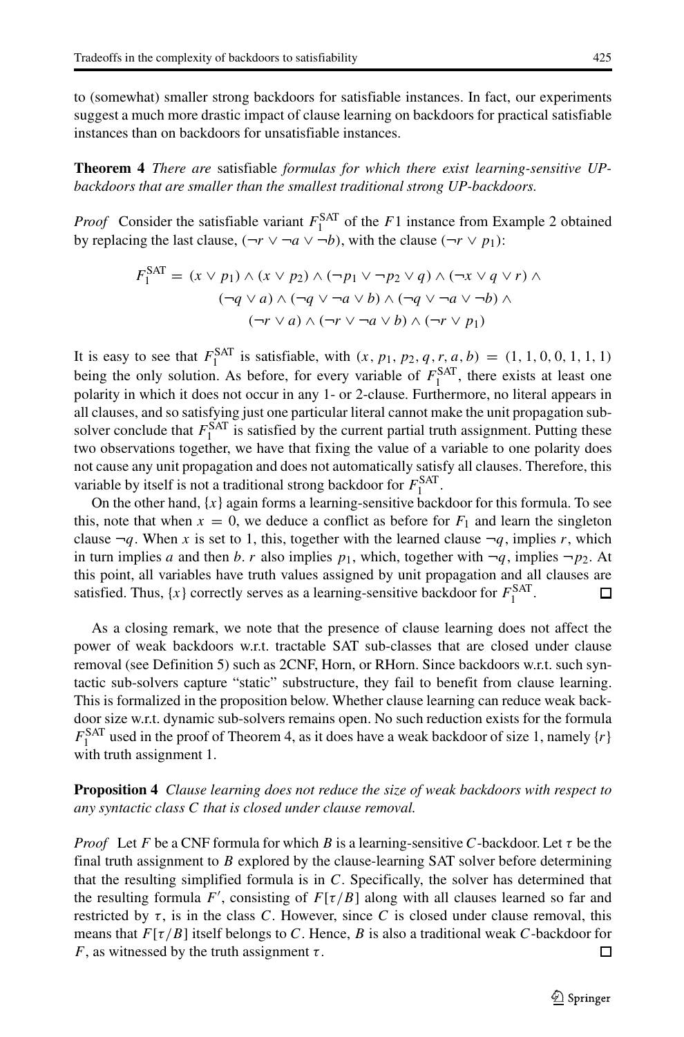to (somewhat) smaller strong backdoors for satisfiable instances. In fact, our experiments suggest a much more drastic impact of clause learning on backdoors for practical satisfiable instances than on backdoors for unsatisfiable instances.

**Theorem 4** *There are* satisfiable *formulas for which there exist learning-sensitive UP-backdoors that are smaller than the smallest traditional strong UP-backdoors.*

*Proof* Consider the satisfiable variant $F_1^{\text{SAT}}$ of the $F1$ instance from Example 2 obtained by replacing the last clause, $(\neg r \vee \neg a \vee \neg b)$, with the clause $(\neg r \vee p_1)$:

$$F_1^{\text{SAT}} = (x \vee p_1) \wedge (x \vee p_2) \wedge (\neg p_1 \vee \neg p_2 \vee q) \wedge (\neg x \vee q \vee r) \wedge (\neg q \vee a) \wedge (\neg q \vee \neg a \vee b) \wedge (\neg q \vee \neg a \vee \neg b) \wedge (\neg r \vee a) \wedge (\neg r \vee \neg a \vee b) \wedge (\neg r \vee p_1)$$

It is easy to see that $F_1^{\text{SAT}}$ is satisfiable, with $(x, p_1, p_2, q, r, a, b) = (1, 1, 0, 0, 1, 1, 1)$ being the only solution. As before, for every variable of $F_1^{\text{SAT}}$, there exists at least one polarity in which it does not occur in any 1- or 2-clause. Furthermore, no literal appears in all clauses, and so satisfying just one particular literal cannot make the unit propagation sub-solver conclude that $F_1^{\text{SAT}}$ is satisfied by the current partial truth assignment. Putting these two observations together, we have that fixing the value of a variable to one polarity does not cause any unit propagation and does not automatically satisfy all clauses. Therefore, this variable by itself is not a traditional strong backdoor for $F_1^{\text{SAT}}$.

On the other hand, $\{x\}$ again forms a learning-sensitive backdoor for this formula. To see this, note that when $x = 0$, we deduce a conflict as before for $F_1$ and learn the singleton clause $\neg q$. When $x$ is set to 1, this, together with the learned clause $\neg q$, implies $r$, which in turn implies $a$ and then $b$. $r$ also implies $p_1$, which, together with $\neg q$, implies $\neg p_2$. At this point, all variables have truth values assigned by unit propagation and all clauses are satisfied. Thus, $\{x\}$ correctly serves as a learning-sensitive backdoor for $F_1^{\text{SAT}}$. □

As a closing remark, we note that the presence of clause learning does not affect the power of weak backdoors w.r.t. tractable SAT sub-classes that are closed under clause removal (see Definition 5) such as 2CNF, Horn, or RHorn. Since backdoors w.r.t. such syntactic sub-solvers capture "static" substructure, they fail to benefit from clause learning. This is formalized in the proposition below. Whether clause learning can reduce weak backdoor size w.r.t. dynamic sub-solvers remains open. No such reduction exists for the formula $F_1^{\text{SAT}}$ used in the proof of Theorem 4, as it does have a weak backdoor of size 1, namely $\{r\}$ with truth assignment 1.

**Proposition 4** *Clause learning does not reduce the size of weak backdoors with respect to any syntactic class $C$ that is closed under clause removal.*

*Proof* Let $F$ be a CNF formula for which $B$ is a learning-sensitive $C$-backdoor. Let $\tau$ be the final truth assignment to $B$ explored by the clause-learning SAT solver before determining that the resulting simplified formula is in $C$. Specifically, the solver has determined that the resulting formula $F'$, consisting of $F[\tau/B]$ along with all clauses learned so far and restricted by $\tau$, is in the class $C$. However, since $C$ is closed under clause removal, this means that $F[\tau/B]$ itself belongs to $C$. Hence, $B$ is also a traditional weak $C$-backdoor for $F$, as witnessed by the truth assignment $\tau$. □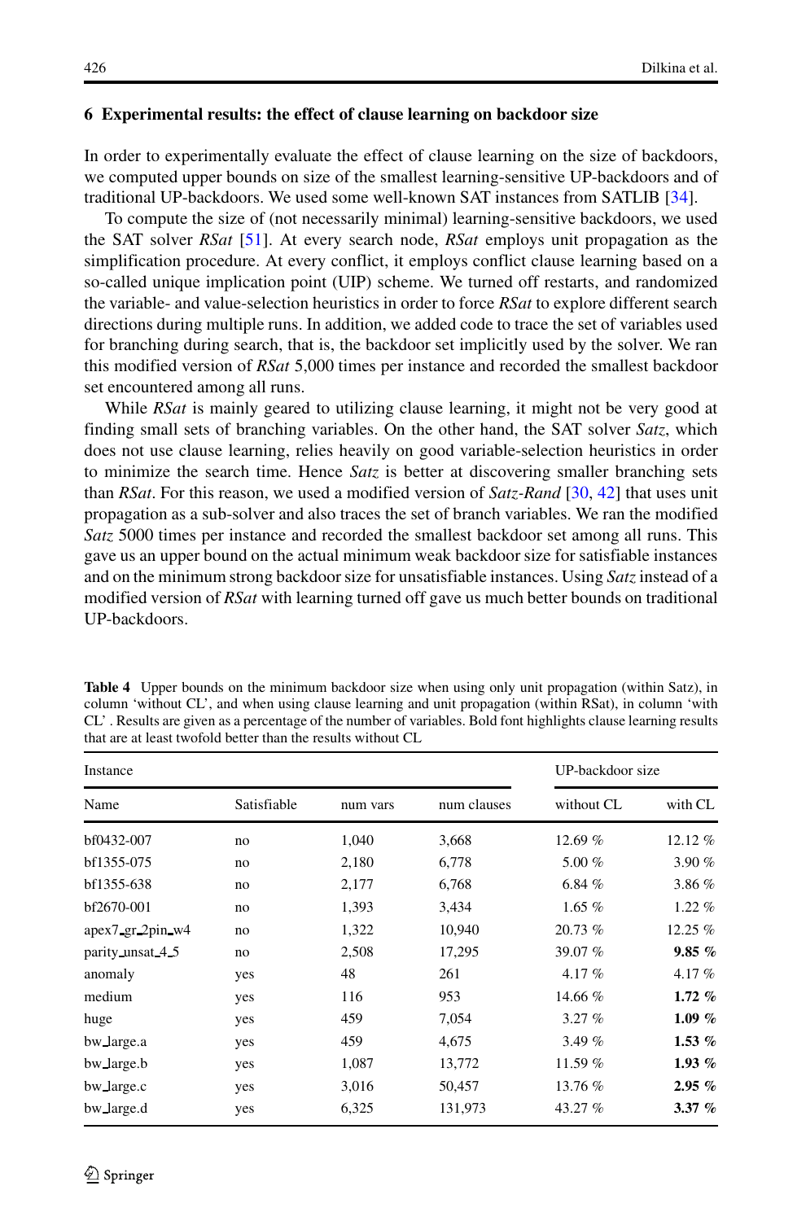## 6 Experimental results: the effect of clause learning on backdoor size

In order to experimentally evaluate the effect of clause learning on the size of backdoors, we computed upper bounds on size of the smallest learning-sensitive UP-backdoors and of traditional UP-backdoors. We used some well-known SAT instances from SATLIB [34].

To compute the size of (not necessarily minimal) learning-sensitive backdoors, we used the SAT solver *RSat* [51]. At every search node, *RSat* employs unit propagation as the simplification procedure. At every conflict, it employs conflict clause learning based on a so-called unique implication point (UIP) scheme. We turned off restarts, and randomized the variable- and value-selection heuristics in order to force *RSat* to explore different search directions during multiple runs. In addition, we added code to trace the set of variables used for branching during search, that is, the backdoor set implicitly used by the solver. We ran this modified version of *RSat* 5,000 times per instance and recorded the smallest backdoor set encountered among all runs.

While *RSat* is mainly geared to utilizing clause learning, it might not be very good at finding small sets of branching variables. On the other hand, the SAT solver *Satz*, which does not use clause learning, relies heavily on good variable-selection heuristics in order to minimize the search time. Hence *Satz* is better at discovering smaller branching sets than *RSat*. For this reason, we used a modified version of *Satz-Rand* [30, 42] that uses unit propagation as a sub-solver and also traces the set of branch variables. We ran the modified *Satz* 5000 times per instance and recorded the smallest backdoor set among all runs. This gave us an upper bound on the actual minimum weak backdoor size for satisfiable instances and on the minimum strong backdoor size for unsatisfiable instances. Using *Satz* instead of a modified version of *RSat* with learning turned off gave us much better bounds on traditional UP-backdoors.

**Table 4** Upper bounds on the minimum backdoor size when using only unit propagation (within Satz), in column 'without CL', and when using clause learning and unit propagation (within RSat), in column 'with CL'. Results are given as a percentage of the number of variables. Bold font highlights clause learning results that are at least twofold better than the results without CL

| Instance | | | | UP-backdoor size | |
|---|---|---|---|---|---|
| Name | Satisfiable | num vars | num clauses | without CL | with CL |
| bf0432-007 | no | 1,040 | 3,668 | 12.69 % | 12.12 % |
| bf1355-075 | no | 2,180 | 6,778 | 5.00 % | 3.90 % |
| bf1355-638 | no | 2,177 | 6,768 | 6.84 % | 3.86 % |
| bf2670-001 | no | 1,393 | 3,434 | 1.65 % | 1.22 % |
| apex7_gr_2pin_w4 | no | 1,322 | 10,940 | 20.73 % | 12.25 % |
| parity_unsat_4_5 | no | 2,508 | 17,295 | 39.07 % | **9.85 %** |
| anomaly | yes | 48 | 261 | 4.17 % | 4.17 % |
| medium | yes | 116 | 953 | 14.66 % | **1.72 %** |
| huge | yes | 459 | 7,054 | 3.27 % | **1.09 %** |
| bw_large.a | yes | 459 | 4,675 | 3.49 % | **1.53 %** |
| bw_large.b | yes | 1,087 | 13,772 | 11.59 % | **1.93 %** |
| bw_large.c | yes | 3,016 | 50,457 | 13.76 % | **2.95 %** |
| bw_large.d | yes | 6,325 | 131,973 | 43.27 % | **3.37 %** |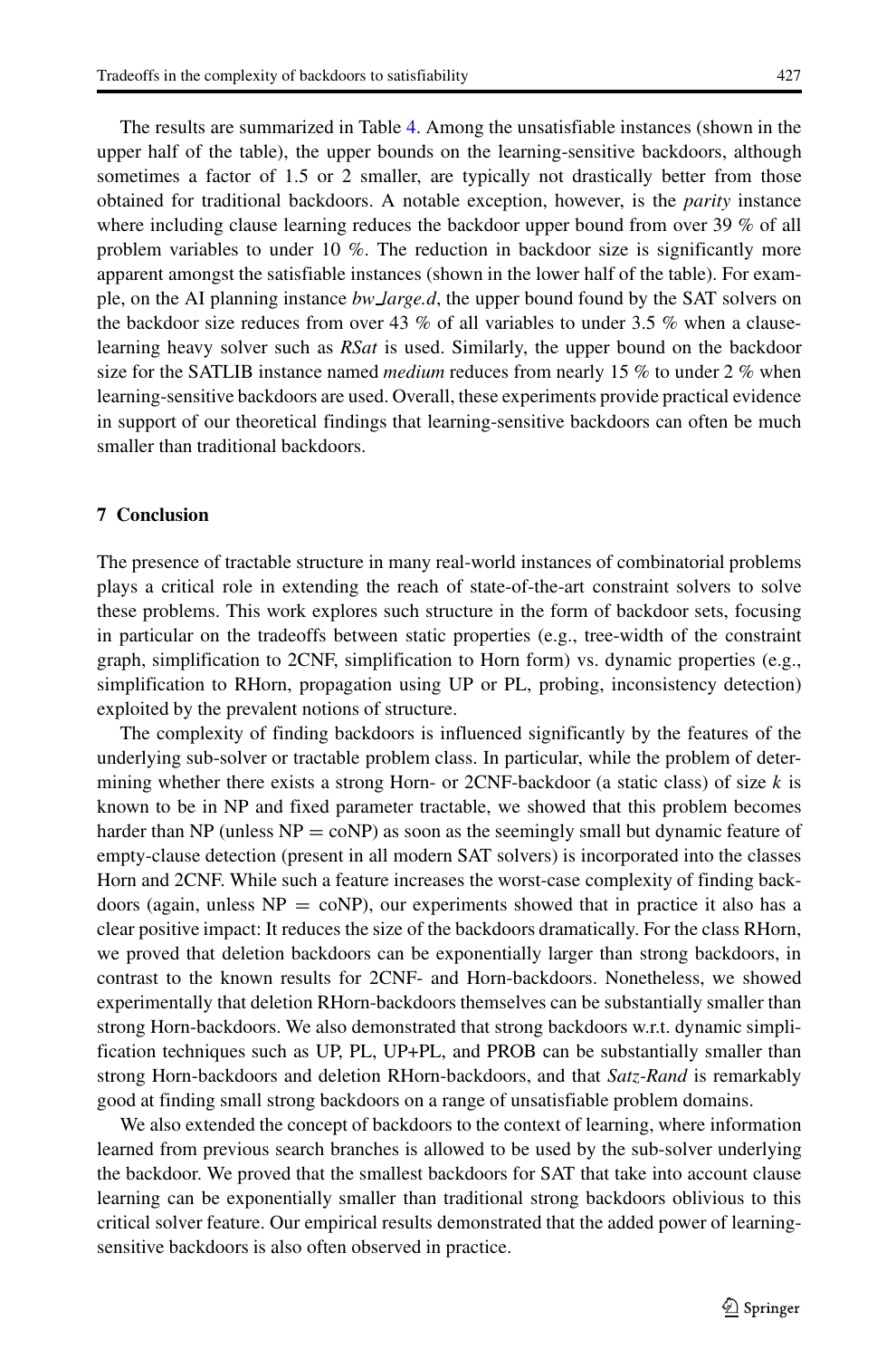The results are summarized in Table 4. Among the unsatisfiable instances (shown in the upper half of the table), the upper bounds on the learning-sensitive backdoors, although sometimes a factor of 1.5 or 2 smaller, are typically not drastically better from those obtained for traditional backdoors. A notable exception, however, is the *parity* instance where including clause learning reduces the backdoor upper bound from over 39 % of all problem variables to under 10 %. The reduction in backdoor size is significantly more apparent amongst the satisfiable instances (shown in the lower half of the table). For example, on the AI planning instance *bw_large.d*, the upper bound found by the SAT solvers on the backdoor size reduces from over 43 % of all variables to under 3.5 % when a clause-learning heavy solver such as *RSat* is used. Similarly, the upper bound on the backdoor size for the SATLIB instance named *medium* reduces from nearly 15 % to under 2 % when learning-sensitive backdoors are used. Overall, these experiments provide practical evidence in support of our theoretical findings that learning-sensitive backdoors can often be much smaller than traditional backdoors.

## 7 Conclusion

The presence of tractable structure in many real-world instances of combinatorial problems plays a critical role in extending the reach of state-of-the-art constraint solvers to solve these problems. This work explores such structure in the form of backdoor sets, focusing in particular on the tradeoffs between static properties (e.g., tree-width of the constraint graph, simplification to 2CNF, simplification to Horn form) vs. dynamic properties (e.g., simplification to RHorn, propagation using UP or PL, probing, inconsistency detection) exploited by the prevalent notions of structure.

The complexity of finding backdoors is influenced significantly by the features of the underlying sub-solver or tractable problem class. In particular, while the problem of determining whether there exists a strong Horn- or 2CNF-backdoor (a static class) of size $k$ is known to be in NP and fixed parameter tractable, we showed that this problem becomes harder than NP (unless NP = coNP) as soon as the seemingly small but dynamic feature of empty-clause detection (present in all modern SAT solvers) is incorporated into the classes Horn and 2CNF. While such a feature increases the worst-case complexity of finding backdoors (again, unless NP = coNP), our experiments showed that in practice it also has a clear positive impact: It reduces the size of the backdoors dramatically. For the class RHorn, we proved that deletion backdoors can be exponentially larger than strong backdoors, in contrast to the known results for 2CNF- and Horn-backdoors. Nonetheless, we showed experimentally that deletion RHorn-backdoors themselves can be substantially smaller than strong Horn-backdoors. We also demonstrated that strong backdoors w.r.t. dynamic simplification techniques such as UP, PL, UP+PL, and PROB can be substantially smaller than strong Horn-backdoors and deletion RHorn-backdoors, and that *Satz-Rand* is remarkably good at finding small strong backdoors on a range of unsatisfiable problem domains.

We also extended the concept of backdoors to the context of learning, where information learned from previous search branches is allowed to be used by the sub-solver underlying the backdoor. We proved that the smallest backdoors for SAT that take into account clause learning can be exponentially smaller than traditional strong backdoors oblivious to this critical solver feature. Our empirical results demonstrated that the added power of learning-sensitive backdoors is also often observed in practice.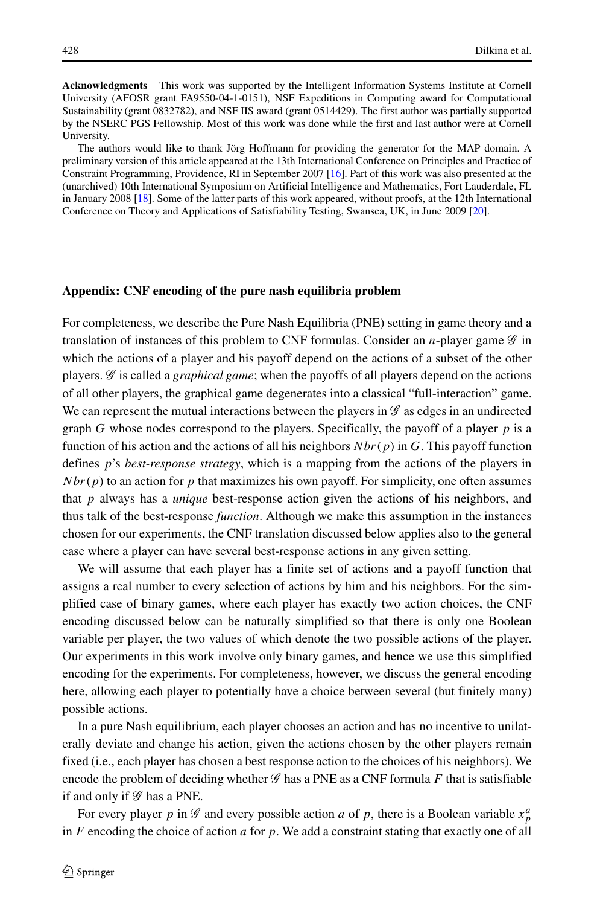**Acknowledgments** This work was supported by the Intelligent Information Systems Institute at Cornell University (AFOSR grant FA9550-04-1-0151), NSF Expeditions in Computing award for Computational Sustainability (grant 0832782), and NSF IIS award (grant 0514429). The first author was partially supported by the NSERC PGS Fellowship. Most of this work was done while the first and last author were at Cornell University.

The authors would like to thank Jörg Hoffmann for providing the generator for the MAP domain. A preliminary version of this article appeared at the 13th International Conference on Principles and Practice of Constraint Programming, Providence, RI in September 2007 [16]. Part of this work was also presented at the (unarchived) 10th International Symposium on Artificial Intelligence and Mathematics, Fort Lauderdale, FL in January 2008 [18]. Some of the latter parts of this work appeared, without proofs, at the 12th International Conference on Theory and Applications of Satisfiability Testing, Swansea, UK, in June 2009 [20].

## Appendix: CNF encoding of the pure nash equilibria problem

For completeness, we describe the Pure Nash Equilibria (PNE) setting in game theory and a translation of instances of this problem to CNF formulas. Consider an $n$-player game $\mathcal{G}$ in which the actions of a player and his payoff depend on the actions of a subset of the other players. $\mathcal{G}$ is called a *graphical game*; when the payoffs of all players depend on the actions of all other players, the graphical game degenerates into a classical "full-interaction" game. We can represent the mutual interactions between the players in $\mathcal{G}$ as edges in an undirected graph $G$ whose nodes correspond to the players. Specifically, the payoff of a player $p$ is a function of his action and the actions of all his neighbors $Nbr(p)$ in $G$. This payoff function defines $p$'s *best-response strategy*, which is a mapping from the actions of the players in $Nbr(p)$ to an action for $p$ that maximizes his own payoff. For simplicity, one often assumes that $p$ always has a *unique* best-response action given the actions of his neighbors, and thus talk of the best-response *function*. Although we make this assumption in the instances chosen for our experiments, the CNF translation discussed below applies also to the general case where a player can have several best-response actions in any given setting.

We will assume that each player has a finite set of actions and a payoff function that assigns a real number to every selection of actions by him and his neighbors. For the simplified case of binary games, where each player has exactly two action choices, the CNF encoding discussed below can be naturally simplified so that there is only one Boolean variable per player, the two values of which denote the two possible actions of the player. Our experiments in this work involve only binary games, and hence we use this simplified encoding for the experiments. For completeness, however, we discuss the general encoding here, allowing each player to potentially have a choice between several (but finitely many) possible actions.

In a pure Nash equilibrium, each player chooses an action and has no incentive to unilaterally deviate and change his action, given the actions chosen by the other players remain fixed (i.e., each player has chosen a best response action to the choices of his neighbors). We encode the problem of deciding whether $\mathcal{G}$ has a PNE as a CNF formula $F$ that is satisfiable if and only if $\mathcal{G}$ has a PNE.

For every player $p$ in $\mathcal{G}$ and every possible action $a$ of $p$, there is a Boolean variable $x_p^a$ in $F$ encoding the choice of action $a$ for $p$. We add a constraint stating that exactly one of all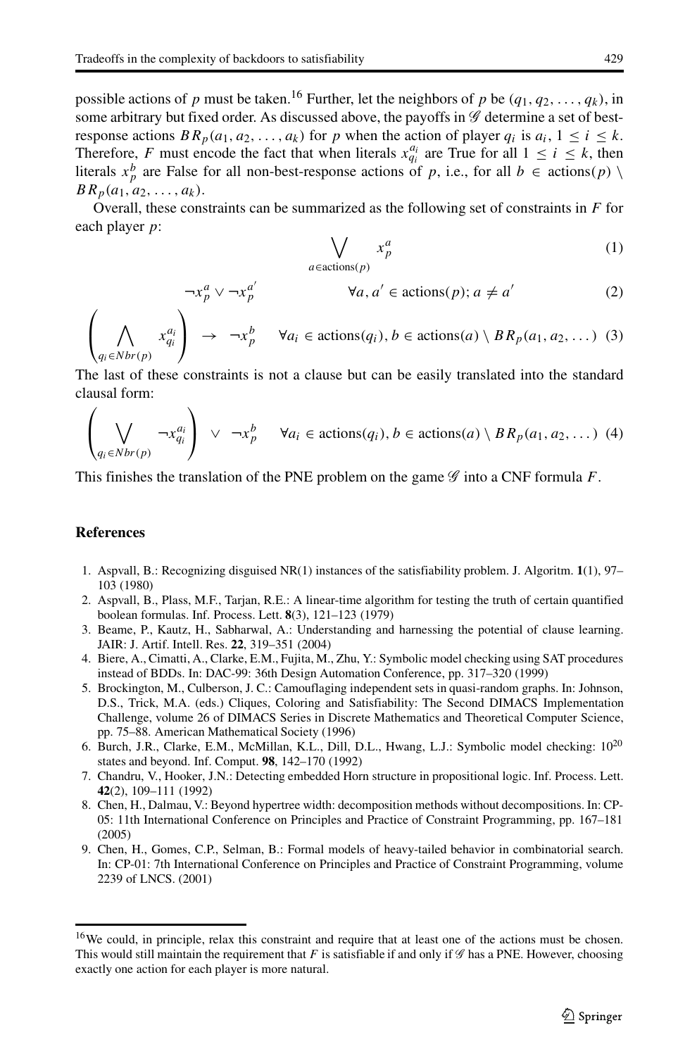possible actions of $p$ must be taken.[16] Further, let the neighbors of $p$ be $(q_1, q_2, \ldots, q_k)$, in some arbitrary but fixed order. As discussed above, the payoffs in $\mathscr{G}$ determine a set of best-response actions $BR_p(a_1, a_2, \ldots, a_k)$ for $p$ when the action of player $q_i$ is $a_i$, $1 \leq i \leq k$. Therefore, $F$ must encode the fact that when literals $x_{q_i}^{a_i}$ are True for all $1 \leq i \leq k$, then literals $x_p^b$ are False for all non-best-response actions of $p$, i.e., for all $b \in \text{actions}(p) \setminus BR_p(a_1, a_2, \ldots, a_k)$.

Overall, these constraints can be summarized as the following set of constraints in $F$ for each player $p$:

$$\bigvee_{a \in \text{actions}(p)} x_p^a \tag{1}$$

$$\neg x_p^a \vee \neg x_p^{a'} \qquad \forall a, a' \in \text{actions}(p); a \neq a' \tag{2}$$

$$\left( \bigwedge_{q_i \in Nbr(p)} x_{q_i}^{a_i} \right) \rightarrow \neg x_p^b \qquad \forall a_i \in \text{actions}(q_i), b \in \text{actions}(a) \setminus BR_p(a_1, a_2, \ldots) \tag{3}$$

The last of these constraints is not a clause but can be easily translated into the standard clausal form:

$$\left( \bigvee_{q_i \in Nbr(p)} \neg x_{q_i}^{a_i} \right) \vee \neg x_p^b \qquad \forall a_i \in \text{actions}(q_i), b \in \text{actions}(a) \setminus BR_p(a_1, a_2, \ldots) \tag{4}$$

This finishes the translation of the PNE problem on the game $\mathscr{G}$ into a CNF formula $F$.

## References

1. Aspvall, B.: Recognizing disguised NR(1) instances of the satisfiability problem. J. Algoritm. **1**(1), 97–103 (1980)
2. Aspvall, B., Plass, M.F., Tarjan, R.E.: A linear-time algorithm for testing the truth of certain quantified boolean formulas. Inf. Process. Lett. **8**(3), 121–123 (1979)
3. Beame, P., Kautz, H., Sabharwal, A.: Understanding and harnessing the potential of clause learning. JAIR: J. Artif. Intell. Res. **22**, 319–351 (2004)
4. Biere, A., Cimatti, A., Clarke, E.M., Fujita, M., Zhu, Y.: Symbolic model checking using SAT procedures instead of BDDs. In: DAC-99: 36th Design Automation Conference, pp. 317–320 (1999)
5. Brockington, M., Culberson, J. C.: Camouflaging independent sets in quasi-random graphs. In: Johnson, D.S., Trick, M.A. (eds.) Cliques, Coloring and Satisfiability: The Second DIMACS Implementation Challenge, volume 26 of DIMACS Series in Discrete Mathematics and Theoretical Computer Science, pp. 75–88. American Mathematical Society (1996)
6. Burch, J.R., Clarke, E.M., McMillan, K.L., Dill, D.L., Hwang, L.J.: Symbolic model checking: $10^{20}$ states and beyond. Inf. Comput. **98**, 142–170 (1992)
7. Chandru, V., Hooker, J.N.: Detecting embedded Horn structure in propositional logic. Inf. Process. Lett. **42**(2), 109–111 (1992)
8. Chen, H., Dalmau, V.: Beyond hypertree width: decomposition methods without decompositions. In: CP-05: 11th International Conference on Principles and Practice of Constraint Programming, pp. 167–181 (2005)
9. Chen, H., Gomes, C.P., Selman, B.: Formal models of heavy-tailed behavior in combinatorial search. In: CP-01: 7th International Conference on Principles and Practice of Constraint Programming, volume 2239 of LNCS. (2001)

[16] We could, in principle, relax this constraint and require that at least one of the actions must be chosen. This would still maintain the requirement that $F$ is satisfiable if and only if $\mathscr{G}$ has a PNE. However, choosing exactly one action for each player is more natural.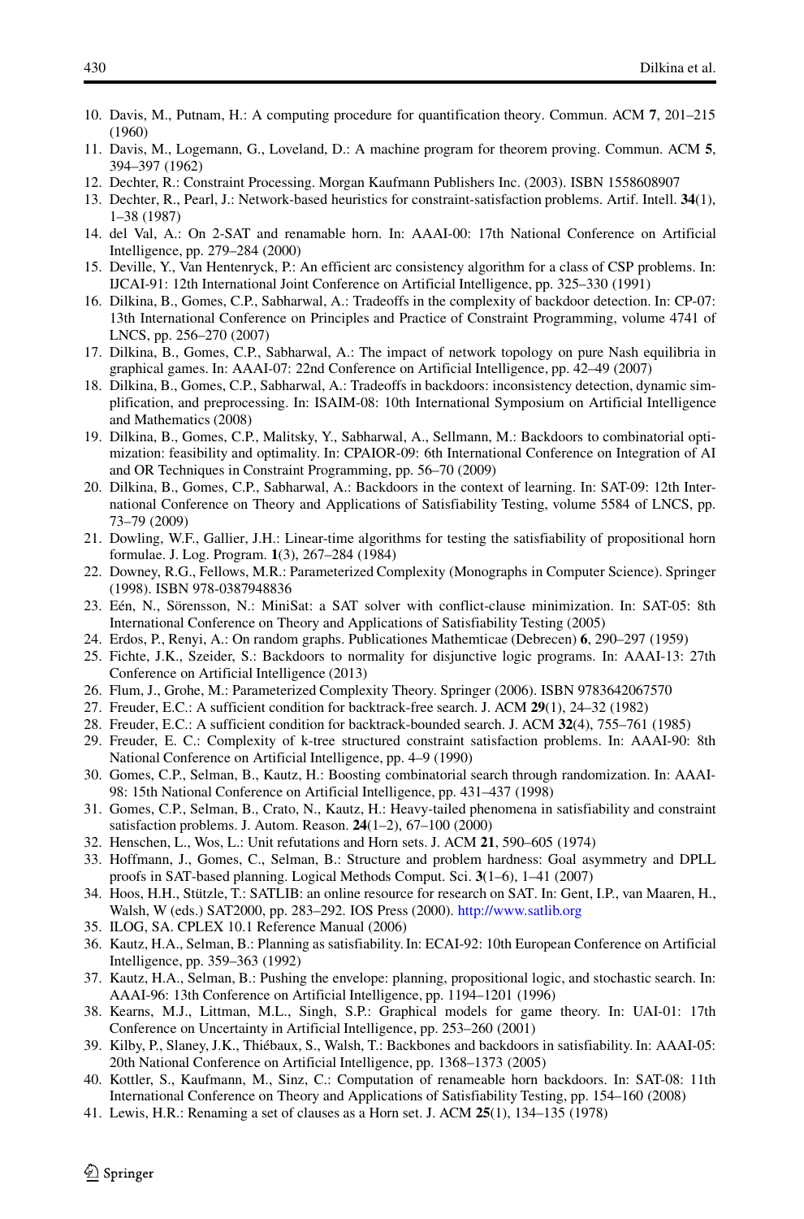10. Davis, M., Putnam, H.: A computing procedure for quantification theory. Commun. ACM **7**, 201–215 (1960)
11. Davis, M., Logemann, G., Loveland, D.: A machine program for theorem proving. Commun. ACM **5**, 394–397 (1962)
12. Dechter, R.: Constraint Processing. Morgan Kaufmann Publishers Inc. (2003). ISBN 1558608907
13. Dechter, R., Pearl, J.: Network-based heuristics for constraint-satisfaction problems. Artif. Intell. **34**(1), 1–38 (1987)
14. del Val, A.: On 2-SAT and renamable horn. In: AAAI-00: 17th National Conference on Artificial Intelligence, pp. 279–284 (2000)
15. Deville, Y., Van Hentenryck, P.: An efficient arc consistency algorithm for a class of CSP problems. In: IJCAI-91: 12th International Joint Conference on Artificial Intelligence, pp. 325–330 (1991)
16. Dilkina, B., Gomes, C.P., Sabharwal, A.: Tradeoffs in the complexity of backdoor detection. In: CP-07: 13th International Conference on Principles and Practice of Constraint Programming, volume 4741 of LNCS, pp. 256–270 (2007)
17. Dilkina, B., Gomes, C.P., Sabharwal, A.: The impact of network topology on pure Nash equilibria in graphical games. In: AAAI-07: 22nd Conference on Artificial Intelligence, pp. 42–49 (2007)
18. Dilkina, B., Gomes, C.P., Sabharwal, A.: Tradeoffs in backdoors: inconsistency detection, dynamic simplification, and preprocessing. In: ISAIM-08: 10th International Symposium on Artificial Intelligence and Mathematics (2008)
19. Dilkina, B., Gomes, C.P., Malitsky, Y., Sabharwal, A., Sellmann, M.: Backdoors to combinatorial optimization: feasibility and optimality. In: CPAIOR-09: 6th International Conference on Integration of AI and OR Techniques in Constraint Programming, pp. 56–70 (2009)
20. Dilkina, B., Gomes, C.P., Sabharwal, A.: Backdoors in the context of learning. In: SAT-09: 12th International Conference on Theory and Applications of Satisfiability Testing, volume 5584 of LNCS, pp. 73–79 (2009)
21. Dowling, W.F., Gallier, J.H.: Linear-time algorithms for testing the satisfiability of propositional horn formulae. J. Log. Program. **1**(3), 267–284 (1984)
22. Downey, R.G., Fellows, M.R.: Parameterized Complexity (Monographs in Computer Science). Springer (1998). ISBN 978-0387948836
23. Eén, N., Sörensson, N.: MiniSat: a SAT solver with conflict-clause minimization. In: SAT-05: 8th International Conference on Theory and Applications of Satisfiability Testing (2005)
24. Erdos, P., Renyi, A.: On random graphs. Publicationes Mathemticae (Debrecen) **6**, 290–297 (1959)
25. Fichte, J.K., Szeider, S.: Backdoors to normality for disjunctive logic programs. In: AAAI-13: 27th Conference on Artificial Intelligence (2013)
26. Flum, J., Grohe, M.: Parameterized Complexity Theory. Springer (2006). ISBN 9783642067570
27. Freuder, E.C.: A sufficient condition for backtrack-free search. J. ACM **29**(1), 24–32 (1982)
28. Freuder, E.C.: A sufficient condition for backtrack-bounded search. J. ACM **32**(4), 755–761 (1985)
29. Freuder, E. C.: Complexity of k-tree structured constraint satisfaction problems. In: AAAI-90: 8th National Conference on Artificial Intelligence, pp. 4–9 (1990)
30. Gomes, C.P., Selman, B., Kautz, H.: Boosting combinatorial search through randomization. In: AAAI-98: 15th National Conference on Artificial Intelligence, pp. 431–437 (1998)
31. Gomes, C.P., Selman, B., Crato, N., Kautz, H.: Heavy-tailed phenomena in satisfiability and constraint satisfaction problems. J. Autom. Reason. **24**(1–2), 67–100 (2000)
32. Henschen, L., Wos, L.: Unit refutations and Horn sets. J. ACM **21**, 590–605 (1974)
33. Hoffmann, J., Gomes, C., Selman, B.: Structure and problem hardness: Goal asymmetry and DPLL proofs in SAT-based planning. Logical Methods Comput. Sci. **3**(1–6), 1–41 (2007)
34. Hoos, H.H., Stützle, T.: SATLIB: an online resource for research on SAT. In: Gent, I.P., van Maaren, H., Walsh, W (eds.) SAT2000, pp. 283–292. IOS Press (2000). http://www.satlib.org
35. ILOG, SA. CPLEX 10.1 Reference Manual (2006)
36. Kautz, H.A., Selman, B.: Planning as satisfiability. In: ECAI-92: 10th European Conference on Artificial Intelligence, pp. 359–363 (1992)
37. Kautz, H.A., Selman, B.: Pushing the envelope: planning, propositional logic, and stochastic search. In: AAAI-96: 13th Conference on Artificial Intelligence, pp. 1194–1201 (1996)
38. Kearns, M.J., Littman, M.L., Singh, S.P.: Graphical models for game theory. In: UAI-01: 17th Conference on Uncertainty in Artificial Intelligence, pp. 253–260 (2001)
39. Kilby, P., Slaney, J.K., Thiébaux, S., Walsh, T.: Backbones and backdoors in satisfiability. In: AAAI-05: 20th National Conference on Artificial Intelligence, pp. 1368–1373 (2005)
40. Kottler, S., Kaufmann, M., Sinz, C.: Computation of renameable horn backdoors. In: SAT-08: 11th International Conference on Theory and Applications of Satisfiability Testing, pp. 154–160 (2008)
41. Lewis, H.R.: Renaming a set of clauses as a Horn set. J. ACM **25**(1), 134–135 (1978)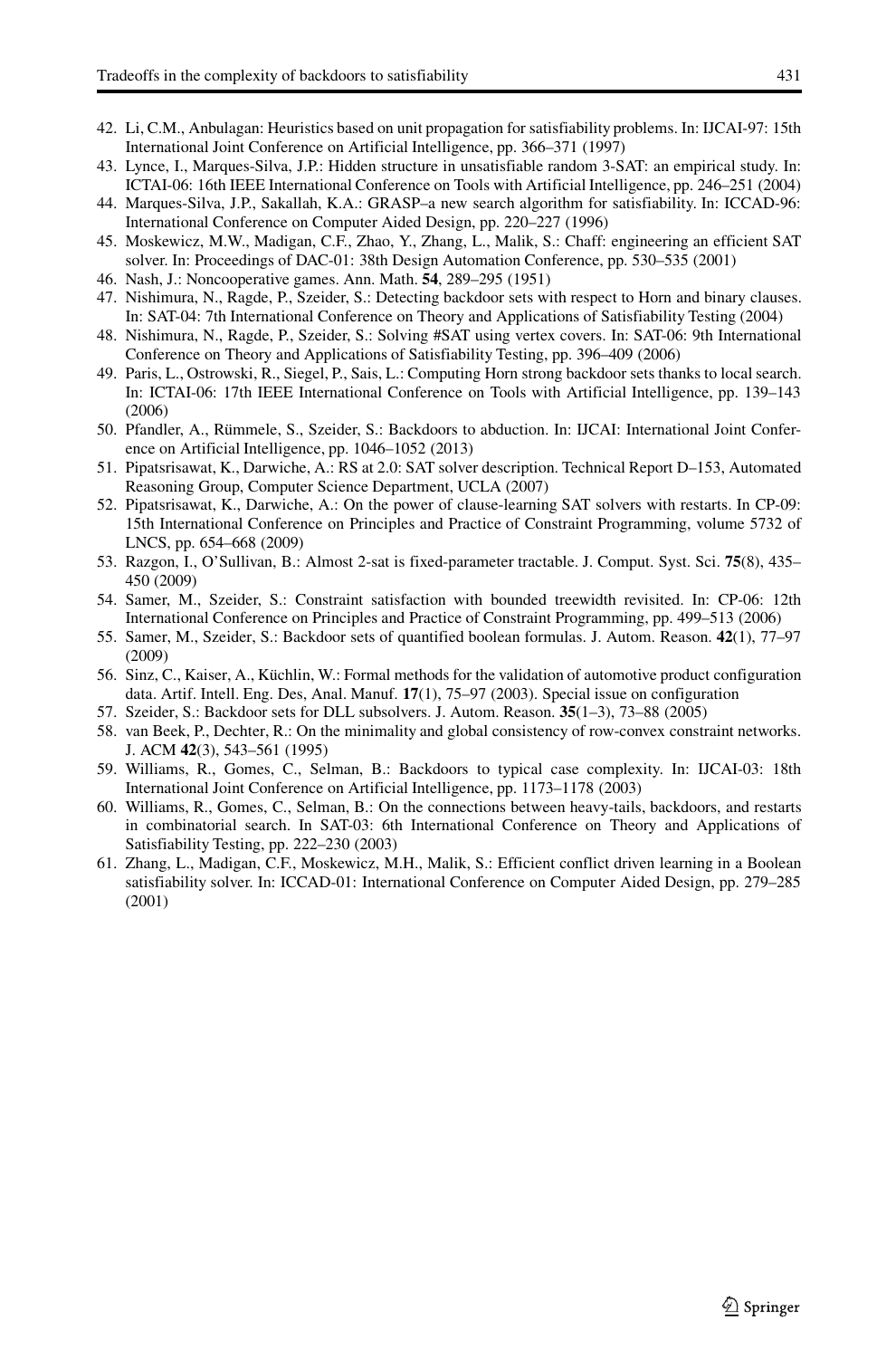42. Li, C.M., Anbulagan: Heuristics based on unit propagation for satisfiability problems. In: IJCAI-97: 15th International Joint Conference on Artificial Intelligence, pp. 366–371 (1997)
43. Lynce, I., Marques-Silva, J.P.: Hidden structure in unsatisfiable random 3-SAT: an empirical study. In: ICTAI-06: 16th IEEE International Conference on Tools with Artificial Intelligence, pp. 246–251 (2004)
44. Marques-Silva, J.P., Sakallah, K.A.: GRASP–a new search algorithm for satisfiability. In: ICCAD-96: International Conference on Computer Aided Design, pp. 220–227 (1996)
45. Moskewicz, M.W., Madigan, C.F., Zhao, Y., Zhang, L., Malik, S.: Chaff: engineering an efficient SAT solver. In: Proceedings of DAC-01: 38th Design Automation Conference, pp. 530–535 (2001)
46. Nash, J.: Noncooperative games. Ann. Math. **54**, 289–295 (1951)
47. Nishimura, N., Ragde, P., Szeider, S.: Detecting backdoor sets with respect to Horn and binary clauses. In: SAT-04: 7th International Conference on Theory and Applications of Satisfiability Testing (2004)
48. Nishimura, N., Ragde, P., Szeider, S.: Solving #SAT using vertex covers. In: SAT-06: 9th International Conference on Theory and Applications of Satisfiability Testing, pp. 396–409 (2006)
49. Paris, L., Ostrowski, R., Siegel, P., Sais, L.: Computing Horn strong backdoor sets thanks to local search. In: ICTAI-06: 17th IEEE International Conference on Tools with Artificial Intelligence, pp. 139–143 (2006)
50. Pfandler, A., Rümmele, S., Szeider, S.: Backdoors to abduction. In: IJCAI: International Joint Conference on Artificial Intelligence, pp. 1046–1052 (2013)
51. Pipatsrisawat, K., Darwiche, A.: RS at 2.0: SAT solver description. Technical Report D–153, Automated Reasoning Group, Computer Science Department, UCLA (2007)
52. Pipatsrisawat, K., Darwiche, A.: On the power of clause-learning SAT solvers with restarts. In CP-09: 15th International Conference on Principles and Practice of Constraint Programming, volume 5732 of LNCS, pp. 654–668 (2009)
53. Razgon, I., O'Sullivan, B.: Almost 2-sat is fixed-parameter tractable. J. Comput. Syst. Sci. **75**(8), 435–450 (2009)
54. Samer, M., Szeider, S.: Constraint satisfaction with bounded treewidth revisited. In: CP-06: 12th International Conference on Principles and Practice of Constraint Programming, pp. 499–513 (2006)
55. Samer, M., Szeider, S.: Backdoor sets of quantified boolean formulas. J. Autom. Reason. **42**(1), 77–97 (2009)
56. Sinz, C., Kaiser, A., Küchlin, W.: Formal methods for the validation of automotive product configuration data. Artif. Intell. Eng. Des, Anal. Manuf. **17**(1), 75–97 (2003). Special issue on configuration
57. Szeider, S.: Backdoor sets for DLL subsolvers. J. Autom. Reason. **35**(1–3), 73–88 (2005)
58. van Beek, P., Dechter, R.: On the minimality and global consistency of row-convex constraint networks. J. ACM **42**(3), 543–561 (1995)
59. Williams, R., Gomes, C., Selman, B.: Backdoors to typical case complexity. In: IJCAI-03: 18th International Joint Conference on Artificial Intelligence, pp. 1173–1178 (2003)
60. Williams, R., Gomes, C., Selman, B.: On the connections between heavy-tails, backdoors, and restarts in combinatorial search. In SAT-03: 6th International Conference on Theory and Applications of Satisfiability Testing, pp. 222–230 (2003)
61. Zhang, L., Madigan, C.F., Moskewicz, M.H., Malik, S.: Efficient conflict driven learning in a Boolean satisfiability solver. In: ICCAD-01: International Conference on Computer Aided Design, pp. 279–285 (2001)